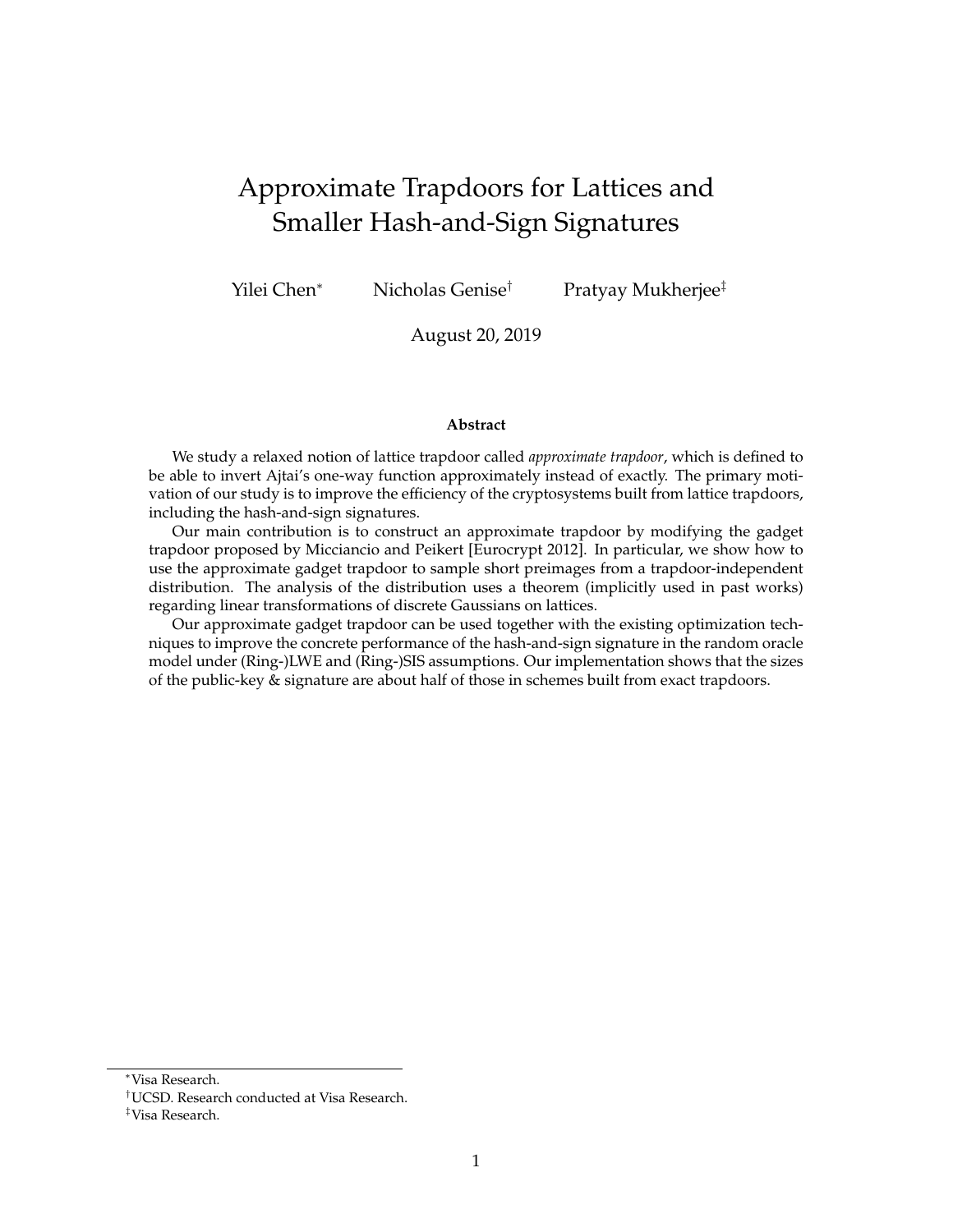# Approximate Trapdoors for Lattices and Smaller Hash-and-Sign Signatures

Yilei Chen[*] Nicholas Genise[†] Pratyay Mukherjee[‡]

August 20, 2019

### Abstract

We study a relaxed notion of lattice trapdoor called *approximate trapdoor*, which is defined to be able to invert Ajtai's one-way function approximately instead of exactly. The primary motivation of our study is to improve the efficiency of the cryptosystems built from lattice trapdoors, including the hash-and-sign signatures.

Our main contribution is to construct an approximate trapdoor by modifying the gadget trapdoor proposed by Micciancio and Peikert [Eurocrypt 2012]. In particular, we show how to use the approximate gadget trapdoor to sample short preimages from a trapdoor-independent distribution. The analysis of the distribution uses a theorem (implicitly used in past works) regarding linear transformations of discrete Gaussians on lattices.

Our approximate gadget trapdoor can be used together with the existing optimization techniques to improve the concrete performance of the hash-and-sign signature in the random oracle model under (Ring-)LWE and (Ring-)SIS assumptions. Our implementation shows that the sizes of the public-key & signature are about half of those in schemes built from exact trapdoors.

---

[*] Visa Research.

[†] UCSD. Research conducted at Visa Research.

[‡] Visa Research.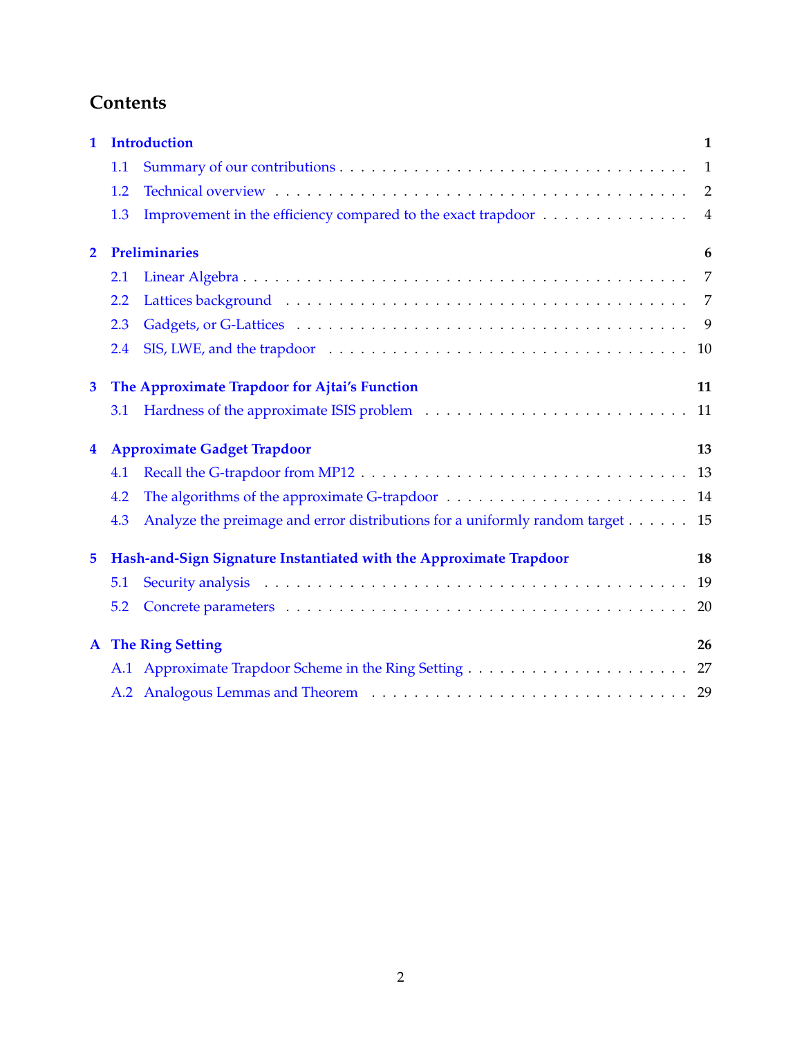# Contents

**1 Introduction** **1**

- 1.1 Summary of our contributions . . . 1
- 1.2 Technical overview . . . 2
- 1.3 Improvement in the efficiency compared to the exact trapdoor . . . 4

**2 Preliminaries** **6**

- 2.1 Linear Algebra . . . 7
- 2.2 Lattices background . . . 7
- 2.3 Gadgets, or G-Lattices . . . 9
- 2.4 SIS, LWE, and the trapdoor . . . 10

**3 The Approximate Trapdoor for Ajtai's Function** **11**

- 3.1 Hardness of the approximate ISIS problem . . . 11

**4 Approximate Gadget Trapdoor** **13**

- 4.1 Recall the G-trapdoor from MP12 . . . 13
- 4.2 The algorithms of the approximate G-trapdoor . . . 14
- 4.3 Analyze the preimage and error distributions for a uniformly random target . . . 15

**5 Hash-and-Sign Signature Instantiated with the Approximate Trapdoor** **18**

- 5.1 Security analysis . . . 19
- 5.2 Concrete parameters . . . 20

**A The Ring Setting** **26**

- A.1 Approximate Trapdoor Scheme in the Ring Setting . . . 27
- A.2 Analogous Lemmas and Theorem . . . 29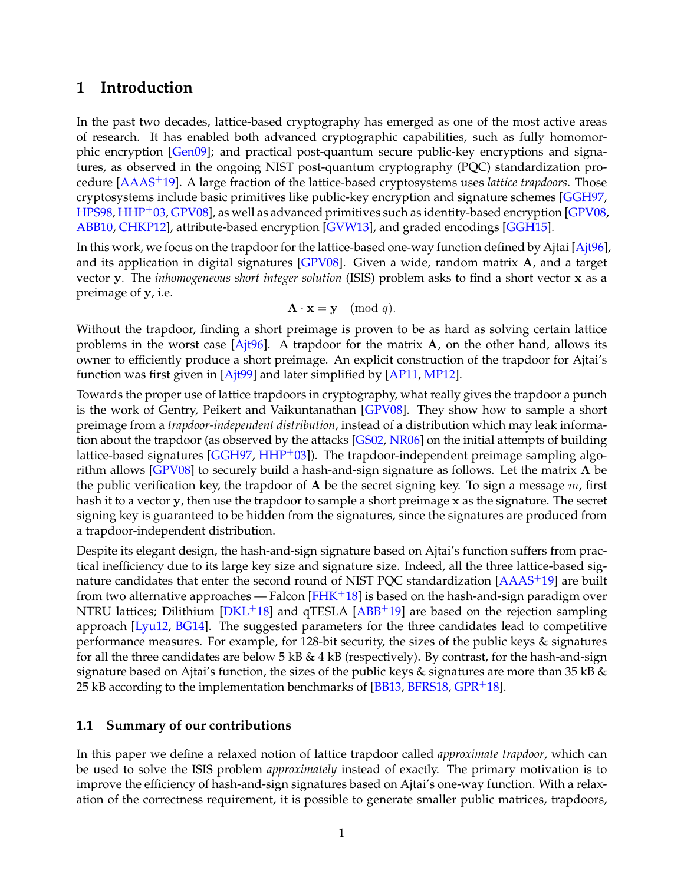# 1 Introduction

In the past two decades, lattice-based cryptography has emerged as one of the most active areas of research. It has enabled both advanced cryptographic capabilities, such as fully homomorphic encryption [Gen09]; and practical post-quantum secure public-key encryptions and signatures, as observed in the ongoing NIST post-quantum cryptography (PQC) standardization procedure [AAAS+19]. A large fraction of the lattice-based cryptosystems uses *lattice trapdoors*. Those cryptosystems include basic primitives like public-key encryption and signature schemes [GGH97, HPS98, HHP+03, GPV08], as well as advanced primitives such as identity-based encryption [GPV08, ABB10, CHKP12], attribute-based encryption [GVW13], and graded encodings [GGH15].

In this work, we focus on the trapdoor for the lattice-based one-way function defined by Ajtai [Ajt96], and its application in digital signatures [GPV08]. Given a wide, random matrix $\mathbf{A}$, and a target vector $\mathbf{y}$. The *inhomogeneous short integer solution* (ISIS) problem asks to find a short vector $\mathbf{x}$ as a preimage of $\mathbf{y}$, i.e.

$$\mathbf{A} \cdot \mathbf{x} = \mathbf{y} \pmod{q}.$$

Without the trapdoor, finding a short preimage is proven to be as hard as solving certain lattice problems in the worst case [Ajt96]. A trapdoor for the matrix $\mathbf{A}$, on the other hand, allows its owner to efficiently produce a short preimage. An explicit construction of the trapdoor for Ajtai's function was first given in [Ajt99] and later simplified by [AP11, MP12].

Towards the proper use of lattice trapdoors in cryptography, what really gives the trapdoor a punch is the work of Gentry, Peikert and Vaikuntanathan [GPV08]. They show how to sample a short preimage from a *trapdoor-independent distribution*, instead of a distribution which may leak information about the trapdoor (as observed by the attacks [GS02, NR06] on the initial attempts of building lattice-based signatures [GGH97, HHP+03]). The trapdoor-independent preimage sampling algorithm allows [GPV08] to securely build a hash-and-sign signature as follows. Let the matrix $\mathbf{A}$ be the public verification key, the trapdoor of $\mathbf{A}$ be the secret signing key. To sign a message $m$, first hash it to a vector $\mathbf{y}$, then use the trapdoor to sample a short preimage $\mathbf{x}$ as the signature. The secret signing key is guaranteed to be hidden from the signatures, since the signatures are produced from a trapdoor-independent distribution.

Despite its elegant design, the hash-and-sign signature based on Ajtai's function suffers from practical inefficiency due to its large key size and signature size. Indeed, all the three lattice-based signature candidates that enter the second round of NIST PQC standardization [AAAS+19] are built from two alternative approaches — Falcon [FHK+18] is based on the hash-and-sign paradigm over NTRU lattices; Dilithium [DKL+18] and qTESLA [ABB+19] are based on the rejection sampling approach [Lyu12, BG14]. The suggested parameters for the three candidates lead to competitive performance measures. For example, for 128-bit security, the sizes of the public keys & signatures for all the three candidates are below 5 kB & 4 kB (respectively). By contrast, for the hash-and-sign signature based on Ajtai's function, the sizes of the public keys & signatures are more than 35 kB & 25 kB according to the implementation benchmarks of [BB13, BFRS18, GPR+18].

## 1.1 Summary of our contributions

In this paper we define a relaxed notion of lattice trapdoor called *approximate trapdoor*, which can be used to solve the ISIS problem *approximately* instead of exactly. The primary motivation is to improve the efficiency of hash-and-sign signatures based on Ajtai's one-way function. With a relaxation of the correctness requirement, it is possible to generate smaller public matrices, trapdoors,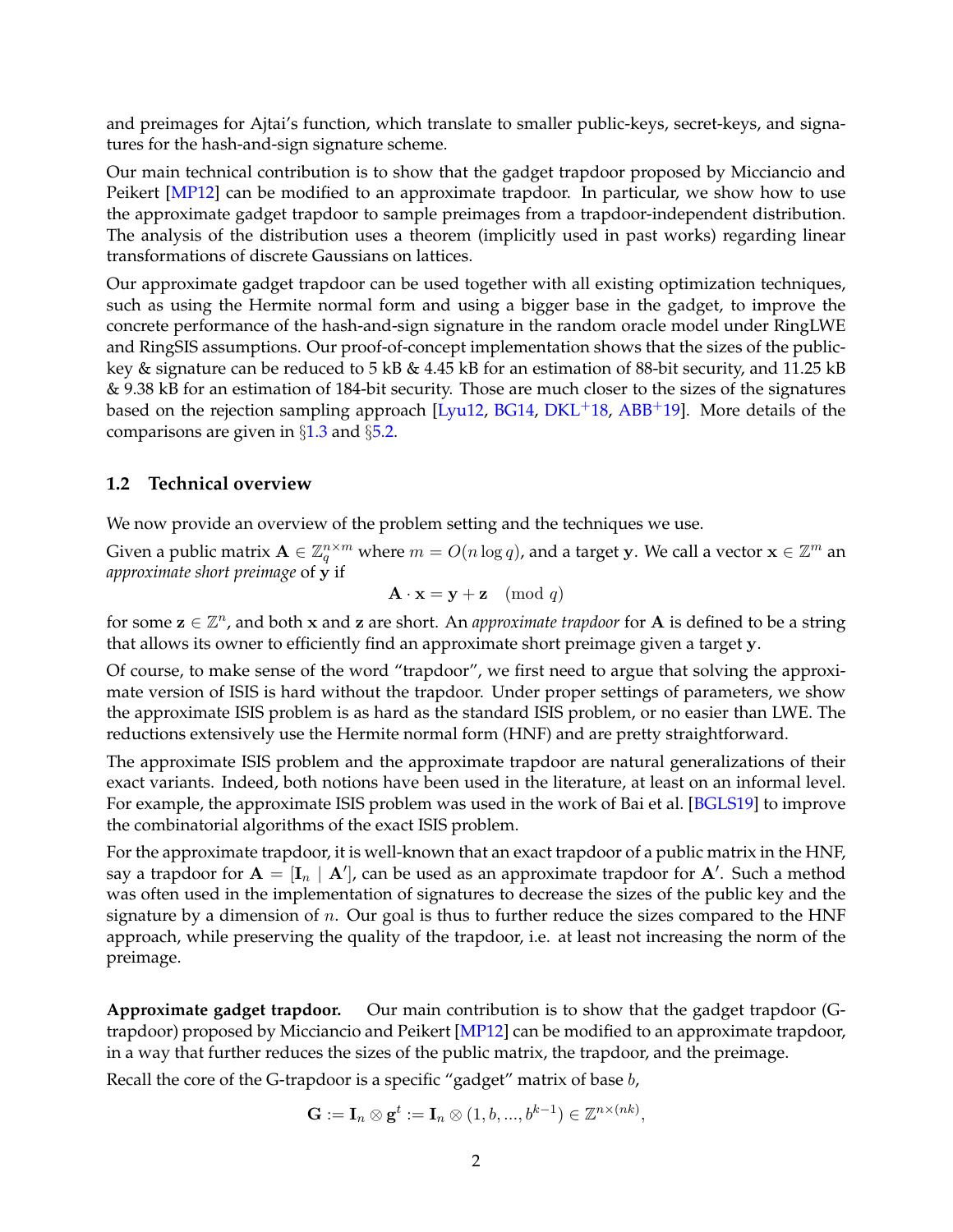and preimages for Ajtai's function, which translate to smaller public-keys, secret-keys, and signatures for the hash-and-sign signature scheme.

Our main technical contribution is to show that the gadget trapdoor proposed by Micciancio and Peikert [MP12] can be modified to an approximate trapdoor. In particular, we show how to use the approximate gadget trapdoor to sample preimages from a trapdoor-independent distribution. The analysis of the distribution uses a theorem (implicitly used in past works) regarding linear transformations of discrete Gaussians on lattices.

Our approximate gadget trapdoor can be used together with all existing optimization techniques, such as using the Hermite normal form and using a bigger base in the gadget, to improve the concrete performance of the hash-and-sign signature in the random oracle model under RingLWE and RingSIS assumptions. Our proof-of-concept implementation shows that the sizes of the public-key & signature can be reduced to 5 kB & 4.45 kB for an estimation of 88-bit security, and 11.25 kB & 9.38 kB for an estimation of 184-bit security. Those are much closer to the sizes of the signatures based on the rejection sampling approach [Lyu12, BG14, DKL+18, ABB+19]. More details of the comparisons are given in §1.3 and §5.2.

### 1.2 Technical overview

We now provide an overview of the problem setting and the techniques we use.

Given a public matrix $\mathbf{A} \in \mathbb{Z}_q^{n\times m}$ where $m = O(n \log q)$, and a target $\mathbf{y}$. We call a vector $\mathbf{x} \in \mathbb{Z}^m$ an *approximate short preimage* of $\mathbf{y}$ if

$$\mathbf{A} \cdot \mathbf{x} = \mathbf{y} + \mathbf{z} \pmod{q}$$

for some $\mathbf{z} \in \mathbb{Z}^n$, and both $\mathbf{x}$ and $\mathbf{z}$ are short. An *approximate trapdoor* for $\mathbf{A}$ is defined to be a string that allows its owner to efficiently find an approximate short preimage given a target $\mathbf{y}$.

Of course, to make sense of the word "trapdoor", we first need to argue that solving the approximate version of ISIS is hard without the trapdoor. Under proper settings of parameters, we show the approximate ISIS problem is as hard as the standard ISIS problem, or no easier than LWE. The reductions extensively use the Hermite normal form (HNF) and are pretty straightforward.

The approximate ISIS problem and the approximate trapdoor are natural generalizations of their exact variants. Indeed, both notions have been used in the literature, at least on an informal level. For example, the approximate ISIS problem was used in the work of Bai et al. [BGLS19] to improve the combinatorial algorithms of the exact ISIS problem.

For the approximate trapdoor, it is well-known that an exact trapdoor of a public matrix in the HNF, say a trapdoor for $\mathbf{A} = [\mathbf{I}_n \mid \mathbf{A}']$, can be used as an approximate trapdoor for $\mathbf{A}'$. Such a method was often used in the implementation of signatures to decrease the sizes of the public key and the signature by a dimension of $n$. Our goal is thus to further reduce the sizes compared to the HNF approach, while preserving the quality of the trapdoor, i.e. at least not increasing the norm of the preimage.

**Approximate gadget trapdoor.** Our main contribution is to show that the gadget trapdoor (G-trapdoor) proposed by Micciancio and Peikert [MP12] can be modified to an approximate trapdoor, in a way that further reduces the sizes of the public matrix, the trapdoor, and the preimage.

Recall the core of the G-trapdoor is a specific "gadget" matrix of base $b$,

$$\mathbf{G} := \mathbf{I}_n \otimes \mathbf{g}^t := \mathbf{I}_n \otimes (1, b, ..., b^{k-1}) \in \mathbb{Z}^{n\times(nk)},$$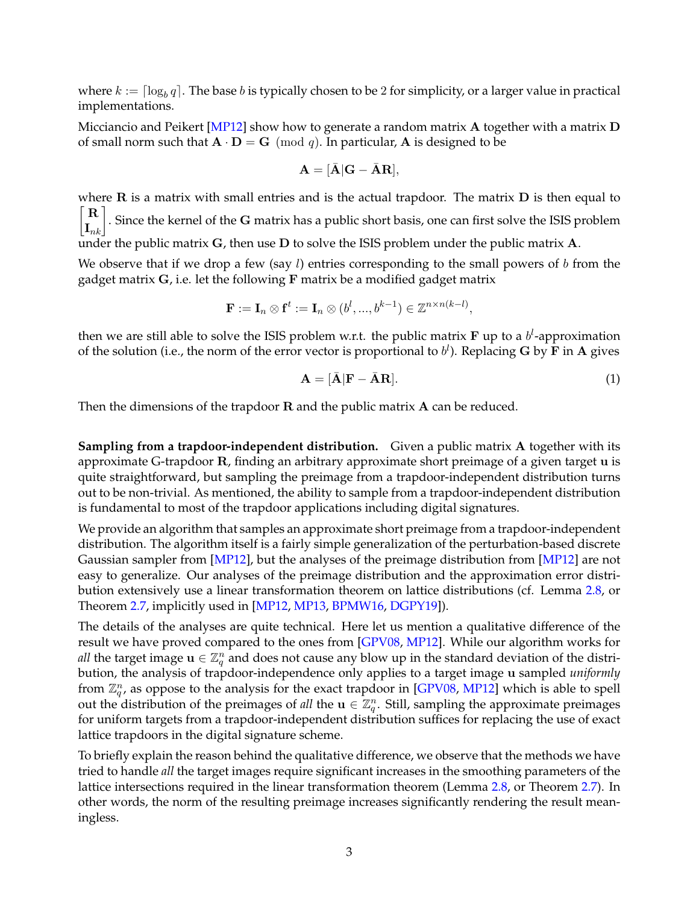where $k := \lceil \log_b q \rceil$. The base $b$ is typically chosen to be 2 for simplicity, or a larger value in practical implementations.

Micciancio and Peikert [MP12] show how to generate a random matrix $\mathbf{A}$ together with a matrix $\mathbf{D}$ of small norm such that $\mathbf{A} \cdot \mathbf{D} = \mathbf{G} \pmod q$. In particular, $\mathbf{A}$ is designed to be

$$\mathbf{A} = [\bar{\mathbf{A}} | \mathbf{G} - \bar{\mathbf{A}}\mathbf{R}],$$

where $\mathbf{R}$ is a matrix with small entries and is the actual trapdoor. The matrix $\mathbf{D}$ is then equal to $\begin{bmatrix} \mathbf{R} \\ \mathbf{I}_{nk} \end{bmatrix}$. Since the kernel of the $\mathbf{G}$ matrix has a public short basis, one can first solve the ISIS problem under the public matrix $\mathbf{G}$, then use $\mathbf{D}$ to solve the ISIS problem under the public matrix $\mathbf{A}$.

We observe that if we drop a few (say $l$) entries corresponding to the small powers of $b$ from the gadget matrix $\mathbf{G}$, i.e. let the following $\mathbf{F}$ matrix be a modified gadget matrix

$$\mathbf{F} := \mathbf{I}_n \otimes \mathbf{f}^t := \mathbf{I}_n \otimes (b^l, ..., b^{k-1}) \in \mathbb{Z}^{n \times n(k-l)},$$

then we are still able to solve the ISIS problem w.r.t. the public matrix $\mathbf{F}$ up to a $b^l$-approximation of the solution (i.e., the norm of the error vector is proportional to $b^l$). Replacing $\mathbf{G}$ by $\mathbf{F}$ in $\mathbf{A}$ gives

$$\mathbf{A} = [\bar{\mathbf{A}} | \mathbf{F} - \bar{\mathbf{A}}\mathbf{R}]. \tag{1}$$

Then the dimensions of the trapdoor $\mathbf{R}$ and the public matrix $\mathbf{A}$ can be reduced.

**Sampling from a trapdoor-independent distribution.** Given a public matrix $\mathbf{A}$ together with its approximate G-trapdoor $\mathbf{R}$, finding an arbitrary approximate short preimage of a given target $\mathbf{u}$ is quite straightforward, but sampling the preimage from a trapdoor-independent distribution turns out to be non-trivial. As mentioned, the ability to sample from a trapdoor-independent distribution is fundamental to most of the trapdoor applications including digital signatures.

We provide an algorithm that samples an approximate short preimage from a trapdoor-independent distribution. The algorithm itself is a fairly simple generalization of the perturbation-based discrete Gaussian sampler from [MP12], but the analyses of the preimage distribution from [MP12] are not easy to generalize. Our analyses of the preimage distribution and the approximation error distribution extensively use a linear transformation theorem on lattice distributions (cf. Lemma 2.8, or Theorem 2.7, implicitly used in [MP12, MP13, BPMW16, DGPY19]).

The details of the analyses are quite technical. Here let us mention a qualitative difference of the result we have proved compared to the ones from [GPV08, MP12]. While our algorithm works for *all* the target image $\mathbf{u} \in \mathbb{Z}_q^n$ and does not cause any blow up in the standard deviation of the distribution, the analysis of trapdoor-independence only applies to a target image $\mathbf{u}$ sampled *uniformly* from $\mathbb{Z}_q^n$, as oppose to the analysis for the exact trapdoor in [GPV08, MP12] which is able to spell out the distribution of the preimages of *all* the $\mathbf{u} \in \mathbb{Z}_q^n$. Still, sampling the approximate preimages for uniform targets from a trapdoor-independent distribution suffices for replacing the use of exact lattice trapdoors in the digital signature scheme.

To briefly explain the reason behind the qualitative difference, we observe that the methods we have tried to handle *all* the target images require significant increases in the smoothing parameters of the lattice intersections required in the linear transformation theorem (Lemma 2.8, or Theorem 2.7). In other words, the norm of the resulting preimage increases significantly rendering the result meaningless.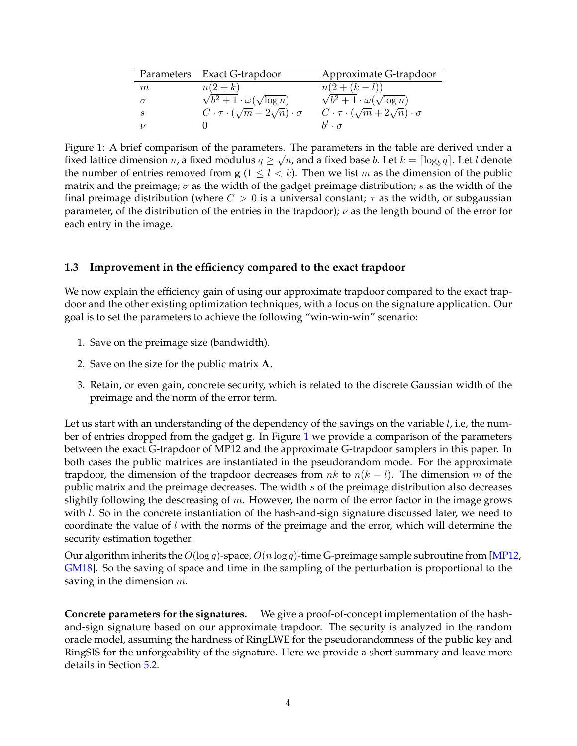| Parameters | Exact G-trapdoor | Approximate G-trapdoor |
|---|---|---|
| $m$ | $n(2+k)$ | $n(2+(k-l))$ |
| $\sigma$ | $\sqrt{b^2+1} \cdot \omega(\sqrt{\log n})$ | $\sqrt{b^2+1} \cdot \omega(\sqrt{\log n})$ |
| $s$ | $C \cdot \tau \cdot (\sqrt{m} + 2\sqrt{n}) \cdot \sigma$ | $C \cdot \tau \cdot (\sqrt{m} + 2\sqrt{n}) \cdot \sigma$ |
| $\nu$ | 0 | $b^l \cdot \sigma$ |

Figure 1: A brief comparison of the parameters. The parameters in the table are derived under a fixed lattice dimension $n$, a fixed modulus $q \geq \sqrt{n}$, and a fixed base $b$. Let $k = \lceil \log_b q \rceil$. Let $l$ denote the number of entries removed from $\mathbf{g}$ ($1 \leq l < k$). Then we list $m$ as the dimension of the public matrix and the preimage; $\sigma$ as the width of the gadget preimage distribution; $s$ as the width of the final preimage distribution (where $C > 0$ is a universal constant; $\tau$ as the width, or subgaussian parameter, of the distribution of the entries in the trapdoor); $\nu$ as the length bound of the error for each entry in the image.

### 1.3 Improvement in the efficiency compared to the exact trapdoor

We now explain the efficiency gain of using our approximate trapdoor compared to the exact trapdoor and the other existing optimization techniques, with a focus on the signature application. Our goal is to set the parameters to achieve the following "win-win-win" scenario:

1. Save on the preimage size (bandwidth).
2. Save on the size for the public matrix $\mathbf{A}$.
3. Retain, or even gain, concrete security, which is related to the discrete Gaussian width of the preimage and the norm of the error term.

Let us start with an understanding of the dependency of the savings on the variable $l$, i.e, the number of entries dropped from the gadget $\mathbf{g}$. In Figure 1 we provide a comparison of the parameters between the exact G-trapdoor of MP12 and the approximate G-trapdoor samplers in this paper. In both cases the public matrices are instantiated in the pseudorandom mode. For the approximate trapdoor, the dimension of the trapdoor decreases from $nk$ to $n(k-l)$. The dimension $m$ of the public matrix and the preimage decreases. The width $s$ of the preimage distribution also decreases slightly following the descreasing of $m$. However, the norm of the error factor in the image grows with $l$. So in the concrete instantiation of the hash-and-sign signature discussed later, we need to coordinate the value of $l$ with the norms of the preimage and the error, which will determine the security estimation together.

Our algorithm inherits the $O(\log q)$-space, $O(n \log q)$-time G-preimage sample subroutine from [MP12, GM18]. So the saving of space and time in the sampling of the perturbation is proportional to the saving in the dimension $m$.

**Concrete parameters for the signatures.** We give a proof-of-concept implementation of the hash-and-sign signature based on our approximate trapdoor. The security is analyzed in the random oracle model, assuming the hardness of RingLWE for the pseudorandomness of the public key and RingSIS for the unforgeability of the signature. Here we provide a short summary and leave more details in Section 5.2.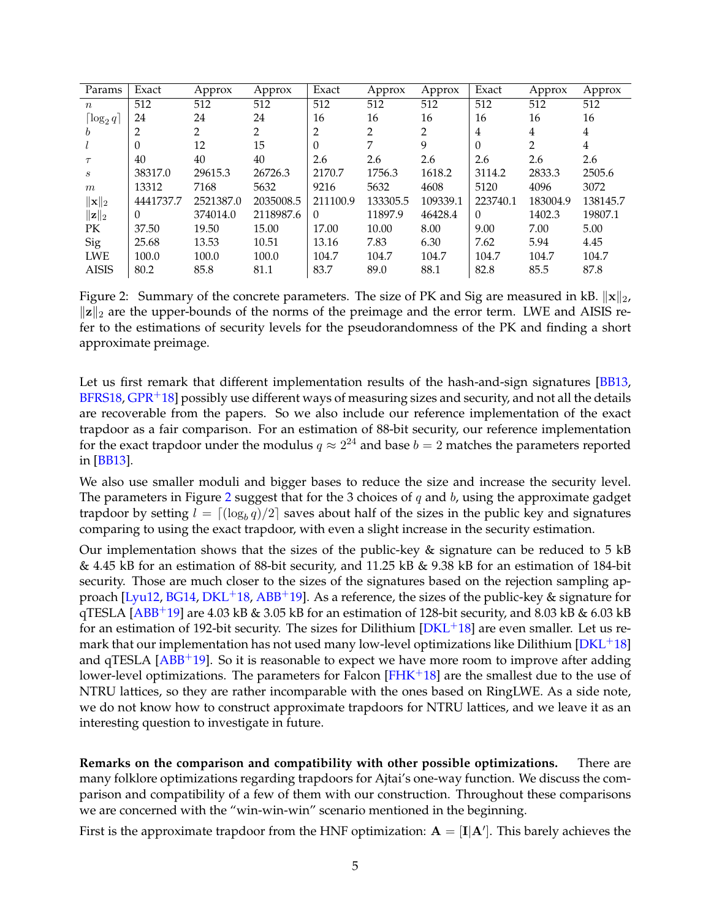| Params | Exact | Approx | Approx | Exact | Approx | Approx | Exact | Approx | Approx |
|---|---|---|---|---|---|---|---|---|---|
| $n$ | 512 | 512 | 512 | 512 | 512 | 512 | 512 | 512 | 512 |
| $\lceil \log_2 q \rceil$ | 24 | 24 | 24 | 16 | 16 | 16 | 16 | 16 | 16 |
| $b$ | 2 | 2 | 2 | 2 | 2 | 2 | 4 | 4 | 4 |
| $l$ | 0 | 12 | 15 | 0 | 7 | 9 | 0 | 2 | 4 |
| $\tau$ | 40 | 40 | 40 | 2.6 | 2.6 | 2.6 | 2.6 | 2.6 | 2.6 |
| $s$ | 38317.0 | 29615.3 | 26726.3 | 2170.7 | 1756.3 | 1618.2 | 3114.2 | 2833.3 | 2505.6 |
| $m$ | 13312 | 7168 | 5632 | 9216 | 5632 | 4608 | 5120 | 4096 | 3072 |
| $\|\mathbf{x}\|_2$ | 4441737.7 | 2521387.0 | 2035008.5 | 211100.9 | 133305.5 | 109339.1 | 223740.1 | 183004.9 | 138145.7 |
| $\|\mathbf{z}\|_2$ | 0 | 374014.0 | 2118987.6 | 0 | 11897.9 | 46428.4 | 0 | 1402.3 | 19807.1 |
| PK | 37.50 | 19.50 | 15.00 | 17.00 | 10.00 | 8.00 | 9.00 | 7.00 | 5.00 |
| Sig | 25.68 | 13.53 | 10.51 | 13.16 | 7.83 | 6.30 | 7.62 | 5.94 | 4.45 |
| LWE | 100.0 | 100.0 | 100.0 | 104.7 | 104.7 | 104.7 | 104.7 | 104.7 | 104.7 |
| AISIS | 80.2 | 85.8 | 81.1 | 83.7 | 89.0 | 88.1 | 82.8 | 85.5 | 87.8 |

Figure 2: Summary of the concrete parameters. The size of PK and Sig are measured in kB. $\|\mathbf{x}\|_2$, $\|\mathbf{z}\|_2$ are the upper-bounds of the norms of the preimage and the error term. LWE and AISIS refer to the estimations of security levels for the pseudorandomness of the PK and finding a short approximate preimage.

Let us first remark that different implementation results of the hash-and-sign signatures [BB13, BFRS18, GPR+18] possibly use different ways of measuring sizes and security, and not all the details are recoverable from the papers. So we also include our reference implementation of the exact trapdoor as a fair comparison. For an estimation of 88-bit security, our reference implementation for the exact trapdoor under the modulus $q \approx 2^{24}$ and base $b = 2$ matches the parameters reported in [BB13].

We also use smaller moduli and bigger bases to reduce the size and increase the security level. The parameters in Figure 2 suggest that for the 3 choices of $q$ and $b$, using the approximate gadget trapdoor by setting $l = \lceil (\log_b q)/2 \rceil$ saves about half of the sizes in the public key and signatures comparing to using the exact trapdoor, with even a slight increase in the security estimation.

Our implementation shows that the sizes of the public-key & signature can be reduced to 5 kB & 4.45 kB for an estimation of 88-bit security, and 11.25 kB & 9.38 kB for an estimation of 184-bit security. Those are much closer to the sizes of the signatures based on the rejection sampling approach [Lyu12, BG14, DKL+18, ABB+19]. As a reference, the sizes of the public-key & signature for qTESLA [ABB+19] are 4.03 kB & 3.05 kB for an estimation of 128-bit security, and 8.03 kB & 6.03 kB for an estimation of 192-bit security. The sizes for Dilithium [DKL+18] are even smaller. Let us remark that our implementation has not used many low-level optimizations like Dilithium [DKL+18] and qTESLA [ABB+19]. So it is reasonable to expect we have more room to improve after adding lower-level optimizations. The parameters for Falcon [FHK+18] are the smallest due to the use of NTRU lattices, so they are rather incomparable with the ones based on RingLWE. As a side note, we do not know how to construct approximate trapdoors for NTRU lattices, and we leave it as an interesting question to investigate in future.

**Remarks on the comparison and compatibility with other possible optimizations.** There are many folklore optimizations regarding trapdoors for Ajtai's one-way function. We discuss the comparison and compatibility of a few of them with our construction. Throughout these comparisons we are concerned with the "win-win-win" scenario mentioned in the beginning.

First is the approximate trapdoor from the HNF optimization: $\mathbf{A} = [\mathbf{I}|\mathbf{A}']$. This barely achieves the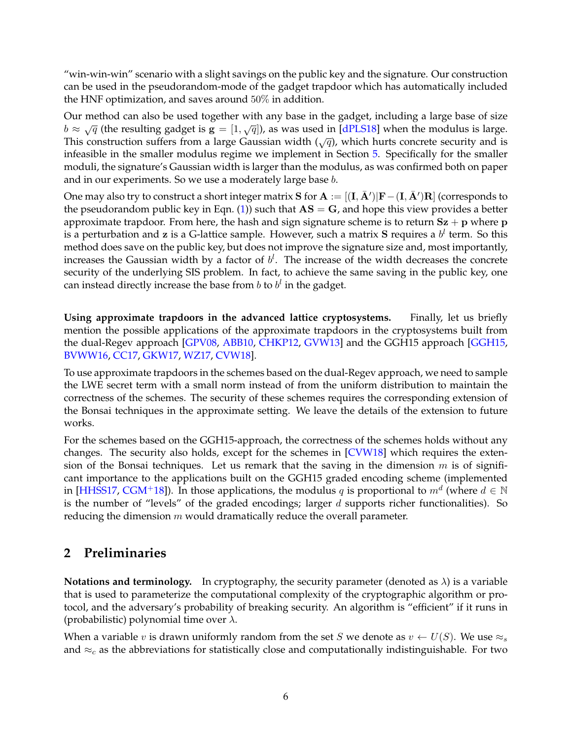"win-win-win" scenario with a slight savings on the public key and the signature. Our construction can be used in the pseudorandom-mode of the gadget trapdoor which has automatically included the HNF optimization, and saves around $50\%$ in addition.

Our method can also be used together with any base in the gadget, including a large base of size $b \approx \sqrt{q}$ (the resulting gadget is $\mathbf{g} = [1, \sqrt{q}]$), as was used in [dPLS18] when the modulus is large. This construction suffers from a large Gaussian width ($\sqrt{q}$), which hurts concrete security and is infeasible in the smaller modulus regime we implement in Section 5. Specifically for the smaller moduli, the signature's Gaussian width is larger than the modulus, as was confirmed both on paper and in our experiments. So we use a moderately large base $b$.

One may also try to construct a short integer matrix $\mathbf{S}$ for $\mathbf{A} := [(\mathbf{I}, \bar{\mathbf{A}}')|\mathbf{F} - (\mathbf{I}, \bar{\mathbf{A}}')\mathbf{R}]$ (corresponds to the pseudorandom public key in Eqn. (1)) such that $\mathbf{AS} = \mathbf{G}$, and hope this view provides a better approximate trapdoor. From here, the hash and sign signature scheme is to return $\mathbf{Sz} + \mathbf{p}$ where $\mathbf{p}$ is a perturbation and $\mathbf{z}$ is a G-lattice sample. However, such a matrix $\mathbf{S}$ requires a $b^l$ term. So this method does save on the public key, but does not improve the signature size and, most importantly, increases the Gaussian width by a factor of $b^l$. The increase of the width decreases the concrete security of the underlying SIS problem. In fact, to achieve the same saving in the public key, one can instead directly increase the base from $b$ to $b^l$ in the gadget.

**Using approximate trapdoors in the advanced lattice cryptosystems.** Finally, let us briefly mention the possible applications of the approximate trapdoors in the cryptosystems built from the dual-Regev approach [GPV08, ABB10, CHKP12, GVW13] and the GGH15 approach [GGH15, BVWW16, CC17, GKW17, WZ17, CVW18].

To use approximate trapdoors in the schemes based on the dual-Regev approach, we need to sample the LWE secret term with a small norm instead of from the uniform distribution to maintain the correctness of the schemes. The security of these schemes requires the corresponding extension of the Bonsai techniques in the approximate setting. We leave the details of the extension to future works.

For the schemes based on the GGH15-approach, the correctness of the schemes holds without any changes. The security also holds, except for the schemes in [CVW18] which requires the extension of the Bonsai techniques. Let us remark that the saving in the dimension $m$ is of significant importance to the applications built on the GGH15 graded encoding scheme (implemented in [HHSS17, CGM+18]). In those applications, the modulus $q$ is proportional to $m^d$ (where $d \in \mathbb{N}$ is the number of "levels" of the graded encodings; larger $d$ supports richer functionalities). So reducing the dimension $m$ would dramatically reduce the overall parameter.

## 2 Preliminaries

**Notations and terminology.** In cryptography, the security parameter (denoted as $\lambda$) is a variable that is used to parameterize the computational complexity of the cryptographic algorithm or protocol, and the adversary's probability of breaking security. An algorithm is "efficient" if it runs in (probabilistic) polynomial time over $\lambda$.

When a variable $v$ is drawn uniformly random from the set $S$ we denote as $v \leftarrow U(S)$. We use $\approx_s$ and $\approx_c$ as the abbreviations for statistically close and computationally indistinguishable. For two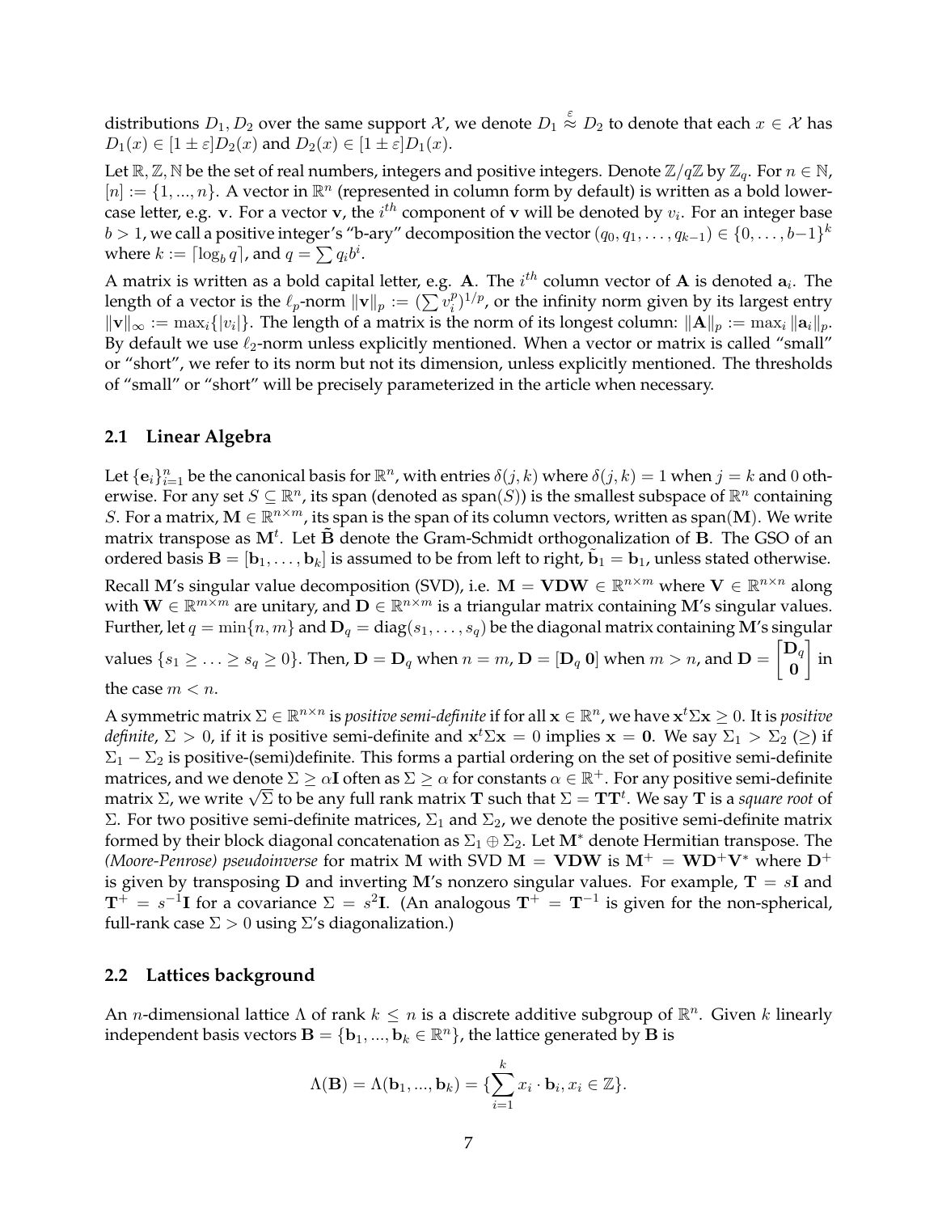distributions $D_1, D_2$ over the same support $\mathcal{X}$, we denote $D_1 \overset{\varepsilon}{\approx} D_2$ to denote that each $x \in \mathcal{X}$ has $D_1(x) \in [1 \pm \varepsilon]D_2(x)$ and $D_2(x) \in [1 \pm \varepsilon]D_1(x)$.

Let $\mathbb{R}, \mathbb{Z}, \mathbb{N}$ be the set of real numbers, integers and positive integers. Denote $\mathbb{Z}/q\mathbb{Z}$ by $\mathbb{Z}_q$. For $n \in \mathbb{N}$, $[n] := \{1, ..., n\}$. A vector in $\mathbb{R}^n$ (represented in column form by default) is written as a bold lower-case letter, e.g. $\mathbf{v}$. For a vector $\mathbf{v}$, the $i^{th}$ component of $\mathbf{v}$ will be denoted by $v_i$. For an integer base $b > 1$, we call a positive integer's "b-ary" decomposition the vector $(q_0, q_1, \dots, q_{k-1}) \in \{0, \dots, b-1\}^k$ where $k := \lceil \log_b q \rceil$, and $q = \sum q_i b^i$.

A matrix is written as a bold capital letter, e.g. $\mathbf{A}$. The $i^{th}$ column vector of $\mathbf{A}$ is denoted $\mathbf{a}_i$. The length of a vector is the $\ell_p$-norm $\|\mathbf{v}\|_p := (\sum v_i^p)^{1/p}$, or the infinity norm given by its largest entry $\|\mathbf{v}\|_\infty := \max_i\{|v_i|\}$. The length of a matrix is the norm of its longest column: $\|\mathbf{A}\|_p := \max_i \|\mathbf{a}_i\|_p$. By default we use $\ell_2$-norm unless explicitly mentioned. When a vector or matrix is called "small" or "short", we refer to its norm but not its dimension, unless explicitly mentioned. The thresholds of "small" or "short" will be precisely parameterized in the article when necessary.

### 2.1 Linear Algebra

Let $\{\mathbf{e}_i\}_{i=1}^n$ be the canonical basis for $\mathbb{R}^n$, with entries $\delta(j,k)$ where $\delta(j,k) = 1$ when $j = k$ and $0$ otherwise. For any set $S \subseteq \mathbb{R}^n$, its span (denoted as span$(S)$) is the smallest subspace of $\mathbb{R}^n$ containing $S$. For a matrix, $\mathbf{M} \in \mathbb{R}^{n \times m}$, its span is the span of its column vectors, written as span$(\mathbf{M})$. We write matrix transpose as $\mathbf{M}^t$. Let $\tilde{\mathbf{B}}$ denote the Gram-Schmidt orthogonalization of $\mathbf{B}$. The GSO of an ordered basis $\mathbf{B} = [\mathbf{b}_1, \dots, \mathbf{b}_k]$ is assumed to be from left to right, $\tilde{\mathbf{b}}_1 = \mathbf{b}_1$, unless stated otherwise.

Recall $\mathbf{M}$'s singular value decomposition (SVD), i.e. $\mathbf{M} = \mathbf{VDW} \in \mathbb{R}^{n \times m}$ where $\mathbf{V} \in \mathbb{R}^{n \times n}$ along with $\mathbf{W} \in \mathbb{R}^{m \times m}$ are unitary, and $\mathbf{D} \in \mathbb{R}^{n \times m}$ is a triangular matrix containing $\mathbf{M}$'s singular values. Further, let $q = \min\{n, m\}$ and $\mathbf{D}_q = \text{diag}(s_1, \dots, s_q)$ be the diagonal matrix containing $\mathbf{M}$'s singular values $\{s_1 \geq \dots \geq s_q \geq 0\}$. Then, $\mathbf{D} = \mathbf{D}_q$ when $n = m$, $\mathbf{D} = [\mathbf{D}_q \ \mathbf{0}]$ when $m > n$, and $\mathbf{D} = \begin{bmatrix} \mathbf{D}_q \\ \mathbf{0} \end{bmatrix}$ in the case $m < n$.

A symmetric matrix $\Sigma \in \mathbb{R}^{n \times n}$ is *positive semi-definite* if for all $\mathbf{x} \in \mathbb{R}^n$, we have $\mathbf{x}^t \Sigma \mathbf{x} \geq 0$. It is *positive definite*, $\Sigma > 0$, if it is positive semi-definite and $\mathbf{x}^t \Sigma \mathbf{x} = 0$ implies $\mathbf{x} = \mathbf{0}$. We say $\Sigma_1 > \Sigma_2$ ($\geq$) if $\Sigma_1 - \Sigma_2$ is positive-(semi)definite. This forms a partial ordering on the set of positive semi-definite matrices, and we denote $\Sigma \geq \alpha \mathbf{I}$ often as $\Sigma \geq \alpha$ for constants $\alpha \in \mathbb{R}^+$. For any positive semi-definite matrix $\Sigma$, we write $\sqrt{\Sigma}$ to be any full rank matrix $\mathbf{T}$ such that $\Sigma = \mathbf{T}\mathbf{T}^t$. We say $\mathbf{T}$ is a *square root* of $\Sigma$. For two positive semi-definite matrices, $\Sigma_1$ and $\Sigma_2$, we denote the positive semi-definite matrix formed by their block diagonal concatenation as $\Sigma_1 \oplus \Sigma_2$. Let $\mathbf{M}^*$ denote Hermitian transpose. The *(Moore-Penrose) pseudoinverse* for matrix $\mathbf{M}$ with SVD $\mathbf{M} = \mathbf{VDW}$ is $\mathbf{M}^+ = \mathbf{W}\mathbf{D}^+\mathbf{V}^*$ where $\mathbf{D}^+$ is given by transposing $\mathbf{D}$ and inverting $\mathbf{M}$'s nonzero singular values. For example, $\mathbf{T} = s\mathbf{I}$ and $\mathbf{T}^+ = s^{-1}\mathbf{I}$ for a covariance $\Sigma = s^2\mathbf{I}$. (An analogous $\mathbf{T}^+ = \mathbf{T}^{-1}$ is given for the non-spherical, full-rank case $\Sigma > 0$ using $\Sigma$'s diagonalization.)

### 2.2 Lattices background

An $n$-dimensional lattice $\Lambda$ of rank $k \leq n$ is a discrete additive subgroup of $\mathbb{R}^n$. Given $k$ linearly independent basis vectors $\mathbf{B} = \{\mathbf{b}_1, ..., \mathbf{b}_k \in \mathbb{R}^n\}$, the lattice generated by $\mathbf{B}$ is

$$\Lambda(\mathbf{B}) = \Lambda(\mathbf{b}_1, ..., \mathbf{b}_k) = \{\sum_{i=1}^{k} x_i \cdot \mathbf{b}_i, x_i \in \mathbb{Z}\}.$$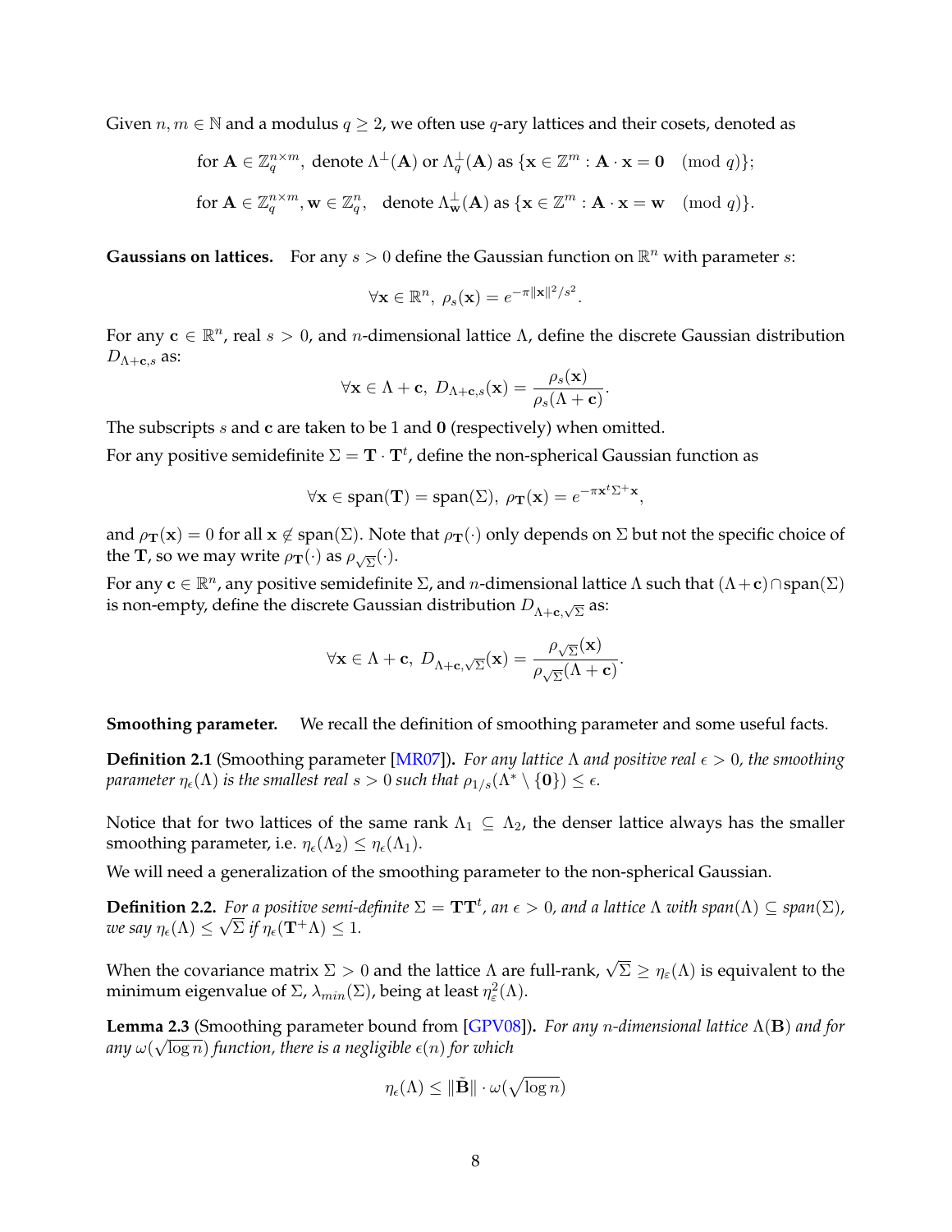Given $n, m \in \mathbb{N}$ and a modulus $q \geq 2$, we often use $q$-ary lattices and their cosets, denoted as

$$\text{for } \mathbf{A} \in \mathbb{Z}_q^{n \times m}, \text{ denote } \Lambda^{\perp}(\mathbf{A}) \text{ or } \Lambda_q^{\perp}(\mathbf{A}) \text{ as } \{\mathbf{x} \in \mathbb{Z}^m : \mathbf{A} \cdot \mathbf{x} = \mathbf{0} \pmod{q}\};$$

$$\text{for } \mathbf{A} \in \mathbb{Z}_q^{n \times m}, \mathbf{w} \in \mathbb{Z}_q^n, \quad \text{denote } \Lambda_{\mathbf{w}}^{\perp}(\mathbf{A}) \text{ as } \{\mathbf{x} \in \mathbb{Z}^m : \mathbf{A} \cdot \mathbf{x} = \mathbf{w} \pmod{q}\}.$$

**Gaussians on lattices.** For any $s > 0$ define the Gaussian function on $\mathbb{R}^n$ with parameter $s$:

$$\forall \mathbf{x} \in \mathbb{R}^n, \ \rho_s(\mathbf{x}) = e^{-\pi \|\mathbf{x}\|^2 / s^2}.$$

For any $\mathbf{c} \in \mathbb{R}^n$, real $s > 0$, and $n$-dimensional lattice $\Lambda$, define the discrete Gaussian distribution $D_{\Lambda+\mathbf{c},s}$ as:

$$\forall \mathbf{x} \in \Lambda + \mathbf{c}, \ D_{\Lambda+\mathbf{c},s}(\mathbf{x}) = \frac{\rho_s(\mathbf{x})}{\rho_s(\Lambda + \mathbf{c})}.$$

The subscripts $s$ and $\mathbf{c}$ are taken to be 1 and $\mathbf{0}$ (respectively) when omitted.

For any positive semidefinite $\Sigma = \mathbf{T} \cdot \mathbf{T}^t$, define the non-spherical Gaussian function as

$$\forall \mathbf{x} \in \text{span}(\mathbf{T}) = \text{span}(\Sigma), \ \rho_{\mathbf{T}}(\mathbf{x}) = e^{-\pi \mathbf{x}^t \Sigma^+ \mathbf{x}},$$

and $\rho_{\mathbf{T}}(\mathbf{x}) = 0$ for all $\mathbf{x} \notin \text{span}(\Sigma)$. Note that $\rho_{\mathbf{T}}(\cdot)$ only depends on $\Sigma$ but not the specific choice of the $\mathbf{T}$, so we may write $\rho_{\mathbf{T}}(\cdot)$ as $\rho_{\sqrt{\Sigma}}(\cdot)$.

For any $\mathbf{c} \in \mathbb{R}^n$, any positive semidefinite $\Sigma$, and $n$-dimensional lattice $\Lambda$ such that $(\Lambda + \mathbf{c}) \cap \text{span}(\Sigma)$ is non-empty, define the discrete Gaussian distribution $D_{\Lambda+\mathbf{c},\sqrt{\Sigma}}$ as:

$$\forall \mathbf{x} \in \Lambda + \mathbf{c}, \ D_{\Lambda+\mathbf{c},\sqrt{\Sigma}}(\mathbf{x}) = \frac{\rho_{\sqrt{\Sigma}}(\mathbf{x})}{\rho_{\sqrt{\Sigma}}(\Lambda + \mathbf{c})}.$$

**Smoothing parameter.** We recall the definition of smoothing parameter and some useful facts.

**Definition 2.1** (Smoothing parameter [MR07]). *For any lattice $\Lambda$ and positive real $\epsilon > 0$, the smoothing parameter $\eta_\epsilon(\Lambda)$ is the smallest real $s > 0$ such that $\rho_{1/s}(\Lambda^* \setminus \{\mathbf{0}\}) \leq \epsilon$.*

Notice that for two lattices of the same rank $\Lambda_1 \subseteq \Lambda_2$, the denser lattice always has the smaller smoothing parameter, i.e. $\eta_\epsilon(\Lambda_2) \leq \eta_\epsilon(\Lambda_1)$.

We will need a generalization of the smoothing parameter to the non-spherical Gaussian.

**Definition 2.2.** *For a positive semi-definite $\Sigma = \mathbf{T}\mathbf{T}^t$, an $\epsilon > 0$, and a lattice $\Lambda$ with $span(\Lambda) \subseteq span(\Sigma)$, we say $\eta_\epsilon(\Lambda) \leq \sqrt{\Sigma}$ if $\eta_\epsilon(\mathbf{T}^+\Lambda) \leq 1$.*

When the covariance matrix $\Sigma > 0$ and the lattice $\Lambda$ are full-rank, $\sqrt{\Sigma} \geq \eta_\varepsilon(\Lambda)$ is equivalent to the minimum eigenvalue of $\Sigma$, $\lambda_{min}(\Sigma)$, being at least $\eta_\varepsilon^2(\Lambda)$.

**Lemma 2.3** (Smoothing parameter bound from [GPV08]). *For any $n$-dimensional lattice $\Lambda(\mathbf{B})$ and for any $\omega(\sqrt{\log n})$ function, there is a negligible $\epsilon(n)$ for which*

$$\eta_\epsilon(\Lambda) \leq \|\tilde{\mathbf{B}}\| \cdot \omega(\sqrt{\log n})$$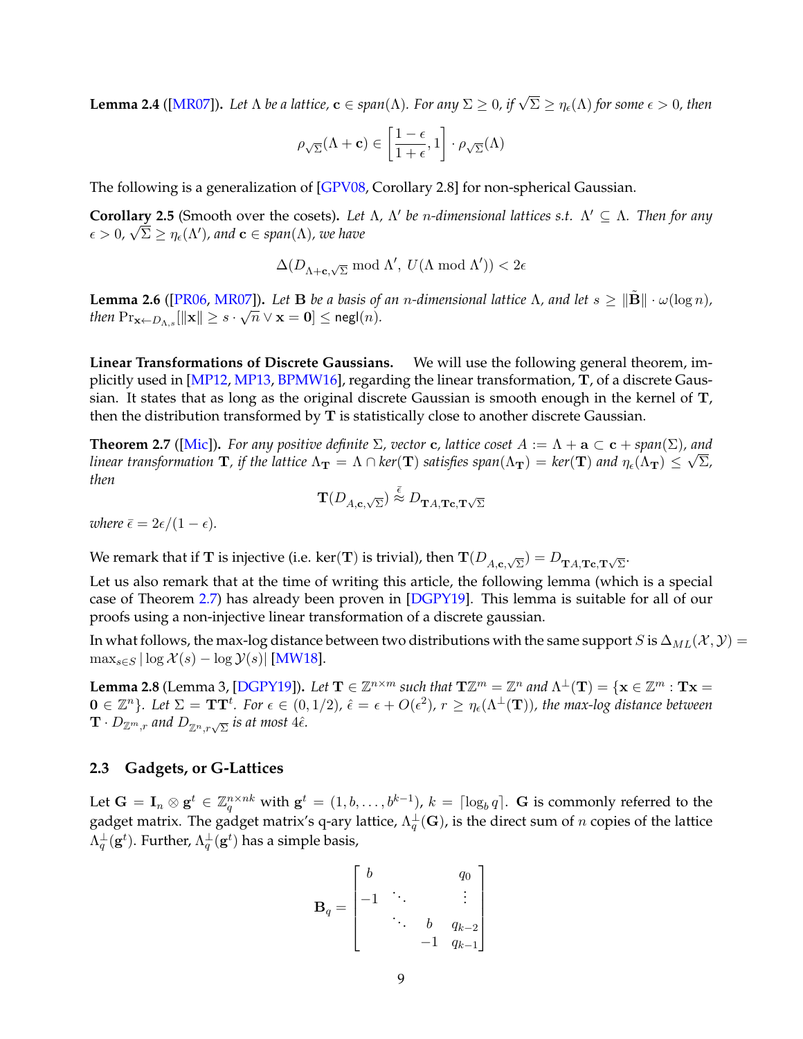**Lemma 2.4** ([MR07]). *Let $\Lambda$ be a lattice, $\mathbf{c} \in span(\Lambda)$. For any $\Sigma \geq 0$, if $\sqrt{\Sigma} \geq \eta_\epsilon(\Lambda)$ for some $\epsilon > 0$, then*

$$\rho_{\sqrt{\Sigma}}(\Lambda + \mathbf{c}) \in \left[\frac{1-\epsilon}{1+\epsilon}, 1\right] \cdot \rho_{\sqrt{\Sigma}}(\Lambda)$$

The following is a generalization of [GPV08, Corollary 2.8] for non-spherical Gaussian.

**Corollary 2.5** (Smooth over the cosets). *Let $\Lambda$, $\Lambda'$ be $n$-dimensional lattices s.t. $\Lambda' \subseteq \Lambda$. Then for any $\epsilon > 0$, $\sqrt{\Sigma} \geq \eta_\epsilon(\Lambda')$, and $\mathbf{c} \in span(\Lambda)$, we have*

$$\Delta(D_{\Lambda+\mathbf{c},\sqrt{\Sigma}} \bmod \Lambda',\ U(\Lambda \bmod \Lambda')) < 2\epsilon$$

**Lemma 2.6** ([PR06, MR07]). *Let $\mathbf{B}$ be a basis of an $n$-dimensional lattice $\Lambda$, and let $s \geq \|\tilde{\mathbf{B}}\| \cdot \omega(\log n)$, then $\Pr_{\mathbf{x} \leftarrow D_{\Lambda,s}}[\|\mathbf{x}\| \geq s \cdot \sqrt{n} \vee \mathbf{x} = \mathbf{0}] \leq \mathsf{negl}(n)$.*

**Linear Transformations of Discrete Gaussians.** We will use the following general theorem, implicitly used in [MP12, MP13, BPMW16], regarding the linear transformation, $\mathbf{T}$, of a discrete Gaussian. It states that as long as the original discrete Gaussian is smooth enough in the kernel of $\mathbf{T}$, then the distribution transformed by $\mathbf{T}$ is statistically close to another discrete Gaussian.

**Theorem 2.7** ([Mic]). *For any positive definite $\Sigma$, vector $\mathbf{c}$, lattice coset $A := \Lambda + \mathbf{a} \subset \mathbf{c} + span(\Sigma)$, and linear transformation $\mathbf{T}$, if the lattice $\Lambda_\mathbf{T} = \Lambda \cap ker(\mathbf{T})$ satisfies $span(\Lambda_\mathbf{T}) = ker(\mathbf{T})$ and $\eta_\epsilon(\Lambda_\mathbf{T}) \leq \sqrt{\Sigma}$, then*

$$\mathbf{T}(D_{A,\mathbf{c},\sqrt{\Sigma}}) \overset{\bar{\epsilon}}{\approx} D_{\mathbf{T}A,\mathbf{T}\mathbf{c},\mathbf{T}\sqrt{\Sigma}}$$

*where $\bar{\epsilon} = 2\epsilon/(1-\epsilon)$.*

We remark that if $\mathbf{T}$ is injective (i.e. ker($\mathbf{T}$) is trivial), then $\mathbf{T}(D_{A,\mathbf{c},\sqrt{\Sigma}}) = D_{\mathbf{T}A,\mathbf{T}\mathbf{c},\mathbf{T}\sqrt{\Sigma}}$.

Let us also remark that at the time of writing this article, the following lemma (which is a special case of Theorem 2.7) has already been proven in [DGPY19]. This lemma is suitable for all of our proofs using a non-injective linear transformation of a discrete gaussian.

In what follows, the max-log distance between two distributions with the same support $S$ is $\Delta_{ML}(\mathcal{X}, \mathcal{Y}) = \max_{s \in S} |\log \mathcal{X}(s) - \log \mathcal{Y}(s)|$ [MW18].

**Lemma 2.8** (Lemma 3, [DGPY19]). *Let $\mathbf{T} \in \mathbb{Z}^{n \times m}$ such that $\mathbf{T}\mathbb{Z}^m = \mathbb{Z}^n$ and $\Lambda^\perp(\mathbf{T}) = \{\mathbf{x} \in \mathbb{Z}^m : \mathbf{T}\mathbf{x} = \mathbf{0} \in \mathbb{Z}^n\}$. Let $\Sigma = \mathbf{T}\mathbf{T}^t$. For $\epsilon \in (0, 1/2)$, $\hat{\epsilon} = \epsilon + O(\epsilon^2)$, $r \geq \eta_\epsilon(\Lambda^\perp(\mathbf{T}))$, the max-log distance between $\mathbf{T} \cdot D_{\mathbb{Z}^m,r}$ and $D_{\mathbb{Z}^n, r\sqrt{\Sigma}}$ is at most $4\hat{\epsilon}$.*

### 2.3 Gadgets, or G-Lattices

Let $\mathbf{G} = \mathbf{I}_n \otimes \mathbf{g}^t \in \mathbb{Z}_q^{n \times nk}$ with $\mathbf{g}^t = (1, b, \ldots, b^{k-1})$, $k = \lceil \log_b q \rceil$. $\mathbf{G}$ is commonly referred to the gadget matrix. The gadget matrix's q-ary lattice, $\Lambda_q^\perp(\mathbf{G})$, is the direct sum of $n$ copies of the lattice $\Lambda_q^\perp(\mathbf{g}^t)$. Further, $\Lambda_q^\perp(\mathbf{g}^t)$ has a simple basis,

$$\mathbf{B}_q = \begin{bmatrix} b & & & q_0 \\ -1 & \ddots & & \vdots \\ & \ddots & b & q_{k-2} \\ & & -1 & q_{k-1} \end{bmatrix}$$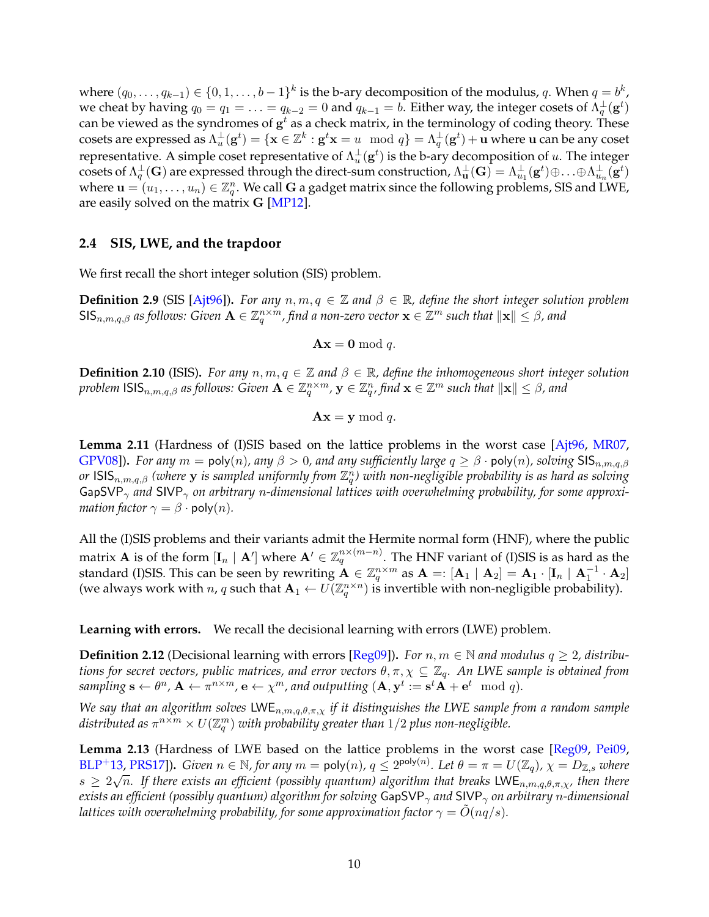where $(q_0, \ldots, q_{k-1}) \in \{0, 1, \ldots, b-1\}^k$ is the b-ary decomposition of the modulus, $q$. When $q = b^k$, we cheat by having $q_0 = q_1 = \ldots = q_{k-2} = 0$ and $q_{k-1} = b$. Either way, the integer cosets of $\Lambda_q^\perp(\mathbf{g}^t)$ can be viewed as the syndromes of $\mathbf{g}^t$ as a check matrix, in the terminology of coding theory. These cosets are expressed as $\Lambda_u^\perp(\mathbf{g}^t) = \{\mathbf{x} \in \mathbb{Z}^k : \mathbf{g}^t\mathbf{x} = u \mod q\} = \Lambda_q^\perp(\mathbf{g}^t) + \mathbf{u}$ where $\mathbf{u}$ can be any coset representative. A simple coset representative of $\Lambda_u^\perp(\mathbf{g}^t)$ is the b-ary decomposition of $u$. The integer cosets of $\Lambda_q^\perp(\mathbf{G})$ are expressed through the direct-sum construction, $\Lambda_{\mathbf{u}}^\perp(\mathbf{G}) = \Lambda_{u_1}^\perp(\mathbf{g}^t) \oplus \ldots \oplus \Lambda_{u_n}^\perp(\mathbf{g}^t)$ where $\mathbf{u} = (u_1, \ldots, u_n) \in \mathbb{Z}_q^n$. We call $\mathbf{G}$ a gadget matrix since the following problems, SIS and LWE, are easily solved on the matrix $\mathbf{G}$ [MP12].

### 2.4 SIS, LWE, and the trapdoor

We first recall the short integer solution (SIS) problem.

**Definition 2.9** (SIS [Ajt96])**.** *For any $n, m, q \in \mathbb{Z}$ and $\beta \in \mathbb{R}$, define the short integer solution problem $\mathsf{SIS}_{n,m,q,\beta}$ as follows: Given $\mathbf{A} \in \mathbb{Z}_q^{n\times m}$, find a non-zero vector $\mathbf{x} \in \mathbb{Z}^m$ such that $\|\mathbf{x}\| \leq \beta$, and*

$$\mathbf{A}\mathbf{x} = \mathbf{0} \bmod q.$$

**Definition 2.10** (ISIS)**.** *For any $n, m, q \in \mathbb{Z}$ and $\beta \in \mathbb{R}$, define the inhomogeneous short integer solution problem $\mathsf{ISIS}_{n,m,q,\beta}$ as follows: Given $\mathbf{A} \in \mathbb{Z}_q^{n\times m}$, $\mathbf{y} \in \mathbb{Z}_q^n$, find $\mathbf{x} \in \mathbb{Z}^m$ such that $\|\mathbf{x}\| \leq \beta$, and*

$$\mathbf{A}\mathbf{x} = \mathbf{y} \bmod q.$$

**Lemma 2.11** (Hardness of (I)SIS based on the lattice problems in the worst case [Ajt96, MR07, GPV08])**.** *For any $m = \mathsf{poly}(n)$, any $\beta > 0$, and any sufficiently large $q \geq \beta \cdot \mathsf{poly}(n)$, solving $\mathsf{SIS}_{n,m,q,\beta}$ or $\mathsf{ISIS}_{n,m,q,\beta}$ (where $\mathbf{y}$ is sampled uniformly from $\mathbb{Z}_q^n$) with non-negligible probability is as hard as solving $\mathsf{GapSVP}_\gamma$ and $\mathsf{SIVP}_\gamma$ on arbitrary $n$-dimensional lattices with overwhelming probability, for some approximation factor $\gamma = \beta \cdot \mathsf{poly}(n)$.*

All the (I)SIS problems and their variants admit the Hermite normal form (HNF), where the public matrix $\mathbf{A}$ is of the form $[\mathbf{I}_n \mid \mathbf{A}']$ where $\mathbf{A}' \in \mathbb{Z}_q^{n\times(m-n)}$. The HNF variant of (I)SIS is as hard as the standard (I)SIS. This can be seen by rewriting $\mathbf{A} \in \mathbb{Z}_q^{n\times m}$ as $\mathbf{A} =: [\mathbf{A}_1 \mid \mathbf{A}_2] = \mathbf{A}_1 \cdot [\mathbf{I}_n \mid \mathbf{A}_1^{-1} \cdot \mathbf{A}_2]$ (we always work with $n, q$ such that $\mathbf{A}_1 \leftarrow U(\mathbb{Z}_q^{n\times n})$ is invertible with non-negligible probability).

**Learning with errors.** We recall the decisional learning with errors (LWE) problem.

**Definition 2.12** (Decisional learning with errors [Reg09])**.** *For $n, m \in \mathbb{N}$ and modulus $q \geq 2$, distributions for secret vectors, public matrices, and error vectors $\theta, \pi, \chi \subseteq \mathbb{Z}_q$. An LWE sample is obtained from sampling $\mathbf{s} \leftarrow \theta^n$, $\mathbf{A} \leftarrow \pi^{n\times m}$, $\mathbf{e} \leftarrow \chi^m$, and outputting $(\mathbf{A}, \mathbf{y}^t := \mathbf{s}^t\mathbf{A} + \mathbf{e}^t \mod q)$.*

*We say that an algorithm solves $\mathsf{LWE}_{n,m,q,\theta,\pi,\chi}$ if it distinguishes the LWE sample from a random sample distributed as $\pi^{n\times m} \times U(\mathbb{Z}_q^m)$ with probability greater than $1/2$ plus non-negligible.*

**Lemma 2.13** (Hardness of LWE based on the lattice problems in the worst case [Reg09, Pei09, BLP+13, PRS17])**.** *Given $n \in \mathbb{N}$, for any $m = \mathsf{poly}(n)$, $q \leq 2^{\mathsf{poly}(n)}$. Let $\theta = \pi = U(\mathbb{Z}_q)$, $\chi = D_{\mathbb{Z},s}$ where $s \geq 2\sqrt{n}$. If there exists an efficient (possibly quantum) algorithm that breaks $\mathsf{LWE}_{n,m,q,\theta,\pi,\chi}$, then there exists an efficient (possibly quantum) algorithm for solving $\mathsf{GapSVP}_\gamma$ and $\mathsf{SIVP}_\gamma$ on arbitrary $n$-dimensional lattices with overwhelming probability, for some approximation factor $\gamma = \tilde{O}(nq/s)$.*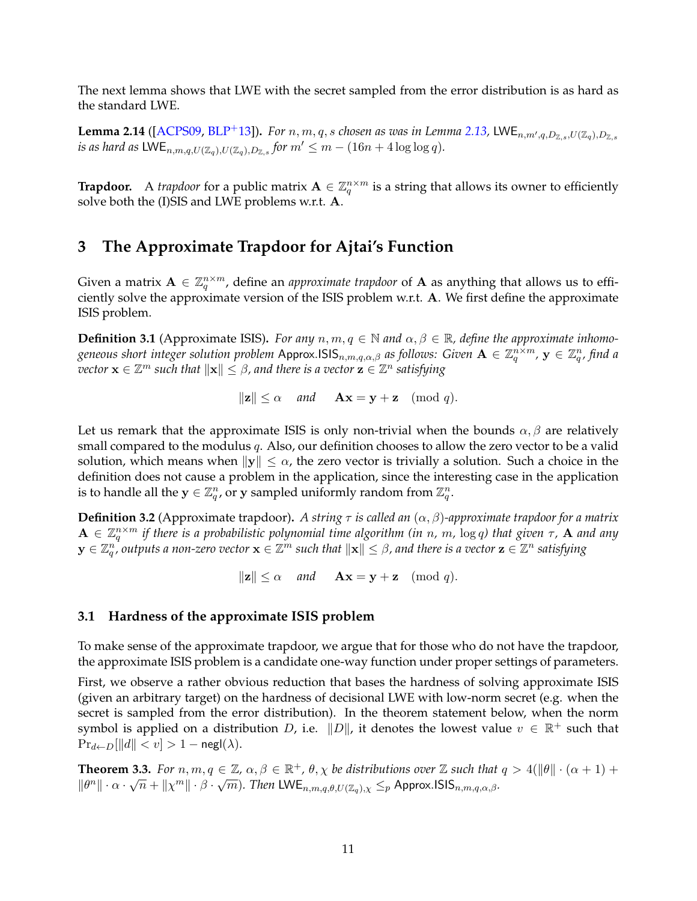The next lemma shows that LWE with the secret sampled from the error distribution is as hard as the standard LWE.

**Lemma 2.14** ([ACPS09, BLP+13]). *For $n, m, q, s$ chosen as was in Lemma 2.13, $\mathsf{LWE}_{n,m',q,D_{\mathbb{Z},s},U(\mathbb{Z}_q),D_{\mathbb{Z},s}}$ is as hard as $\mathsf{LWE}_{n,m,q,U(\mathbb{Z}_q),U(\mathbb{Z}_q),D_{\mathbb{Z},s}}$ for $m' \leq m - (16n + 4\log\log q)$.*

**Trapdoor.** A *trapdoor* for a public matrix $\mathbf{A} \in \mathbb{Z}_q^{n\times m}$ is a string that allows its owner to efficiently solve both the (I)SIS and LWE problems w.r.t. $\mathbf{A}$.

# 3 The Approximate Trapdoor for Ajtai's Function

Given a matrix $\mathbf{A} \in \mathbb{Z}_q^{n\times m}$, define an *approximate trapdoor* of $\mathbf{A}$ as anything that allows us to efficiently solve the approximate version of the ISIS problem w.r.t. $\mathbf{A}$. We first define the approximate ISIS problem.

**Definition 3.1** (Approximate ISIS). *For any $n, m, q \in \mathbb{N}$ and $\alpha, \beta \in \mathbb{R}$, define the approximate inhomogeneous short integer solution problem $\mathsf{Approx.ISIS}_{n,m,q,\alpha,\beta}$ as follows: Given $\mathbf{A} \in \mathbb{Z}_q^{n\times m}$, $\mathbf{y} \in \mathbb{Z}_q^n$, find a vector $\mathbf{x} \in \mathbb{Z}^m$ such that $\|\mathbf{x}\| \leq \beta$, and there is a vector $\mathbf{z} \in \mathbb{Z}^n$ satisfying*

$$\|\mathbf{z}\| \leq \alpha \quad \text{and} \quad \mathbf{A}\mathbf{x} = \mathbf{y} + \mathbf{z} \pmod q.$$

Let us remark that the approximate ISIS is only non-trivial when the bounds $\alpha, \beta$ are relatively small compared to the modulus $q$. Also, our definition chooses to allow the zero vector to be a valid solution, which means when $\|\mathbf{y}\| \leq \alpha$, the zero vector is trivially a solution. Such a choice in the definition does not cause a problem in the application, since the interesting case in the application is to handle all the $\mathbf{y} \in \mathbb{Z}_q^n$, or $\mathbf{y}$ sampled uniformly random from $\mathbb{Z}_q^n$.

**Definition 3.2** (Approximate trapdoor). *A string $\tau$ is called an $(\alpha, \beta)$-approximate trapdoor for a matrix $\mathbf{A} \in \mathbb{Z}_q^{n\times m}$ if there is a probabilistic polynomial time algorithm (in $n$, $m$, $\log q$) that given $\tau$, $\mathbf{A}$ and any $\mathbf{y} \in \mathbb{Z}_q^n$, outputs a non-zero vector $\mathbf{x} \in \mathbb{Z}^m$ such that $\|\mathbf{x}\| \leq \beta$, and there is a vector $\mathbf{z} \in \mathbb{Z}^n$ satisfying*

$$\|\mathbf{z}\| \leq \alpha \quad \text{and} \quad \mathbf{A}\mathbf{x} = \mathbf{y} + \mathbf{z} \pmod q.$$

## 3.1 Hardness of the approximate ISIS problem

To make sense of the approximate trapdoor, we argue that for those who do not have the trapdoor, the approximate ISIS problem is a candidate one-way function under proper settings of parameters.

First, we observe a rather obvious reduction that bases the hardness of solving approximate ISIS (given an arbitrary target) on the hardness of decisional LWE with low-norm secret (e.g. when the secret is sampled from the error distribution). In the theorem statement below, when the norm symbol is applied on a distribution $D$, i.e. $\|D\|$, it denotes the lowest value $v \in \mathbb{R}^+$ such that $\Pr_{d\leftarrow D}[\|d\| < v] > 1 - \mathsf{negl}(\lambda)$.

**Theorem 3.3.** *For $n, m, q \in \mathbb{Z}$, $\alpha, \beta \in \mathbb{R}^+$, $\theta, \chi$ be distributions over $\mathbb{Z}$ such that $q > 4(\|\theta\| \cdot (\alpha + 1) + \|\theta^n\| \cdot \alpha \cdot \sqrt{n} + \|\chi^m\| \cdot \beta \cdot \sqrt{m})$. Then $\mathsf{LWE}_{n,m,q,\theta,U(\mathbb{Z}_q),\chi} \leq_p \mathsf{Approx.ISIS}_{n,m,q,\alpha,\beta}$.*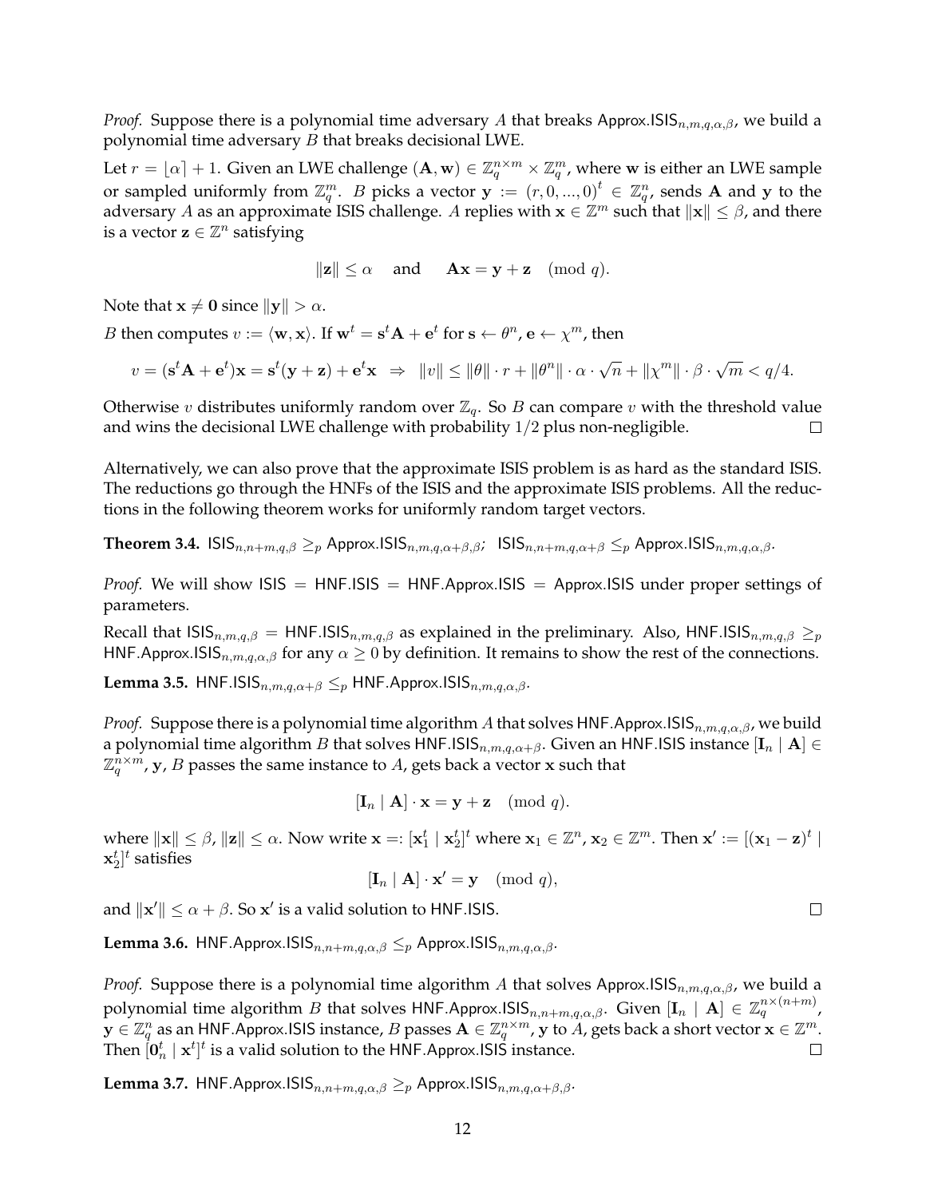*Proof.* Suppose there is a polynomial time adversary $A$ that breaks $\mathsf{Approx.ISIS}_{n,m,q,\alpha,\beta}$, we build a polynomial time adversary $B$ that breaks decisional LWE.

Let $r = \lfloor \alpha \rceil + 1$. Given an LWE challenge $(\mathbf{A}, \mathbf{w}) \in \mathbb{Z}_q^{n\times m} \times \mathbb{Z}_q^m$, where $\mathbf{w}$ is either an LWE sample or sampled uniformly from $\mathbb{Z}_q^m$. $B$ picks a vector $\mathbf{y} := (r, 0, ..., 0)^t \in \mathbb{Z}_q^n$, sends $\mathbf{A}$ and $\mathbf{y}$ to the adversary $A$ as an approximate ISIS challenge. $A$ replies with $\mathbf{x} \in \mathbb{Z}^m$ such that $\|\mathbf{x}\| \leq \beta$, and there is a vector $\mathbf{z} \in \mathbb{Z}^n$ satisfying

$$\|\mathbf{z}\| \leq \alpha \quad \text{and} \quad \mathbf{A}\mathbf{x} = \mathbf{y} + \mathbf{z} \pmod{q}.$$

Note that $\mathbf{x} \neq \mathbf{0}$ since $\|\mathbf{y}\| > \alpha$.

$B$ then computes $v := \langle \mathbf{w}, \mathbf{x} \rangle$. If $\mathbf{w}^t = \mathbf{s}^t\mathbf{A} + \mathbf{e}^t$ for $\mathbf{s} \leftarrow \theta^n$, $\mathbf{e} \leftarrow \chi^m$, then

$$v = (\mathbf{s}^t\mathbf{A} + \mathbf{e}^t)\mathbf{x} = \mathbf{s}^t(\mathbf{y} + \mathbf{z}) + \mathbf{e}^t\mathbf{x} \;\Rightarrow\; \|v\| \leq \|\theta\| \cdot r + \|\theta^n\| \cdot \alpha \cdot \sqrt{n} + \|\chi^m\| \cdot \beta \cdot \sqrt{m} < q/4.$$

Otherwise $v$ distributes uniformly random over $\mathbb{Z}_q$. So $B$ can compare $v$ with the threshold value and wins the decisional LWE challenge with probability $1/2$ plus non-negligible. $\square$

Alternatively, we can also prove that the approximate ISIS problem is as hard as the standard ISIS. The reductions go through the HNFs of the ISIS and the approximate ISIS problems. All the reductions in the following theorem works for uniformly random target vectors.

**Theorem 3.4.** $\mathsf{ISIS}_{n,n+m,q,\beta} \geq_p \mathsf{Approx.ISIS}_{n,m,q,\alpha+\beta,\beta}$; $\mathsf{ISIS}_{n,n+m,q,\alpha+\beta} \leq_p \mathsf{Approx.ISIS}_{n,m,q,\alpha,\beta}$.

*Proof.* We will show $\mathsf{ISIS} = \mathsf{HNF.ISIS} = \mathsf{HNF.Approx.ISIS} = \mathsf{Approx.ISIS}$ under proper settings of parameters.

Recall that $\mathsf{ISIS}_{n,m,q,\beta} = \mathsf{HNF.ISIS}_{n,m,q,\beta}$ as explained in the preliminary. Also, $\mathsf{HNF.ISIS}_{n,m,q,\beta} \geq_p \mathsf{HNF.Approx.ISIS}_{n,m,q,\alpha,\beta}$ for any $\alpha \geq 0$ by definition. It remains to show the rest of the connections.

**Lemma 3.5.** $\mathsf{HNF.ISIS}_{n,m,q,\alpha+\beta} \leq_p \mathsf{HNF.Approx.ISIS}_{n,m,q,\alpha,\beta}$.

*Proof.* Suppose there is a polynomial time algorithm $A$ that solves $\mathsf{HNF.Approx.ISIS}_{n,m,q,\alpha,\beta}$, we build a polynomial time algorithm $B$ that solves $\mathsf{HNF.ISIS}_{n,m,q,\alpha+\beta}$. Given an HNF.ISIS instance $[\mathbf{I}_n \mid \mathbf{A}] \in \mathbb{Z}_q^{n\times m}$, $\mathbf{y}$, $B$ passes the same instance to $A$, gets back a vector $\mathbf{x}$ such that

$$[\mathbf{I}_n \mid \mathbf{A}] \cdot \mathbf{x} = \mathbf{y} + \mathbf{z} \pmod{q}.$$

where $\|\mathbf{x}\| \leq \beta$, $\|\mathbf{z}\| \leq \alpha$. Now write $\mathbf{x} =: [\mathbf{x}_1^t \mid \mathbf{x}_2^t]^t$ where $\mathbf{x}_1 \in \mathbb{Z}^n$, $\mathbf{x}_2 \in \mathbb{Z}^m$. Then $\mathbf{x}' := [(\mathbf{x}_1 - \mathbf{z})^t \mid \mathbf{x}_2^t]^t$ satisfies

$$[\mathbf{I}_n \mid \mathbf{A}] \cdot \mathbf{x}' = \mathbf{y} \pmod{q},$$

and $\|\mathbf{x}'\| \leq \alpha + \beta$. So $\mathbf{x}'$ is a valid solution to HNF.ISIS. $\square$

**Lemma 3.6.** $\mathsf{HNF.Approx.ISIS}_{n,n+m,q,\alpha,\beta} \leq_p \mathsf{Approx.ISIS}_{n,m,q,\alpha,\beta}$.

*Proof.* Suppose there is a polynomial time algorithm $A$ that solves $\mathsf{Approx.ISIS}_{n,m,q,\alpha,\beta}$, we build a polynomial time algorithm $B$ that solves $\mathsf{HNF.Approx.ISIS}_{n,n+m,q,\alpha,\beta}$. Given $[\mathbf{I}_n \mid \mathbf{A}] \in \mathbb{Z}_q^{n\times(n+m)}$, $\mathbf{y} \in \mathbb{Z}_q^n$ as an HNF.Approx.ISIS instance, $B$ passes $\mathbf{A} \in \mathbb{Z}_q^{n\times m}$, $\mathbf{y}$ to $A$, gets back a short vector $\mathbf{x} \in \mathbb{Z}^m$. Then $[\mathbf{0}_n^t \mid \mathbf{x}^t]^t$ is a valid solution to the HNF.Approx.ISIS instance. $\square$

**Lemma 3.7.** $\mathsf{HNF.Approx.ISIS}_{n,n+m,q,\alpha,\beta} \geq_p \mathsf{Approx.ISIS}_{n,m,q,\alpha+\beta,\beta}$.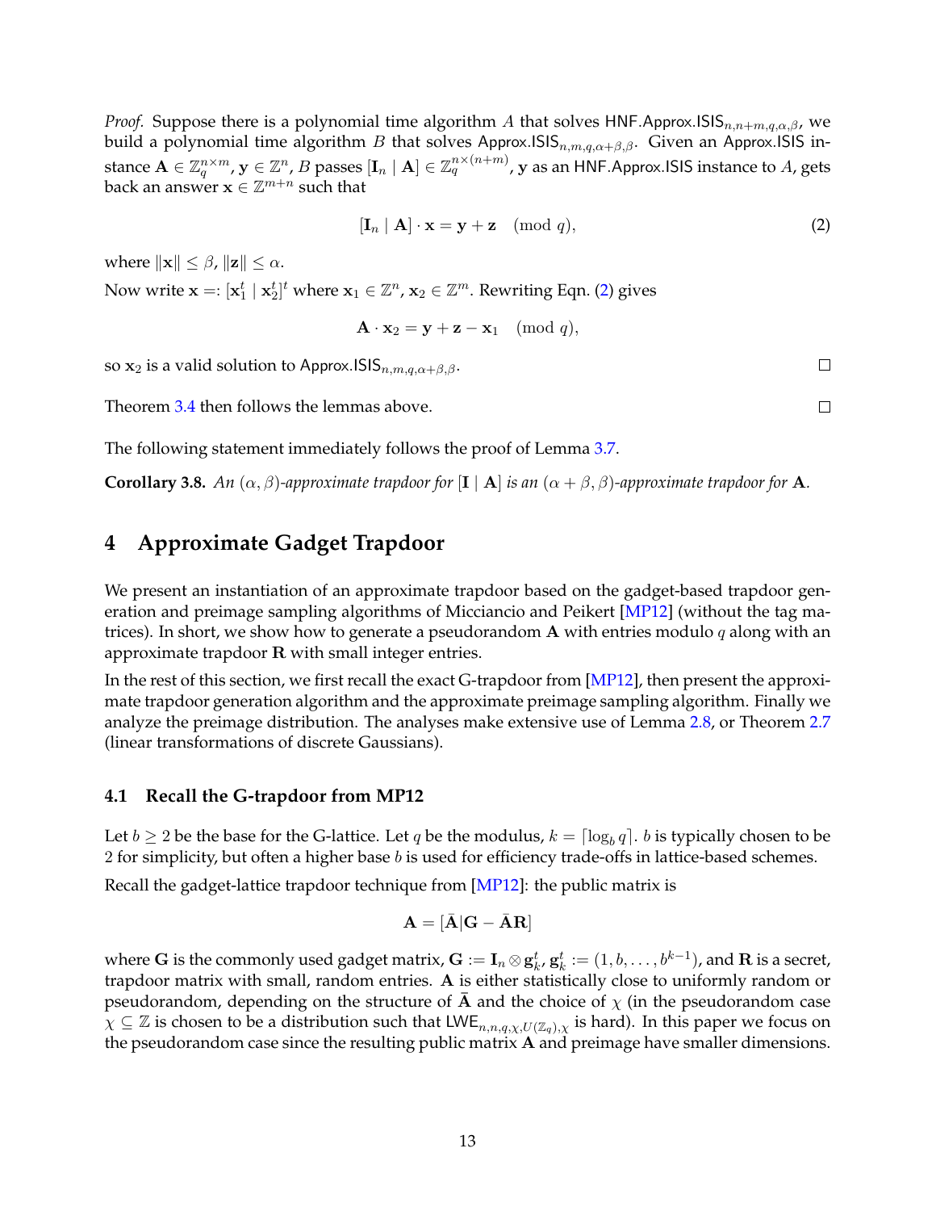*Proof.* Suppose there is a polynomial time algorithm $A$ that solves $\mathsf{HNF.Approx.ISIS}_{n,n+m,q,\alpha,\beta}$, we build a polynomial time algorithm $B$ that solves $\mathsf{Approx.ISIS}_{n,m,q,\alpha+\beta,\beta}$. Given an Approx.ISIS instance $\mathbf{A} \in \mathbb{Z}_q^{n\times m}$, $\mathbf{y} \in \mathbb{Z}^n$, $B$ passes $[\mathbf{I}_n \mid \mathbf{A}] \in \mathbb{Z}_q^{n\times(n+m)}$, $\mathbf{y}$ as an HNF.Approx.ISIS instance to $A$, gets back an answer $\mathbf{x} \in \mathbb{Z}^{m+n}$ such that

$$[\mathbf{I}_n \mid \mathbf{A}] \cdot \mathbf{x} = \mathbf{y} + \mathbf{z} \pmod{q}, \tag{2}$$

where $\|\mathbf{x}\| \le \beta$, $\|\mathbf{z}\| \le \alpha$.

Now write $\mathbf{x} =: [\mathbf{x}_1^t \mid \mathbf{x}_2^t]^t$ where $\mathbf{x}_1 \in \mathbb{Z}^n$, $\mathbf{x}_2 \in \mathbb{Z}^m$. Rewriting Eqn. (2) gives

$$\mathbf{A} \cdot \mathbf{x}_2 = \mathbf{y} + \mathbf{z} - \mathbf{x}_1 \pmod{q},$$

so $\mathbf{x}_2$ is a valid solution to $\mathsf{Approx.ISIS}_{n,m,q,\alpha+\beta,\beta}$. □

Theorem 3.4 then follows the lemmas above. □

The following statement immediately follows the proof of Lemma 3.7.

**Corollary 3.8.** *An $(\alpha, \beta)$-approximate trapdoor for $[\mathbf{I} \mid \mathbf{A}]$ is an $(\alpha + \beta, \beta)$-approximate trapdoor for $\mathbf{A}$.*

# 4 Approximate Gadget Trapdoor

We present an instantiation of an approximate trapdoor based on the gadget-based trapdoor generation and preimage sampling algorithms of Micciancio and Peikert [MP12] (without the tag matrices). In short, we show how to generate a pseudorandom $\mathbf{A}$ with entries modulo $q$ along with an approximate trapdoor $\mathbf{R}$ with small integer entries.

In the rest of this section, we first recall the exact G-trapdoor from [MP12], then present the approximate trapdoor generation algorithm and the approximate preimage sampling algorithm. Finally we analyze the preimage distribution. The analyses make extensive use of Lemma 2.8, or Theorem 2.7 (linear transformations of discrete Gaussians).

## 4.1 Recall the G-trapdoor from MP12

Let $b \ge 2$ be the base for the G-lattice. Let $q$ be the modulus, $k = \lceil \log_b q \rceil$. $b$ is typically chosen to be 2 for simplicity, but often a higher base $b$ is used for efficiency trade-offs in lattice-based schemes.

Recall the gadget-lattice trapdoor technique from [MP12]: the public matrix is

$$\mathbf{A} = [\bar{\mathbf{A}} | \mathbf{G} - \bar{\mathbf{A}}\mathbf{R}]$$

where $\mathbf{G}$ is the commonly used gadget matrix, $\mathbf{G} := \mathbf{I}_n \otimes \mathbf{g}_k^t$, $\mathbf{g}_k^t := (1, b, \ldots, b^{k-1})$, and $\mathbf{R}$ is a secret, trapdoor matrix with small, random entries. $\mathbf{A}$ is either statistically close to uniformly random or pseudorandom, depending on the structure of $\bar{\mathbf{A}}$ and the choice of $\chi$ (in the pseudorandom case $\chi \subseteq \mathbb{Z}$ is chosen to be a distribution such that $\mathsf{LWE}_{n,n,q,\chi,U(\mathbb{Z}_q),\chi}$ is hard). In this paper we focus on the pseudorandom case since the resulting public matrix $\mathbf{A}$ and preimage have smaller dimensions.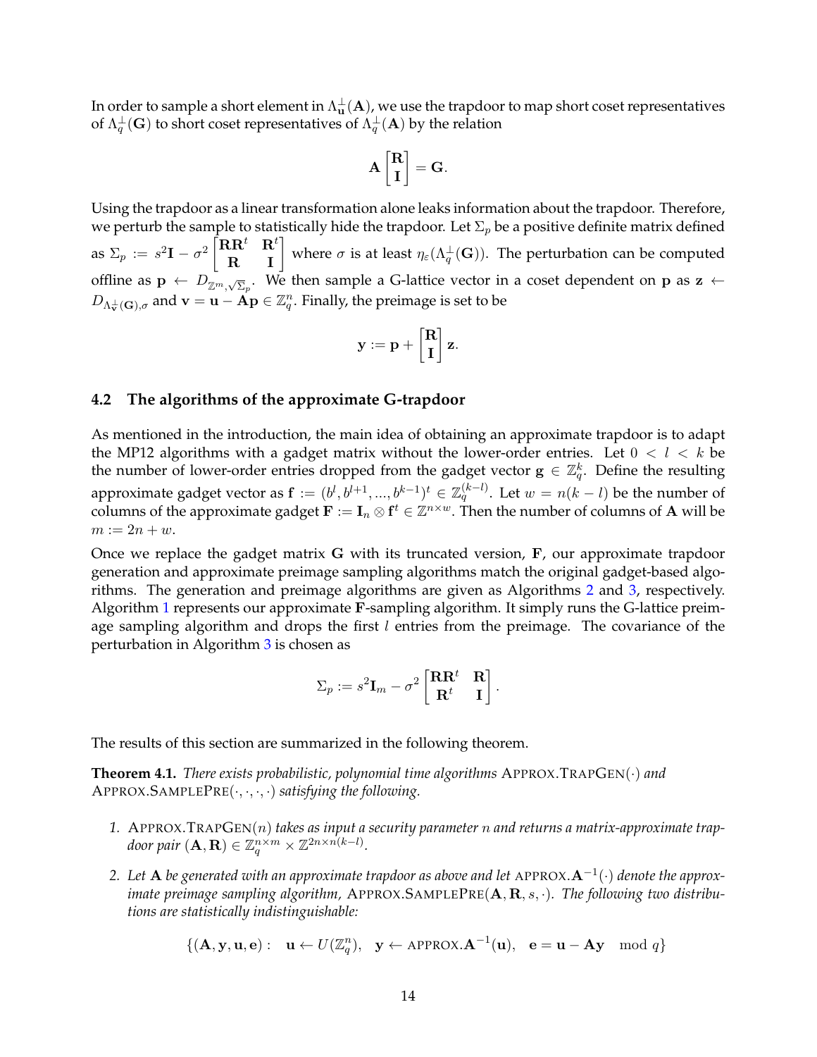In order to sample a short element in $\Lambda_{\mathbf{u}}^{\perp}(\mathbf{A})$, we use the trapdoor to map short coset representatives of $\Lambda_q^{\perp}(\mathbf{G})$ to short coset representatives of $\Lambda_q^{\perp}(\mathbf{A})$ by the relation

$$\mathbf{A}\begin{bmatrix}\mathbf{R}\\ \mathbf{I}\end{bmatrix} = \mathbf{G}.$$

Using the trapdoor as a linear transformation alone leaks information about the trapdoor. Therefore, we perturb the sample to statistically hide the trapdoor. Let $\Sigma_p$ be a positive definite matrix defined as $\Sigma_p := s^2\mathbf{I} - \sigma^2\begin{bmatrix}\mathbf{R}\mathbf{R}^t & \mathbf{R}^t\\ \mathbf{R} & \mathbf{I}\end{bmatrix}$ where $\sigma$ is at least $\eta_\varepsilon(\Lambda_q^{\perp}(\mathbf{G}))$. The perturbation can be computed offline as $\mathbf{p} \leftarrow D_{\mathbb{Z}^m,\sqrt{\Sigma_p}}$. We then sample a G-lattice vector in a coset dependent on $\mathbf{p}$ as $\mathbf{z} \leftarrow D_{\Lambda_{\mathbf{v}}^{\perp}(\mathbf{G}),\sigma}$ and $\mathbf{v} = \mathbf{u} - \mathbf{A}\mathbf{p} \in \mathbb{Z}_q^n$. Finally, the preimage is set to be

$$\mathbf{y} := \mathbf{p} + \begin{bmatrix}\mathbf{R}\\ \mathbf{I}\end{bmatrix}\mathbf{z}.$$

### 4.2 The algorithms of the approximate G-trapdoor

As mentioned in the introduction, the main idea of obtaining an approximate trapdoor is to adapt the MP12 algorithms with a gadget matrix without the lower-order entries. Let $0 < l < k$ be the number of lower-order entries dropped from the gadget vector $\mathbf{g} \in \mathbb{Z}_q^k$. Define the resulting approximate gadget vector as $\mathbf{f} := (b^l, b^{l+1}, ..., b^{k-1})^t \in \mathbb{Z}_q^{(k-l)}$. Let $w = n(k-l)$ be the number of columns of the approximate gadget $\mathbf{F} := \mathbf{I}_n \otimes \mathbf{f}^t \in \mathbb{Z}^{n\times w}$. Then the number of columns of $\mathbf{A}$ will be $m := 2n + w$.

Once we replace the gadget matrix $\mathbf{G}$ with its truncated version, $\mathbf{F}$, our approximate trapdoor generation and approximate preimage sampling algorithms match the original gadget-based algorithms. The generation and preimage algorithms are given as Algorithms 2 and 3, respectively. Algorithm 1 represents our approximate $\mathbf{F}$-sampling algorithm. It simply runs the G-lattice preimage sampling algorithm and drops the first $l$ entries from the preimage. The covariance of the perturbation in Algorithm 3 is chosen as

$$\Sigma_p := s^2\mathbf{I}_m - \sigma^2\begin{bmatrix}\mathbf{R}\mathbf{R}^t & \mathbf{R}\\ \mathbf{R}^t & \mathbf{I}\end{bmatrix}.$$

The results of this section are summarized in the following theorem.

**Theorem 4.1.** *There exists probabilistic, polynomial time algorithms* APPROX.TRAPGEN$(\cdot)$ *and* APPROX.SAMPLEPRE$(\cdot,\cdot,\cdot,\cdot)$ *satisfying the following.*

1. *APPROX.TRAPGEN$(n)$ takes as input a security parameter $n$ and returns a matrix-approximate trapdoor pair $(\mathbf{A}, \mathbf{R}) \in \mathbb{Z}_q^{n\times m} \times \mathbb{Z}^{2n\times n(k-l)}$.*

2. *Let $\mathbf{A}$ be generated with an approximate trapdoor as above and let APPROX.$\mathbf{A}^{-1}(\cdot)$ denote the approximate preimage sampling algorithm, APPROX.SAMPLEPRE$(\mathbf{A}, \mathbf{R}, s, \cdot)$. The following two distributions are statistically indistinguishable:*

$$\{(\mathbf{A}, \mathbf{y}, \mathbf{u}, \mathbf{e}) : \quad \mathbf{u} \leftarrow U(\mathbb{Z}_q^n), \quad \mathbf{y} \leftarrow \text{APPROX.}\mathbf{A}^{-1}(\mathbf{u}), \quad \mathbf{e} = \mathbf{u} - \mathbf{A}\mathbf{y} \mod q\}$$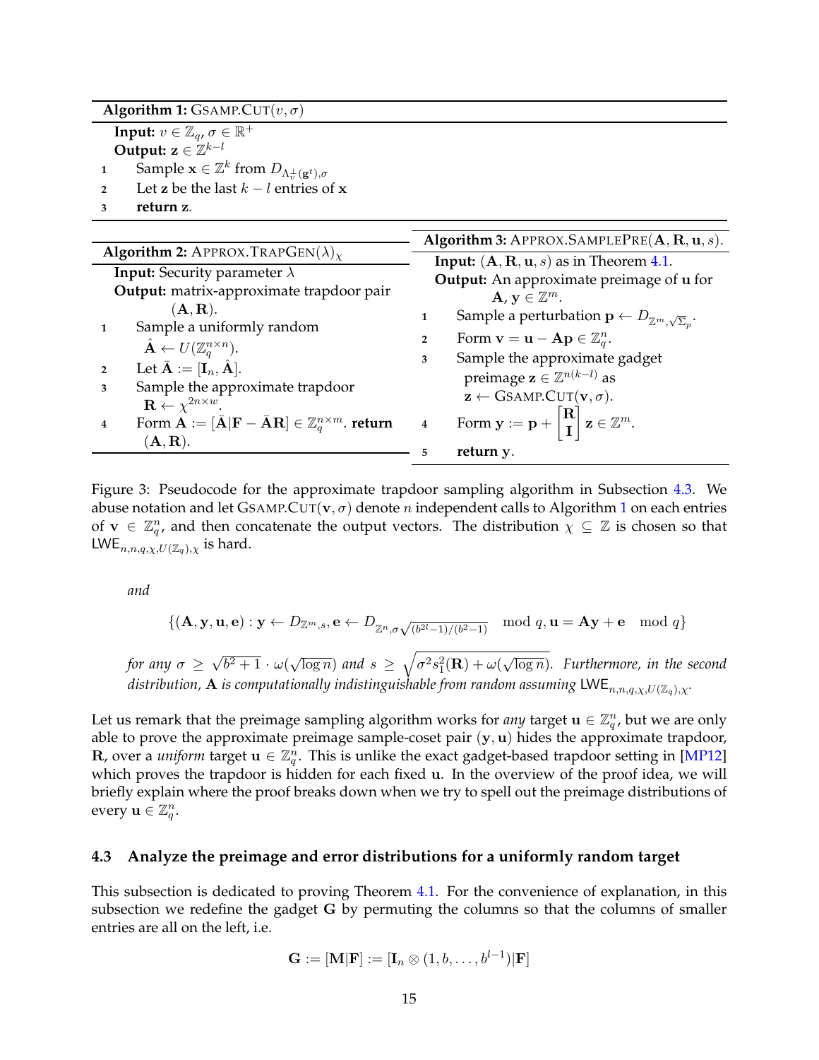**Algorithm 1:** GSAMP.CUT($v, \sigma$)

**Input:** $v \in \mathbb{Z}_q$, $\sigma \in \mathbb{R}^+$

**Output:** $\mathbf{z} \in \mathbb{Z}^{k-l}$

1. Sample $\mathbf{x} \in \mathbb{Z}^k$ from $D_{\Lambda_v^\perp(\mathbf{g}^t),\sigma}$
2. Let $\mathbf{z}$ be the last $k-l$ entries of $\mathbf{x}$
3. **return** $\mathbf{z}$.

**Algorithm 2:** APPROX.TRAPGEN$(\lambda)_\chi$

**Input:** Security parameter $\lambda$

**Output:** matrix-approximate trapdoor pair $(\mathbf{A}, \mathbf{R})$.

1. Sample a uniformly random $\hat{\mathbf{A}} \leftarrow U(\mathbb{Z}_q^{n\times n})$.
2. Let $\bar{\mathbf{A}} := [\mathbf{I}_n, \hat{\mathbf{A}}]$.
3. Sample the approximate trapdoor $\mathbf{R} \leftarrow \chi^{2n\times w}$.
4. Form $\mathbf{A} := [\bar{\mathbf{A}}|\mathbf{F} - \bar{\mathbf{A}}\mathbf{R}] \in \mathbb{Z}_q^{n\times m}$. **return** $(\mathbf{A}, \mathbf{R})$.

**Algorithm 3:** APPROX.SAMPLEPRE($\mathbf{A}, \mathbf{R}, \mathbf{u}, s$).

**Input:** $(\mathbf{A}, \mathbf{R}, \mathbf{u}, s)$ as in Theorem 4.1.

**Output:** An approximate preimage of $\mathbf{u}$ for $\mathbf{A}$, $\mathbf{y} \in \mathbb{Z}^m$.

1. Sample a perturbation $\mathbf{p} \leftarrow D_{\mathbb{Z}^m,\sqrt{\Sigma_p}}$.
2. Form $\mathbf{v} = \mathbf{u} - \mathbf{A}\mathbf{p} \in \mathbb{Z}_q^n$.
3. Sample the approximate gadget preimage $\mathbf{z} \in \mathbb{Z}^{n(k-l)}$ as $\mathbf{z} \leftarrow$ GSAMP.CUT($\mathbf{v}, \sigma$).
4. Form $\mathbf{y} := \mathbf{p} + \begin{bmatrix}\mathbf{R}\\ \mathbf{I}\end{bmatrix}\mathbf{z} \in \mathbb{Z}^m$.
5. **return** $\mathbf{y}$.

Figure 3: Pseudocode for the approximate trapdoor sampling algorithm in Subsection 4.3. We abuse notation and let GSAMP.CUT($\mathbf{v}, \sigma$) denote $n$ independent calls to Algorithm 1 on each entries of $\mathbf{v} \in \mathbb{Z}_q^n$, and then concatenate the output vectors. The distribution $\chi \subseteq \mathbb{Z}$ is chosen so that $\mathsf{LWE}_{n,n,q,\chi,U(\mathbb{Z}_q),\chi}$ is hard.

*and*

$$\{(\mathbf{A}, \mathbf{y}, \mathbf{u}, \mathbf{e}) : \mathbf{y} \leftarrow D_{\mathbb{Z}^m,s}, \mathbf{e} \leftarrow D_{\mathbb{Z}^n,\sigma\sqrt{(b^{2l}-1)/(b^2-1)}} \mod q, \mathbf{u} = \mathbf{A}\mathbf{y} + \mathbf{e} \mod q\}$$

*for any* $\sigma \geq \sqrt{b^2+1}\cdot\omega(\sqrt{\log n})$ *and* $s \geq \sqrt{\sigma^2 s_1^2(\mathbf{R}) + \omega(\sqrt{\log n})}$. *Furthermore, in the second distribution,* $\mathbf{A}$ *is computationally indistinguishable from random assuming* $\mathsf{LWE}_{n,n,q,\chi,U(\mathbb{Z}_q),\chi}$.

Let us remark that the preimage sampling algorithm works for *any* target $\mathbf{u} \in \mathbb{Z}_q^n$, but we are only able to prove the approximate preimage sample-coset pair $(\mathbf{y}, \mathbf{u})$ hides the approximate trapdoor, $\mathbf{R}$, over a *uniform* target $\mathbf{u} \in \mathbb{Z}_q^n$. This is unlike the exact gadget-based trapdoor setting in [MP12] which proves the trapdoor is hidden for each fixed $\mathbf{u}$. In the overview of the proof idea, we will briefly explain where the proof breaks down when we try to spell out the preimage distributions of every $\mathbf{u} \in \mathbb{Z}_q^n$.

### 4.3 Analyze the preimage and error distributions for a uniformly random target

This subsection is dedicated to proving Theorem 4.1. For the convenience of explanation, in this subsection we redefine the gadget $\mathbf{G}$ by permuting the columns so that the columns of smaller entries are all on the left, i.e.

$$\mathbf{G} := [\mathbf{M}|\mathbf{F}] := [\mathbf{I}_n \otimes (1, b, \ldots, b^{l-1})|\mathbf{F}]$$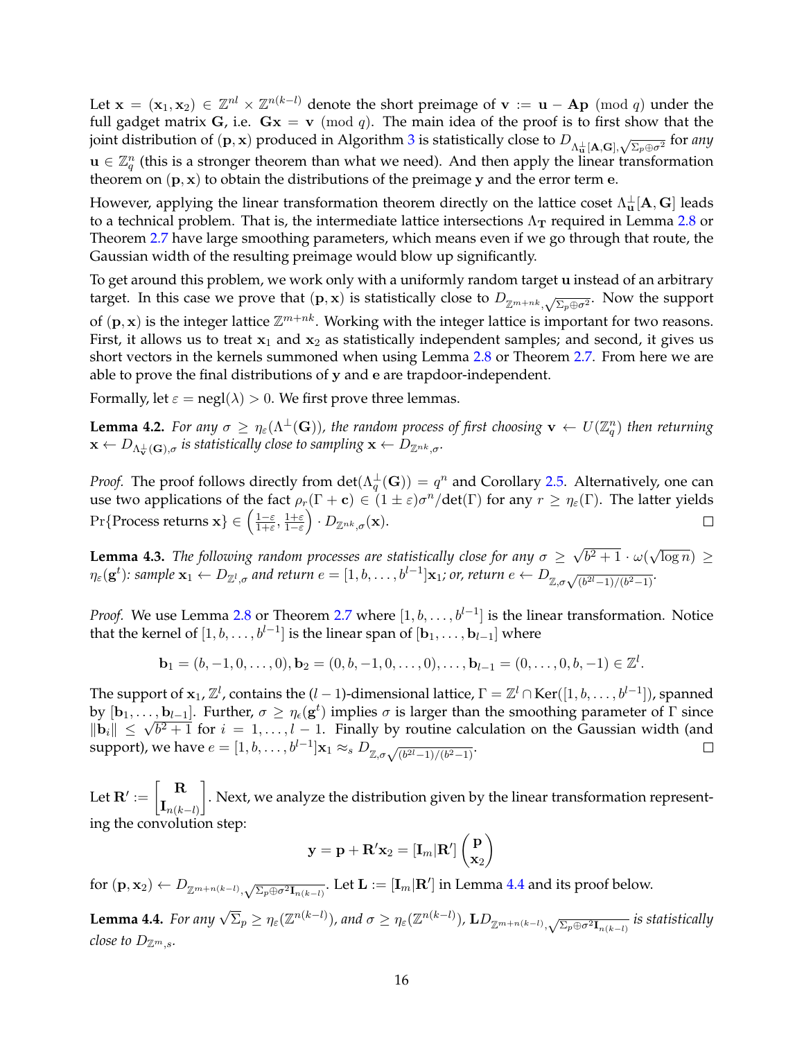Let $\mathbf{x} = (\mathbf{x}_1, \mathbf{x}_2) \in \mathbb{Z}^{nl} \times \mathbb{Z}^{n(k-l)}$ denote the short preimage of $\mathbf{v} := \mathbf{u} - \mathbf{A}\mathbf{p} \pmod q$ under the full gadget matrix $\mathbf{G}$, i.e. $\mathbf{G}\mathbf{x} = \mathbf{v} \pmod q$. The main idea of the proof is to first show that the joint distribution of $(\mathbf{p}, \mathbf{x})$ produced in Algorithm 3 is statistically close to $D_{\Lambda^{\perp}_{\mathbf{u}}[\mathbf{A},\mathbf{G}],\sqrt{\Sigma_p \oplus \sigma^2}}$ for *any* $\mathbf{u} \in \mathbb{Z}_q^n$ (this is a stronger theorem than what we need). And then apply the linear transformation theorem on $(\mathbf{p}, \mathbf{x})$ to obtain the distributions of the preimage $\mathbf{y}$ and the error term $\mathbf{e}$.

However, applying the linear transformation theorem directly on the lattice coset $\Lambda^{\perp}_{\mathbf{u}}[\mathbf{A}, \mathbf{G}]$ leads to a technical problem. That is, the intermediate lattice intersections $\Lambda_{\mathbf{T}}$ required in Lemma 2.8 or Theorem 2.7 have large smoothing parameters, which means even if we go through that route, the Gaussian width of the resulting preimage would blow up significantly.

To get around this problem, we work only with a uniformly random target $\mathbf{u}$ instead of an arbitrary target. In this case we prove that $(\mathbf{p}, \mathbf{x})$ is statistically close to $D_{\mathbb{Z}^{m+nk},\sqrt{\Sigma_p \oplus \sigma^2}}$. Now the support of $(\mathbf{p}, \mathbf{x})$ is the integer lattice $\mathbb{Z}^{m+nk}$. Working with the integer lattice is important for two reasons. First, it allows us to treat $\mathbf{x}_1$ and $\mathbf{x}_2$ as statistically independent samples; and second, it gives us short vectors in the kernels summoned when using Lemma 2.8 or Theorem 2.7. From here we are able to prove the final distributions of $\mathbf{y}$ and $\mathbf{e}$ are trapdoor-independent.

Formally, let $\varepsilon = \text{negl}(\lambda) > 0$. We first prove three lemmas.

**Lemma 4.2.** *For any $\sigma \geq \eta_\varepsilon(\Lambda^{\perp}(\mathbf{G}))$, the random process of first choosing $\mathbf{v} \leftarrow U(\mathbb{Z}_q^n)$ then returning $\mathbf{x} \leftarrow D_{\Lambda^{\perp}_{\mathbf{v}}(\mathbf{G}),\sigma}$ is statistically close to sampling $\mathbf{x} \leftarrow D_{\mathbb{Z}^{nk},\sigma}$.*

*Proof.* The proof follows directly from $\det(\Lambda_q^{\perp}(\mathbf{G})) = q^n$ and Corollary 2.5. Alternatively, one can use two applications of the fact $\rho_r(\Gamma + \mathbf{c}) \in (1 \pm \varepsilon)\sigma^n/\det(\Gamma)$ for any $r \geq \eta_\varepsilon(\Gamma)$. The latter yields $\Pr\{\text{Process returns } \mathbf{x}\} \in \left(\frac{1-\varepsilon}{1+\varepsilon}, \frac{1+\varepsilon}{1-\varepsilon}\right) \cdot D_{\mathbb{Z}^{nk},\sigma}(\mathbf{x})$. $\square$

**Lemma 4.3.** *The following random processes are statistically close for any $\sigma \geq \sqrt{b^2+1} \cdot \omega(\sqrt{\log n}) \geq \eta_\varepsilon(\mathbf{g}^t)$: sample $\mathbf{x}_1 \leftarrow D_{\mathbb{Z}^l,\sigma}$ and return $e = [1, b, \ldots, b^{l-1}]\mathbf{x}_1$; or, return $e \leftarrow D_{\mathbb{Z},\sigma\sqrt{(b^{2l}-1)/(b^2-1)}}$.*

*Proof.* We use Lemma 2.8 or Theorem 2.7 where $[1, b, \ldots, b^{l-1}]$ is the linear transformation. Notice that the kernel of $[1, b, \ldots, b^{l-1}]$ is the linear span of $[\mathbf{b}_1, \ldots, \mathbf{b}_{l-1}]$ where

$$\mathbf{b}_1 = (b, -1, 0, \ldots, 0), \mathbf{b}_2 = (0, b, -1, 0, \ldots, 0), \ldots, \mathbf{b}_{l-1} = (0, \ldots, 0, b, -1) \in \mathbb{Z}^l.$$

The support of $\mathbf{x}_1$, $\mathbb{Z}^l$, contains the $(l-1)$-dimensional lattice, $\Gamma = \mathbb{Z}^l \cap \text{Ker}([1, b, \ldots, b^{l-1}])$, spanned by $[\mathbf{b}_1, \ldots, \mathbf{b}_{l-1}]$. Further, $\sigma \geq \eta_\epsilon(\mathbf{g}^t)$ implies $\sigma$ is larger than the smoothing parameter of $\Gamma$ since $\|\mathbf{b}_i\| \leq \sqrt{b^2+1}$ for $i = 1, \ldots, l-1$. Finally by routine calculation on the Gaussian width (and support), we have $e = [1, b, \ldots, b^{l-1}]\mathbf{x}_1 \approx_s D_{\mathbb{Z},\sigma\sqrt{(b^{2l}-1)/(b^2-1)}}$. $\square$

Let $\mathbf{R}' := \begin{bmatrix} \mathbf{R} \\ \mathbf{I}_{n(k-l)} \end{bmatrix}$. Next, we analyze the distribution given by the linear transformation representing the convolution step:

$$\mathbf{y} = \mathbf{p} + \mathbf{R}'\mathbf{x}_2 = [\mathbf{I}_m | \mathbf{R}'] \begin{pmatrix} \mathbf{p} \\ \mathbf{x}_2 \end{pmatrix}$$

for $(\mathbf{p}, \mathbf{x}_2) \leftarrow D_{\mathbb{Z}^{m+n(k-l)},\sqrt{\Sigma_p \oplus \sigma^2 \mathbf{I}_{n(k-l)}}}$. Let $\mathbf{L} := [\mathbf{I}_m | \mathbf{R}']$ in Lemma 4.4 and its proof below.

**Lemma 4.4.** *For any $\sqrt{\Sigma_p} \geq \eta_\varepsilon(\mathbb{Z}^{n(k-l)})$, and $\sigma \geq \eta_\varepsilon(\mathbb{Z}^{n(k-l)})$, $\mathbf{L}D_{\mathbb{Z}^{m+n(k-l)},\sqrt{\Sigma_p \oplus \sigma^2 \mathbf{I}_{n(k-l)}}}$ is statistically close to $D_{\mathbb{Z}^m,s}$.*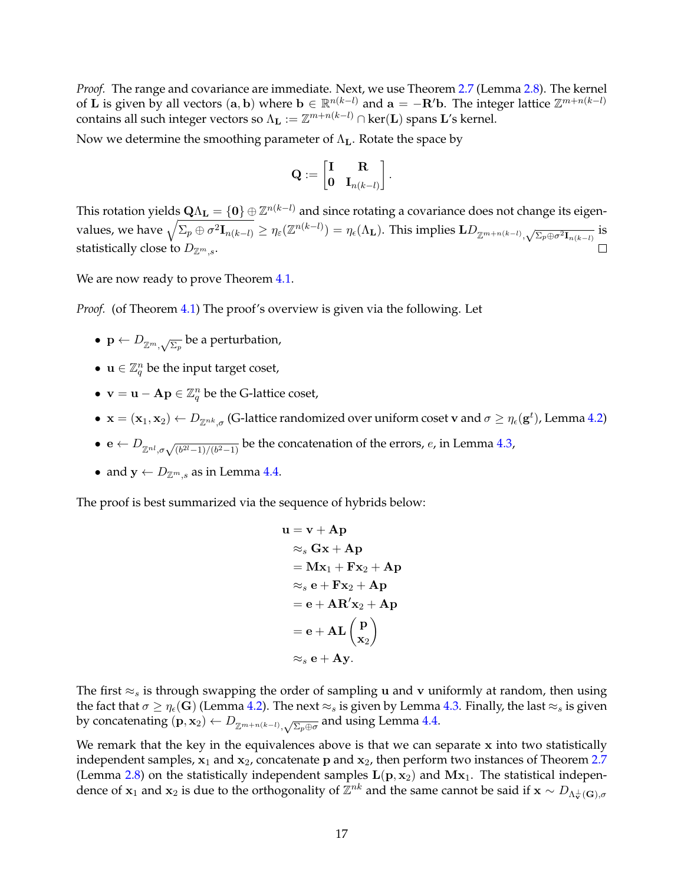*Proof.* The range and covariance are immediate. Next, we use Theorem 2.7 (Lemma 2.8). The kernel of $\mathbf{L}$ is given by all vectors $(\mathbf{a}, \mathbf{b})$ where $\mathbf{b} \in \mathbb{R}^{n(k-l)}$ and $\mathbf{a} = -\mathbf{R}'\mathbf{b}$. The integer lattice $\mathbb{Z}^{m+n(k-l)}$ contains all such integer vectors so $\Lambda_{\mathbf{L}} := \mathbb{Z}^{m+n(k-l)} \cap \ker(\mathbf{L})$ spans $\mathbf{L}$'s kernel.

Now we determine the smoothing parameter of $\Lambda_{\mathbf{L}}$. Rotate the space by

$$\mathbf{Q} := \begin{bmatrix} \mathbf{I} & \mathbf{R} \\ \mathbf{0} & \mathbf{I}_{n(k-l)} \end{bmatrix}.$$

This rotation yields $\mathbf{Q}\Lambda_{\mathbf{L}} = \{\mathbf{0}\} \oplus \mathbb{Z}^{n(k-l)}$ and since rotating a covariance does not change its eigenvalues, we have $\sqrt{\Sigma_p \oplus \sigma^2 \mathbf{I}_{n(k-l)}} \geq \eta_\varepsilon(\mathbb{Z}^{n(k-l)}) = \eta_\epsilon(\Lambda_{\mathbf{L}})$. This implies $\mathbf{L}D_{\mathbb{Z}^{m+n(k-l)}, \sqrt{\Sigma_p \oplus \sigma^2 \mathbf{I}_{n(k-l)}}}$ is statistically close to $D_{\mathbb{Z}^m, s}$. □

We are now ready to prove Theorem 4.1.

*Proof.* (of Theorem 4.1) The proof's overview is given via the following. Let

- $\mathbf{p} \leftarrow D_{\mathbb{Z}^m, \sqrt{\Sigma_p}}$ be a perturbation,
- $\mathbf{u} \in \mathbb{Z}_q^n$ be the input target coset,
- $\mathbf{v} = \mathbf{u} - \mathbf{A}\mathbf{p} \in \mathbb{Z}_q^n$ be the G-lattice coset,
- $\mathbf{x} = (\mathbf{x}_1, \mathbf{x}_2) \leftarrow D_{\mathbb{Z}^{nk}, \sigma}$ (G-lattice randomized over uniform coset $\mathbf{v}$ and $\sigma \geq \eta_\epsilon(\mathbf{g}^t)$, Lemma 4.2)
- $\mathbf{e} \leftarrow D_{\mathbb{Z}^{nl}, \sigma\sqrt{(b^{2l}-1)/(b^2-1)}}$ be the concatenation of the errors, $e$, in Lemma 4.3,
- and $\mathbf{y} \leftarrow D_{\mathbb{Z}^m, s}$ as in Lemma 4.4.

The proof is best summarized via the sequence of hybrids below:

$$\begin{aligned}
\mathbf{u} &= \mathbf{v} + \mathbf{A}\mathbf{p} \\
&\approx_s \mathbf{G}\mathbf{x} + \mathbf{A}\mathbf{p} \\
&= \mathbf{M}\mathbf{x}_1 + \mathbf{F}\mathbf{x}_2 + \mathbf{A}\mathbf{p} \\
&\approx_s \mathbf{e} + \mathbf{F}\mathbf{x}_2 + \mathbf{A}\mathbf{p} \\
&= \mathbf{e} + \mathbf{A}\mathbf{R}'\mathbf{x}_2 + \mathbf{A}\mathbf{p} \\
&= \mathbf{e} + \mathbf{A}\mathbf{L}\begin{pmatrix} \mathbf{p} \\ \mathbf{x}_2 \end{pmatrix} \\
&\approx_s \mathbf{e} + \mathbf{A}\mathbf{y}.
\end{aligned}$$

The first $\approx_s$ is through swapping the order of sampling $\mathbf{u}$ and $\mathbf{v}$ uniformly at random, then using the fact that $\sigma \geq \eta_\epsilon(\mathbf{G})$ (Lemma 4.2). The next $\approx_s$ is given by Lemma 4.3. Finally, the last $\approx_s$ is given by concatenating $(\mathbf{p}, \mathbf{x}_2) \leftarrow D_{\mathbb{Z}^{m+n(k-l)}, \sqrt{\Sigma_p \oplus \sigma}}$ and using Lemma 4.4.

We remark that the key in the equivalences above is that we can separate $\mathbf{x}$ into two statistically independent samples, $\mathbf{x}_1$ and $\mathbf{x}_2$, concatenate $\mathbf{p}$ and $\mathbf{x}_2$, then perform two instances of Theorem 2.7 (Lemma 2.8) on the statistically independent samples $\mathbf{L}(\mathbf{p}, \mathbf{x}_2)$ and $\mathbf{M}\mathbf{x}_1$. The statistical independence of $\mathbf{x}_1$ and $\mathbf{x}_2$ is due to the orthogonality of $\mathbb{Z}^{nk}$ and the same cannot be said if $\mathbf{x} \sim D_{\Lambda_{\mathbf{v}}^{\perp}(\mathbf{G}), \sigma}$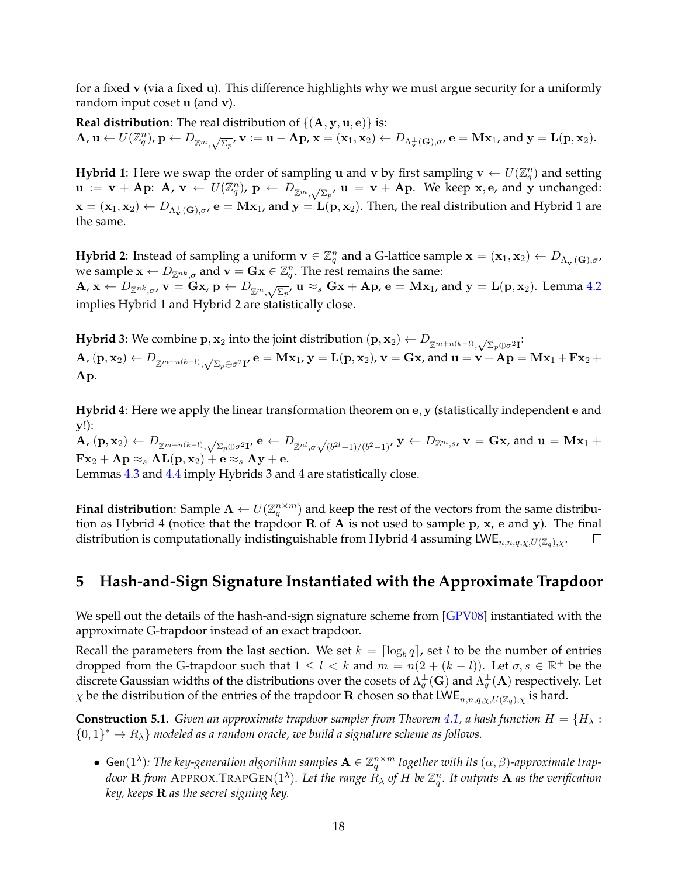for a fixed $\mathbf{v}$ (via a fixed $\mathbf{u}$). This difference highlights why we must argue security for a uniformly random input coset $\mathbf{u}$ (and $\mathbf{v}$).

**Real distribution**: The real distribution of $\{(\mathbf{A}, \mathbf{y}, \mathbf{u}, \mathbf{e})\}$ is:
$\mathbf{A}, \mathbf{u} \leftarrow U(\mathbb{Z}_q^n)$, $\mathbf{p} \leftarrow D_{\mathbb{Z}^m, \sqrt{\Sigma_p}}$, $\mathbf{v} := \mathbf{u} - \mathbf{A}\mathbf{p}$, $\mathbf{x} = (\mathbf{x}_1, \mathbf{x}_2) \leftarrow D_{\Lambda_{\mathbf{v}}^{\perp}(\mathbf{G}), \sigma}$, $\mathbf{e} = \mathbf{M}\mathbf{x}_1$, and $\mathbf{y} = \mathbf{L}(\mathbf{p}, \mathbf{x}_2)$.

**Hybrid 1**: Here we swap the order of sampling $\mathbf{u}$ and $\mathbf{v}$ by first sampling $\mathbf{v} \leftarrow U(\mathbb{Z}_q^n)$ and setting $\mathbf{u} := \mathbf{v} + \mathbf{A}\mathbf{p}$: $\mathbf{A}, \mathbf{v} \leftarrow U(\mathbb{Z}_q^n)$, $\mathbf{p} \leftarrow D_{\mathbb{Z}^m, \sqrt{\Sigma_p}}$, $\mathbf{u} = \mathbf{v} + \mathbf{A}\mathbf{p}$. We keep $\mathbf{x}, \mathbf{e}$, and $\mathbf{y}$ unchanged: $\mathbf{x} = (\mathbf{x}_1, \mathbf{x}_2) \leftarrow D_{\Lambda_{\mathbf{v}}^{\perp}(\mathbf{G}), \sigma}$, $\mathbf{e} = \mathbf{M}\mathbf{x}_1$, and $\mathbf{y} = \mathbf{L}(\mathbf{p}, \mathbf{x}_2)$. Then, the real distribution and Hybrid 1 are the same.

**Hybrid 2**: Instead of sampling a uniform $\mathbf{v} \in \mathbb{Z}_q^n$ and a G-lattice sample $\mathbf{x} = (\mathbf{x}_1, \mathbf{x}_2) \leftarrow D_{\Lambda_{\mathbf{v}}^{\perp}(\mathbf{G}), \sigma}$, we sample $\mathbf{x} \leftarrow D_{\mathbb{Z}^{nk}, \sigma}$ and $\mathbf{v} = \mathbf{G}\mathbf{x} \in \mathbb{Z}_q^n$. The rest remains the same:
$\mathbf{A}, \mathbf{x} \leftarrow D_{\mathbb{Z}^{nk}, \sigma}$, $\mathbf{v} = \mathbf{G}\mathbf{x}$, $\mathbf{p} \leftarrow D_{\mathbb{Z}^m, \sqrt{\Sigma_p}}$, $\mathbf{u} \approx_s \mathbf{G}\mathbf{x} + \mathbf{A}\mathbf{p}$, $\mathbf{e} = \mathbf{M}\mathbf{x}_1$, and $\mathbf{y} = \mathbf{L}(\mathbf{p}, \mathbf{x}_2)$. Lemma 4.2 implies Hybrid 1 and Hybrid 2 are statistically close.

**Hybrid 3**: We combine $\mathbf{p}, \mathbf{x}_2$ into the joint distribution $(\mathbf{p}, \mathbf{x}_2) \leftarrow D_{\mathbb{Z}^{m+n(k-l)}, \sqrt{\Sigma_p \oplus \sigma^2 \mathbf{I}}}$:
$\mathbf{A}$, $(\mathbf{p}, \mathbf{x}_2) \leftarrow D_{\mathbb{Z}^{m+n(k-l)}, \sqrt{\Sigma_p \oplus \sigma^2 \mathbf{I}}}$, $\mathbf{e} = \mathbf{M}\mathbf{x}_1$, $\mathbf{y} = \mathbf{L}(\mathbf{p}, \mathbf{x}_2)$, $\mathbf{v} = \mathbf{G}\mathbf{x}$, and $\mathbf{u} = \mathbf{v} + \mathbf{A}\mathbf{p} = \mathbf{M}\mathbf{x}_1 + \mathbf{F}\mathbf{x}_2 + \mathbf{A}\mathbf{p}$.

**Hybrid 4**: Here we apply the linear transformation theorem on $\mathbf{e}, \mathbf{y}$ (statistically independent $\mathbf{e}$ and $\mathbf{y}$!):
$\mathbf{A}$, $(\mathbf{p}, \mathbf{x}_2) \leftarrow D_{\mathbb{Z}^{m+n(k-l)}, \sqrt{\Sigma_p \oplus \sigma^2 \mathbf{I}}}$, $\mathbf{e} \leftarrow D_{\mathbb{Z}^{nl}, \sigma\sqrt{(b^{2l}-1)/(b^2-1)}}$, $\mathbf{y} \leftarrow D_{\mathbb{Z}^m, s}$, $\mathbf{v} = \mathbf{G}\mathbf{x}$, and $\mathbf{u} = \mathbf{M}\mathbf{x}_1 + \mathbf{F}\mathbf{x}_2 + \mathbf{A}\mathbf{p} \approx_s \mathbf{A}\mathbf{L}(\mathbf{p}, \mathbf{x}_2) + \mathbf{e} \approx_s \mathbf{A}\mathbf{y} + \mathbf{e}$.
Lemmas 4.3 and 4.4 imply Hybrids 3 and 4 are statistically close.

**Final distribution**: Sample $\mathbf{A} \leftarrow U(\mathbb{Z}_q^{n \times m})$ and keep the rest of the vectors from the same distribution as Hybrid 4 (notice that the trapdoor $\mathbf{R}$ of $\mathbf{A}$ is not used to sample $\mathbf{p}$, $\mathbf{x}$, $\mathbf{e}$ and $\mathbf{y}$). The final distribution is computationally indistinguishable from Hybrid 4 assuming $\mathsf{LWE}_{n,n,q,\chi,U(\mathbb{Z}_q),\chi}$. □

## 5 Hash-and-Sign Signature Instantiated with the Approximate Trapdoor

We spell out the details of the hash-and-sign signature scheme from [GPV08] instantiated with the approximate G-trapdoor instead of an exact trapdoor.

Recall the parameters from the last section. We set $k = \lceil \log_b q \rceil$, set $l$ to be the number of entries dropped from the G-trapdoor such that $1 \le l < k$ and $m = n(2 + (k - l))$. Let $\sigma, s \in \mathbb{R}^+$ be the discrete Gaussian widths of the distributions over the cosets of $\Lambda_q^{\perp}(\mathbf{G})$ and $\Lambda_q^{\perp}(\mathbf{A})$ respectively. Let $\chi$ be the distribution of the entries of the trapdoor $\mathbf{R}$ chosen so that $\mathsf{LWE}_{n,n,q,\chi,U(\mathbb{Z}_q),\chi}$ is hard.

**Construction 5.1.** *Given an approximate trapdoor sampler from Theorem 4.1, a hash function $H = \{H_\lambda : \{0,1\}^* \to R_\lambda\}$ modeled as a random oracle, we build a signature scheme as follows.*

- $\mathsf{Gen}(1^\lambda)$: *The key-generation algorithm samples $\mathbf{A} \in \mathbb{Z}_q^{n \times m}$ together with its $(\alpha, \beta)$-approximate trapdoor $\mathbf{R}$ from* Approx.TrapGen$(1^\lambda)$. *Let the range $R_\lambda$ of $H$ be $\mathbb{Z}_q^n$. It outputs $\mathbf{A}$ as the verification key, keeps $\mathbf{R}$ as the secret signing key.*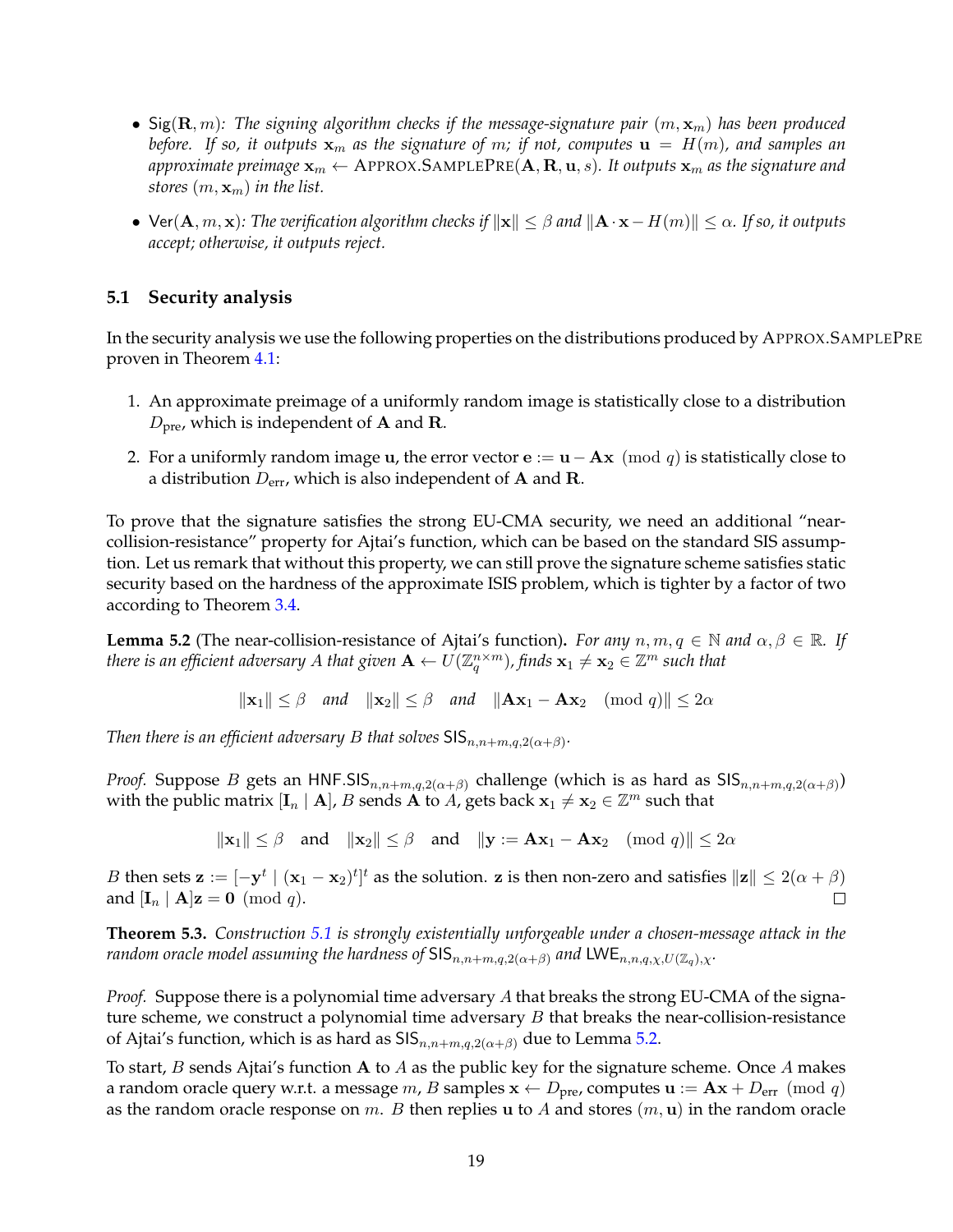- $\mathsf{Sig}(\mathbf{R}, m)$: *The signing algorithm checks if the message-signature pair* $(m, \mathbf{x}_m)$ *has been produced before. If so, it outputs* $\mathbf{x}_m$ *as the signature of* $m$*; if not, computes* $\mathbf{u} = H(m)$*, and samples an approximate preimage* $\mathbf{x}_m \leftarrow \text{APPROX.SAMPLEPRE}(\mathbf{A}, \mathbf{R}, \mathbf{u}, s)$*. It outputs* $\mathbf{x}_m$ *as the signature and stores* $(m, \mathbf{x}_m)$ *in the list.*
- $\mathsf{Ver}(\mathbf{A}, m, \mathbf{x})$: *The verification algorithm checks if* $\|\mathbf{x}\| \leq \beta$ *and* $\|\mathbf{A} \cdot \mathbf{x} - H(m)\| \leq \alpha$*. If so, it outputs accept; otherwise, it outputs reject.*

### 5.1 Security analysis

In the security analysis we use the following properties on the distributions produced by APPROX.SAMPLEPRE proven in Theorem 4.1:

1. An approximate preimage of a uniformly random image is statistically close to a distribution $D_{\text{pre}}$, which is independent of $\mathbf{A}$ and $\mathbf{R}$.
2. For a uniformly random image $\mathbf{u}$, the error vector $\mathbf{e} := \mathbf{u} - \mathbf{A}\mathbf{x} \pmod q$ is statistically close to a distribution $D_{\text{err}}$, which is also independent of $\mathbf{A}$ and $\mathbf{R}$.

To prove that the signature satisfies the strong EU-CMA security, we need an additional "near-collision-resistance" property for Ajtai's function, which can be based on the standard SIS assumption. Let us remark that without this property, we can still prove the signature scheme satisfies static security based on the hardness of the approximate ISIS problem, which is tighter by a factor of two according to Theorem 3.4.

**Lemma 5.2** (The near-collision-resistance of Ajtai's function)**.** *For any* $n, m, q \in \mathbb{N}$ *and* $\alpha, \beta \in \mathbb{R}$*. If there is an efficient adversary* $A$ *that given* $\mathbf{A} \leftarrow U(\mathbb{Z}_q^{n\times m})$*, finds* $\mathbf{x}_1 \neq \mathbf{x}_2 \in \mathbb{Z}^m$ *such that*

$$\|\mathbf{x}_1\| \leq \beta \quad \text{and} \quad \|\mathbf{x}_2\| \leq \beta \quad \text{and} \quad \|\mathbf{A}\mathbf{x}_1 - \mathbf{A}\mathbf{x}_2 \pmod q\| \leq 2\alpha$$

*Then there is an efficient adversary* $B$ *that solves* $\mathsf{SIS}_{n,n+m,q,2(\alpha+\beta)}$*.*

*Proof.* Suppose $B$ gets an $\mathsf{HNF.SIS}_{n,n+m,q,2(\alpha+\beta)}$ challenge (which is as hard as $\mathsf{SIS}_{n,n+m,q,2(\alpha+\beta)}$) with the public matrix $[\mathbf{I}_n \mid \mathbf{A}]$, $B$ sends $\mathbf{A}$ to $A$, gets back $\mathbf{x}_1 \neq \mathbf{x}_2 \in \mathbb{Z}^m$ such that

$$\|\mathbf{x}_1\| \leq \beta \quad \text{and} \quad \|\mathbf{x}_2\| \leq \beta \quad \text{and} \quad \|\mathbf{y} := \mathbf{A}\mathbf{x}_1 - \mathbf{A}\mathbf{x}_2 \pmod q\| \leq 2\alpha$$

$B$ then sets $\mathbf{z} := [-\mathbf{y}^t \mid (\mathbf{x}_1 - \mathbf{x}_2)^t]^t$ as the solution. $\mathbf{z}$ is then non-zero and satisfies $\|\mathbf{z}\| \leq 2(\alpha + \beta)$ and $[\mathbf{I}_n \mid \mathbf{A}]\mathbf{z} = \mathbf{0} \pmod q$. □

**Theorem 5.3.** *Construction 5.1 is strongly existentially unforgeable under a chosen-message attack in the random oracle model assuming the hardness of* $\mathsf{SIS}_{n,n+m,q,2(\alpha+\beta)}$ *and* $\mathsf{LWE}_{n,n,q,\chi,U(\mathbb{Z}_q),\chi}$*.*

*Proof.* Suppose there is a polynomial time adversary $A$ that breaks the strong EU-CMA of the signature scheme, we construct a polynomial time adversary $B$ that breaks the near-collision-resistance of Ajtai's function, which is as hard as $\mathsf{SIS}_{n,n+m,q,2(\alpha+\beta)}$ due to Lemma 5.2.

To start, $B$ sends Ajtai's function $\mathbf{A}$ to $A$ as the public key for the signature scheme. Once $A$ makes a random oracle query w.r.t. a message $m$, $B$ samples $\mathbf{x} \leftarrow D_{\text{pre}}$, computes $\mathbf{u} := \mathbf{A}\mathbf{x} + D_{\text{err}} \pmod q$ as the random oracle response on $m$. $B$ then replies $\mathbf{u}$ to $A$ and stores $(m, \mathbf{u})$ in the random oracle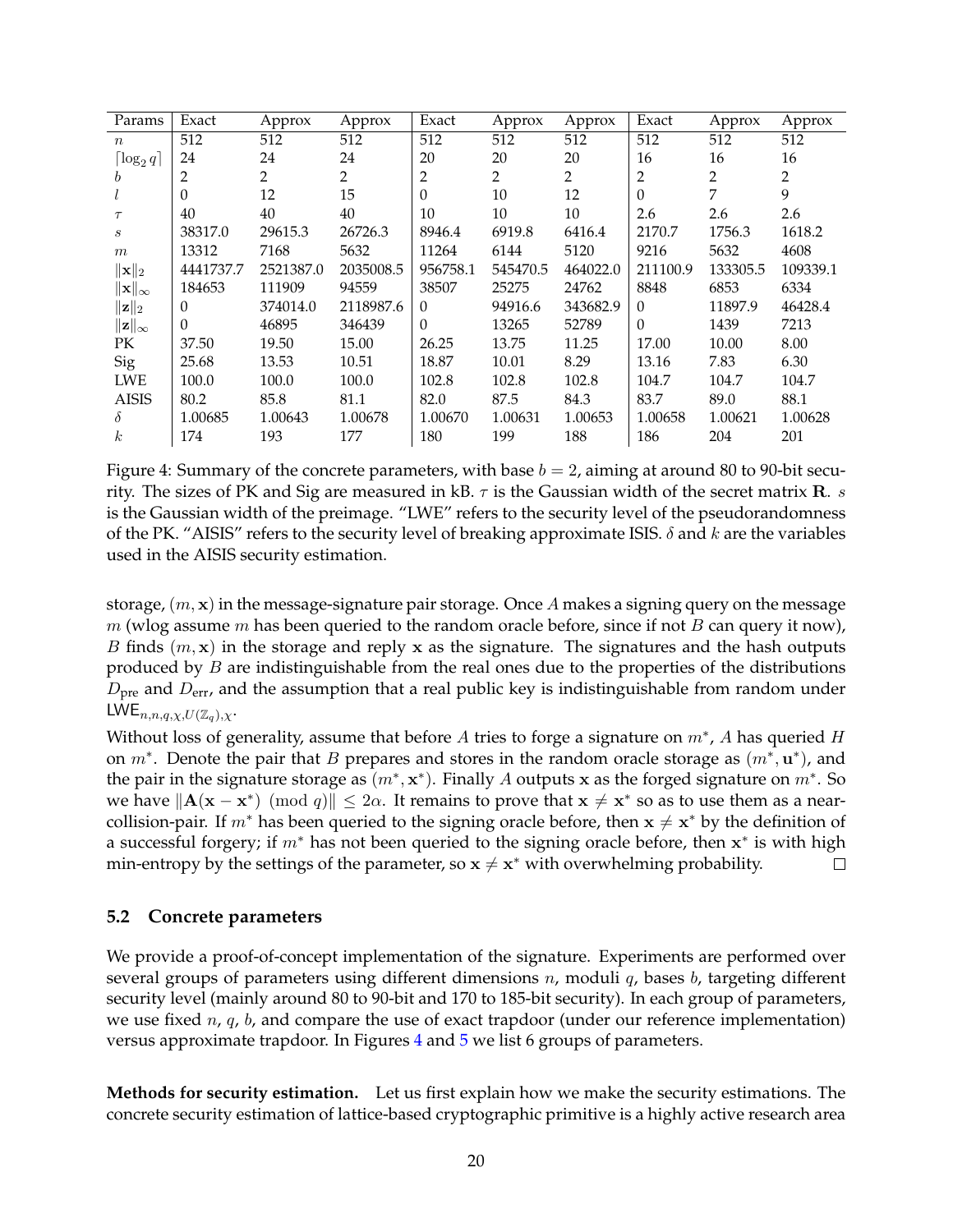| Params | Exact | Approx | Approx | Exact | Approx | Approx | Exact | Approx | Approx |
|---|---|---|---|---|---|---|---|---|---|
| $n$ | 512 | 512 | 512 | 512 | 512 | 512 | 512 | 512 | 512 |
| $\lceil \log_2 q \rceil$ | 24 | 24 | 24 | 20 | 20 | 20 | 16 | 16 | 16 |
| $b$ | 2 | 2 | 2 | 2 | 2 | 2 | 2 | 2 | 2 |
| $l$ | 0 | 12 | 15 | 0 | 10 | 12 | 0 | 7 | 9 |
| $\tau$ | 40 | 40 | 40 | 10 | 10 | 10 | 2.6 | 2.6 | 2.6 |
| $s$ | 38317.0 | 29615.3 | 26726.3 | 8946.4 | 6919.8 | 6416.4 | 2170.7 | 1756.3 | 1618.2 |
| $m$ | 13312 | 7168 | 5632 | 11264 | 6144 | 5120 | 9216 | 5632 | 4608 |
| $\|\mathbf{x}\|_2$ | 4441737.7 | 2521387.0 | 2035008.5 | 956758.1 | 545470.5 | 464022.0 | 211100.9 | 133305.5 | 109339.1 |
| $\|\mathbf{x}\|_\infty$ | 184653 | 111909 | 94559 | 38507 | 25275 | 24762 | 8848 | 6853 | 6334 |
| $\|\mathbf{z}\|_2$ | 0 | 374014.0 | 2118987.6 | 0 | 94916.6 | 343682.9 | 0 | 11897.9 | 46428.4 |
| $\|\mathbf{z}\|_\infty$ | 0 | 46895 | 346439 | 0 | 13265 | 52789 | 0 | 1439 | 7213 |
| PK | 37.50 | 19.50 | 15.00 | 26.25 | 13.75 | 11.25 | 17.00 | 10.00 | 8.00 |
| Sig | 25.68 | 13.53 | 10.51 | 18.87 | 10.01 | 8.29 | 13.16 | 7.83 | 6.30 |
| LWE | 100.0 | 100.0 | 100.0 | 102.8 | 102.8 | 102.8 | 104.7 | 104.7 | 104.7 |
| AISIS | 80.2 | 85.8 | 81.1 | 82.0 | 87.5 | 84.3 | 83.7 | 89.0 | 88.1 |
| $\delta$ | 1.00685 | 1.00643 | 1.00678 | 1.00670 | 1.00631 | 1.00653 | 1.00658 | 1.00621 | 1.00628 |
| $k$ | 174 | 193 | 177 | 180 | 199 | 188 | 186 | 204 | 201 |

Figure 4: Summary of the concrete parameters, with base $b = 2$, aiming at around 80 to 90-bit security. The sizes of PK and Sig are measured in kB. $\tau$ is the Gaussian width of the secret matrix $\mathbf{R}$. $s$ is the Gaussian width of the preimage. "LWE" refers to the security level of the pseudorandomness of the PK. "AISIS" refers to the security level of breaking approximate ISIS. $\delta$ and $k$ are the variables used in the AISIS security estimation.

storage, $(m, \mathbf{x})$ in the message-signature pair storage. Once $A$ makes a signing query on the message $m$ (wlog assume $m$ has been queried to the random oracle before, since if not $B$ can query it now), $B$ finds $(m, \mathbf{x})$ in the storage and reply $\mathbf{x}$ as the signature. The signatures and the hash outputs produced by $B$ are indistinguishable from the real ones due to the properties of the distributions $D_{\text{pre}}$ and $D_{\text{err}}$, and the assumption that a real public key is indistinguishable from random under $\mathsf{LWE}_{n,n,q,\chi,U(\mathbb{Z}_q),\chi}$.

Without loss of generality, assume that before $A$ tries to forge a signature on $m^*$, $A$ has queried $H$ on $m^*$. Denote the pair that $B$ prepares and stores in the random oracle storage as $(m^*, \mathbf{u}^*)$, and the pair in the signature storage as $(m^*, \mathbf{x}^*)$. Finally $A$ outputs $\mathbf{x}$ as the forged signature on $m^*$. So we have $\|\mathbf{A}(\mathbf{x} - \mathbf{x}^*) \pmod q\| \leq 2\alpha$. It remains to prove that $\mathbf{x} \neq \mathbf{x}^*$ so as to use them as a near-collision-pair. If $m^*$ has been queried to the signing oracle before, then $\mathbf{x} \neq \mathbf{x}^*$ by the definition of a successful forgery; if $m^*$ has not been queried to the signing oracle before, then $\mathbf{x}^*$ is with high min-entropy by the settings of the parameter, so $\mathbf{x} \neq \mathbf{x}^*$ with overwhelming probability. □

### 5.2 Concrete parameters

We provide a proof-of-concept implementation of the signature. Experiments are performed over several groups of parameters using different dimensions $n$, moduli $q$, bases $b$, targeting different security level (mainly around 80 to 90-bit and 170 to 185-bit security). In each group of parameters, we use fixed $n$, $q$, $b$, and compare the use of exact trapdoor (under our reference implementation) versus approximate trapdoor. In Figures 4 and 5 we list 6 groups of parameters.

**Methods for security estimation.** Let us first explain how we make the security estimations. The concrete security estimation of lattice-based cryptographic primitive is a highly active research area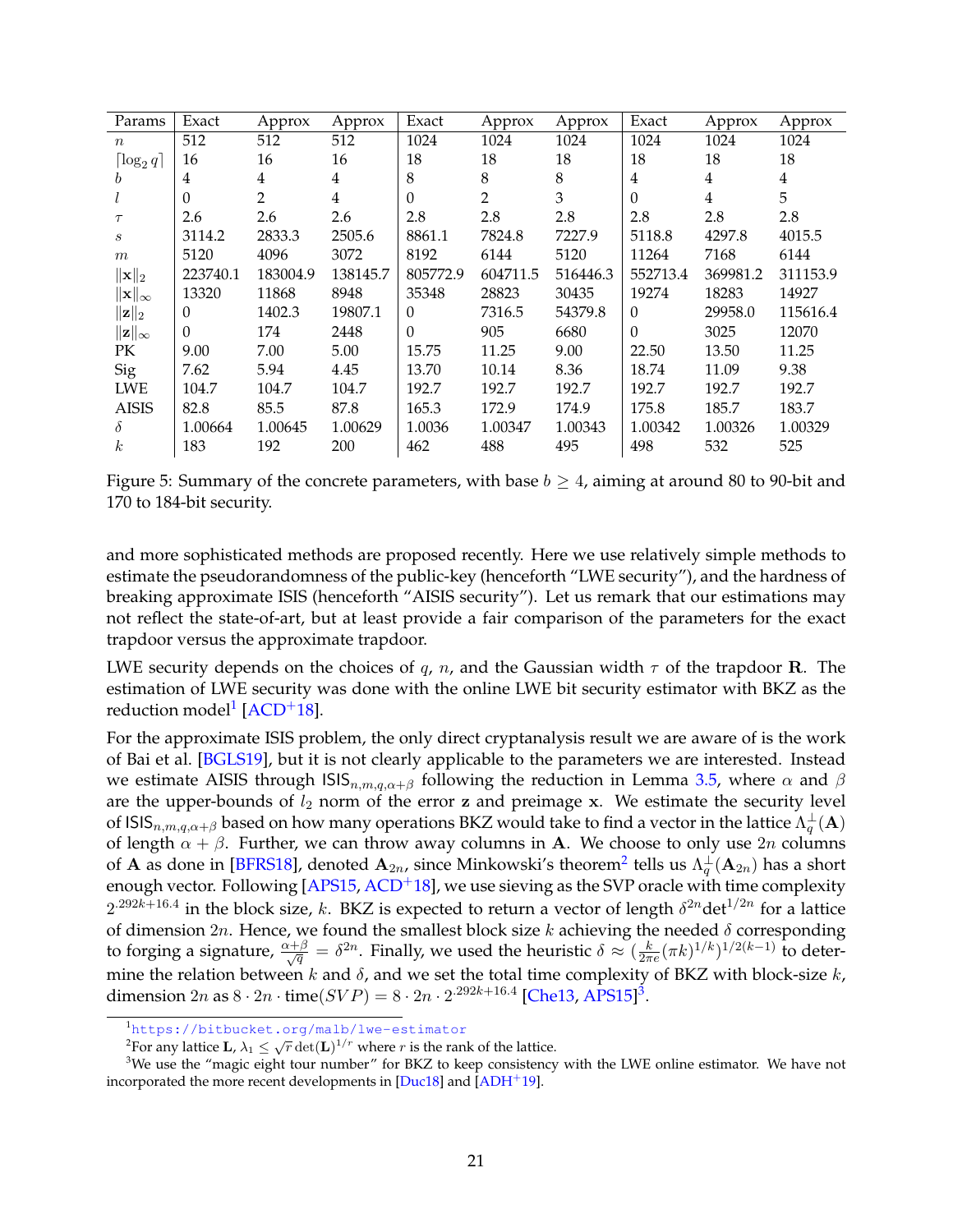| Params | Exact | Approx | Approx | Exact | Approx | Approx | Exact | Approx | Approx |
|---|---|---|---|---|---|---|---|---|---|
| $n$ | 512 | 512 | 512 | 1024 | 1024 | 1024 | 1024 | 1024 | 1024 |
| $\lceil \log_2 q \rceil$ | 16 | 16 | 16 | 18 | 18 | 18 | 18 | 18 | 18 |
| $b$ | 4 | 4 | 4 | 8 | 8 | 8 | 4 | 4 | 4 |
| $l$ | 0 | 2 | 4 | 0 | 2 | 3 | 0 | 4 | 5 |
| $\tau$ | 2.6 | 2.6 | 2.6 | 2.8 | 2.8 | 2.8 | 2.8 | 2.8 | 2.8 |
| $s$ | 3114.2 | 2833.3 | 2505.6 | 8861.1 | 7824.8 | 7227.9 | 5118.8 | 4297.8 | 4015.5 |
| $m$ | 5120 | 4096 | 3072 | 8192 | 6144 | 5120 | 11264 | 7168 | 6144 |
| $\|\mathbf{x}\|_2$ | 223740.1 | 183004.9 | 138145.7 | 805772.9 | 604711.5 | 516446.3 | 552713.4 | 369981.2 | 311153.9 |
| $\|\mathbf{x}\|_\infty$ | 13320 | 11868 | 8948 | 35348 | 28823 | 30435 | 19274 | 18283 | 14927 |
| $\|\mathbf{z}\|_2$ | 0 | 1402.3 | 19807.1 | 0 | 7316.5 | 54379.8 | 0 | 29958.0 | 115616.4 |
| $\|\mathbf{z}\|_\infty$ | 0 | 174 | 2448 | 0 | 905 | 6680 | 0 | 3025 | 12070 |
| PK | 9.00 | 7.00 | 5.00 | 15.75 | 11.25 | 9.00 | 22.50 | 13.50 | 11.25 |
| Sig | 7.62 | 5.94 | 4.45 | 13.70 | 10.14 | 8.36 | 18.74 | 11.09 | 9.38 |
| LWE | 104.7 | 104.7 | 104.7 | 192.7 | 192.7 | 192.7 | 192.7 | 192.7 | 192.7 |
| AISIS | 82.8 | 85.5 | 87.8 | 165.3 | 172.9 | 174.9 | 175.8 | 185.7 | 183.7 |
| $\delta$ | 1.00664 | 1.00645 | 1.00629 | 1.0036 | 1.00347 | 1.00343 | 1.00342 | 1.00326 | 1.00329 |
| $k$ | 183 | 192 | 200 | 462 | 488 | 495 | 498 | 532 | 525 |

Figure 5: Summary of the concrete parameters, with base $b \geq 4$, aiming at around 80 to 90-bit and 170 to 184-bit security.

and more sophisticated methods are proposed recently. Here we use relatively simple methods to estimate the pseudorandomness of the public-key (henceforth "LWE security"), and the hardness of breaking approximate ISIS (henceforth "AISIS security"). Let us remark that our estimations may not reflect the state-of-art, but at least provide a fair comparison of the parameters for the exact trapdoor versus the approximate trapdoor.

LWE security depends on the choices of $q$, $n$, and the Gaussian width $\tau$ of the trapdoor $\mathbf{R}$. The estimation of LWE security was done with the online LWE bit security estimator with BKZ as the reduction model[1] [ACD+18].

For the approximate ISIS problem, the only direct cryptanalysis result we are aware of is the work of Bai et al. [BGLS19], but it is not clearly applicable to the parameters we are interested. Instead we estimate AISIS through $\mathsf{ISIS}_{n,m,q,\alpha+\beta}$ following the reduction in Lemma 3.5, where $\alpha$ and $\beta$ are the upper-bounds of $l_2$ norm of the error $\mathbf{z}$ and preimage $\mathbf{x}$. We estimate the security level of $\mathsf{ISIS}_{n,m,q,\alpha+\beta}$ based on how many operations BKZ would take to find a vector in the lattice $\Lambda_q^\perp(\mathbf{A})$ of length $\alpha + \beta$. Further, we can throw away columns in $\mathbf{A}$. We choose to only use $2n$ columns of $\mathbf{A}$ as done in [BFRS18], denoted $\mathbf{A}_{2n}$, since Minkowski's theorem[2] tells us $\Lambda_q^\perp(\mathbf{A}_{2n})$ has a short enough vector. Following [APS15, ACD+18], we use sieving as the SVP oracle with time complexity $2^{.292k+16.4}$ in the block size, $k$. BKZ is expected to return a vector of length $\delta^{2n}\det^{1/2n}$ for a lattice of dimension $2n$. Hence, we found the smallest block size $k$ achieving the needed $\delta$ corresponding to forging a signature, $\frac{\alpha+\beta}{\sqrt{q}} = \delta^{2n}$. Finally, we used the heuristic $\delta \approx (\frac{k}{2\pi e}(\pi k)^{1/k})^{1/2(k-1)}$ to determine the relation between $k$ and $\delta$, and we set the total time complexity of BKZ with block-size $k$, dimension $2n$ as $8 \cdot 2n \cdot \text{time}(SVP) = 8 \cdot 2n \cdot 2^{.292k+16.4}$ [Che13, APS15][3].

[1] https://bitbucket.org/malb/lwe-estimator

[2] For any lattice $\mathbf{L}$, $\lambda_1 \leq \sqrt{r}\det(\mathbf{L})^{1/r}$ where $r$ is the rank of the lattice.

[3] We use the "magic eight tour number" for BKZ to keep consistency with the LWE online estimator. We have not incorporated the more recent developments in [Duc18] and [ADH+19].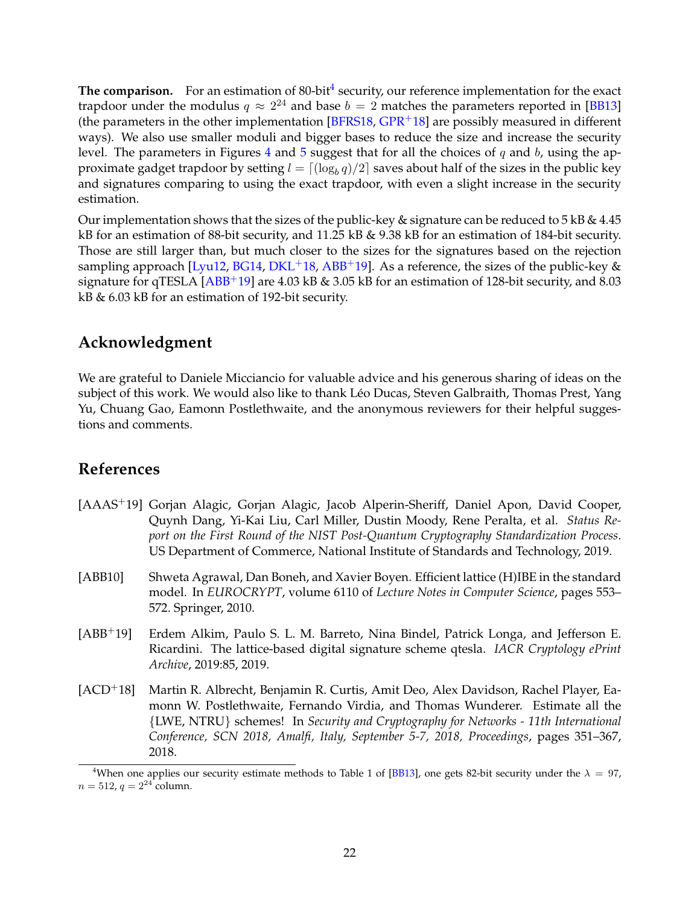**The comparison.** For an estimation of 80-bit[4] security, our reference implementation for the exact trapdoor under the modulus $q \approx 2^{24}$ and base $b = 2$ matches the parameters reported in [BB13] (the parameters in the other implementation [BFRS18, GPR+18] are possibly measured in different ways). We also use smaller moduli and bigger bases to reduce the size and increase the security level. The parameters in Figures 4 and 5 suggest that for all the choices of $q$ and $b$, using the approximate gadget trapdoor by setting $l = \lceil (\log_b q)/2 \rceil$ saves about half of the sizes in the public key and signatures comparing to using the exact trapdoor, with even a slight increase in the security estimation.

Our implementation shows that the sizes of the public-key & signature can be reduced to 5 kB & 4.45 kB for an estimation of 88-bit security, and 11.25 kB & 9.38 kB for an estimation of 184-bit security. Those are still larger than, but much closer to the sizes for the signatures based on the rejection sampling approach [Lyu12, BG14, DKL+18, ABB+19]. As a reference, the sizes of the public-key & signature for qTESLA [ABB+19] are 4.03 kB & 3.05 kB for an estimation of 128-bit security, and 8.03 kB & 6.03 kB for an estimation of 192-bit security.

## Acknowledgment

We are grateful to Daniele Micciancio for valuable advice and his generous sharing of ideas on the subject of this work. We would also like to thank Léo Ducas, Steven Galbraith, Thomas Prest, Yang Yu, Chuang Gao, Eamonn Postlethwaite, and the anonymous reviewers for their helpful suggestions and comments.

## References

[AAAS+19] Gorjan Alagic, Gorjan Alagic, Jacob Alperin-Sheriff, Daniel Apon, David Cooper, Quynh Dang, Yi-Kai Liu, Carl Miller, Dustin Moody, Rene Peralta, et al. *Status Report on the First Round of the NIST Post-Quantum Cryptography Standardization Process*. US Department of Commerce, National Institute of Standards and Technology, 2019.

[ABB10] Shweta Agrawal, Dan Boneh, and Xavier Boyen. Efficient lattice (H)IBE in the standard model. In *EUROCRYPT*, volume 6110 of *Lecture Notes in Computer Science*, pages 553–572. Springer, 2010.

[ABB+19] Erdem Alkim, Paulo S. L. M. Barreto, Nina Bindel, Patrick Longa, and Jefferson E. Ricardini. The lattice-based digital signature scheme qtesla. *IACR Cryptology ePrint Archive*, 2019:85, 2019.

[ACD+18] Martin R. Albrecht, Benjamin R. Curtis, Amit Deo, Alex Davidson, Rachel Player, Eamonn W. Postlethwaite, Fernando Virdia, and Thomas Wunderer. Estimate all the {LWE, NTRU} schemes! In *Security and Cryptography for Networks - 11th International Conference, SCN 2018, Amalfi, Italy, September 5-7, 2018, Proceedings*, pages 351–367, 2018.

[4] When one applies our security estimate methods to Table 1 of [BB13], one gets 82-bit security under the $\lambda = 97$, $n = 512$, $q = 2^{24}$ column.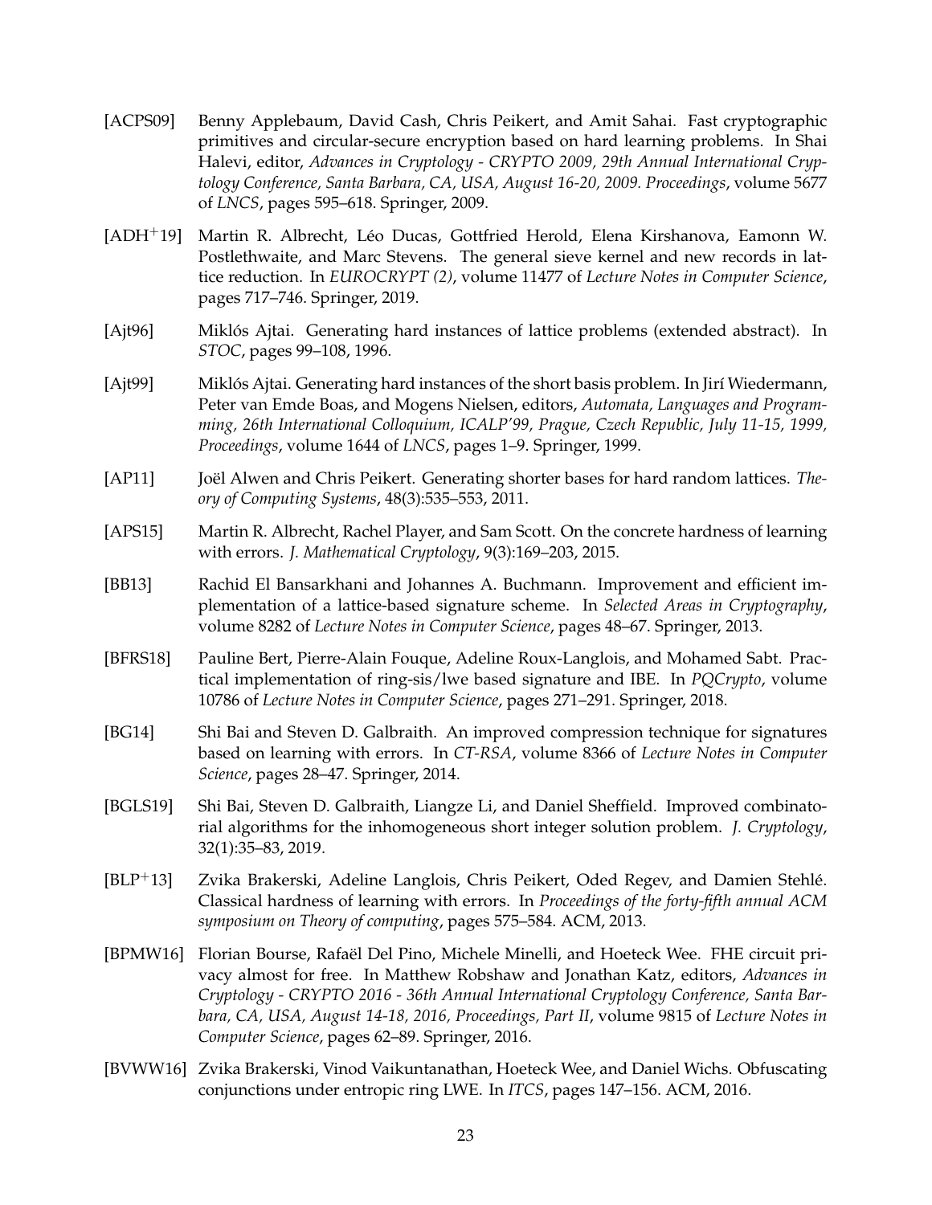[ACPS09] Benny Applebaum, David Cash, Chris Peikert, and Amit Sahai. Fast cryptographic primitives and circular-secure encryption based on hard learning problems. In Shai Halevi, editor, *Advances in Cryptology - CRYPTO 2009, 29th Annual International Cryptology Conference, Santa Barbara, CA, USA, August 16-20, 2009. Proceedings*, volume 5677 of *LNCS*, pages 595–618. Springer, 2009.

[ADH+19] Martin R. Albrecht, Léo Ducas, Gottfried Herold, Elena Kirshanova, Eamonn W. Postlethwaite, and Marc Stevens. The general sieve kernel and new records in lattice reduction. In *EUROCRYPT (2)*, volume 11477 of *Lecture Notes in Computer Science*, pages 717–746. Springer, 2019.

[Ajt96] Miklós Ajtai. Generating hard instances of lattice problems (extended abstract). In *STOC*, pages 99–108, 1996.

[Ajt99] Miklós Ajtai. Generating hard instances of the short basis problem. In Jirí Wiedermann, Peter van Emde Boas, and Mogens Nielsen, editors, *Automata, Languages and Programming, 26th International Colloquium, ICALP'99, Prague, Czech Republic, July 11-15, 1999, Proceedings*, volume 1644 of *LNCS*, pages 1–9. Springer, 1999.

[AP11] Joël Alwen and Chris Peikert. Generating shorter bases for hard random lattices. *Theory of Computing Systems*, 48(3):535–553, 2011.

[APS15] Martin R. Albrecht, Rachel Player, and Sam Scott. On the concrete hardness of learning with errors. *J. Mathematical Cryptology*, 9(3):169–203, 2015.

[BB13] Rachid El Bansarkhani and Johannes A. Buchmann. Improvement and efficient implementation of a lattice-based signature scheme. In *Selected Areas in Cryptography*, volume 8282 of *Lecture Notes in Computer Science*, pages 48–67. Springer, 2013.

[BFRS18] Pauline Bert, Pierre-Alain Fouque, Adeline Roux-Langlois, and Mohamed Sabt. Practical implementation of ring-sis/lwe based signature and IBE. In *PQCrypto*, volume 10786 of *Lecture Notes in Computer Science*, pages 271–291. Springer, 2018.

[BG14] Shi Bai and Steven D. Galbraith. An improved compression technique for signatures based on learning with errors. In *CT-RSA*, volume 8366 of *Lecture Notes in Computer Science*, pages 28–47. Springer, 2014.

[BGLS19] Shi Bai, Steven D. Galbraith, Liangze Li, and Daniel Sheffield. Improved combinatorial algorithms for the inhomogeneous short integer solution problem. *J. Cryptology*, 32(1):35–83, 2019.

[BLP+13] Zvika Brakerski, Adeline Langlois, Chris Peikert, Oded Regev, and Damien Stehlé. Classical hardness of learning with errors. In *Proceedings of the forty-fifth annual ACM symposium on Theory of computing*, pages 575–584. ACM, 2013.

[BPMW16] Florian Bourse, Rafaël Del Pino, Michele Minelli, and Hoeteck Wee. FHE circuit privacy almost for free. In Matthew Robshaw and Jonathan Katz, editors, *Advances in Cryptology - CRYPTO 2016 - 36th Annual International Cryptology Conference, Santa Barbara, CA, USA, August 14-18, 2016, Proceedings, Part II*, volume 9815 of *Lecture Notes in Computer Science*, pages 62–89. Springer, 2016.

[BVWW16] Zvika Brakerski, Vinod Vaikuntanathan, Hoeteck Wee, and Daniel Wichs. Obfuscating conjunctions under entropic ring LWE. In *ITCS*, pages 147–156. ACM, 2016.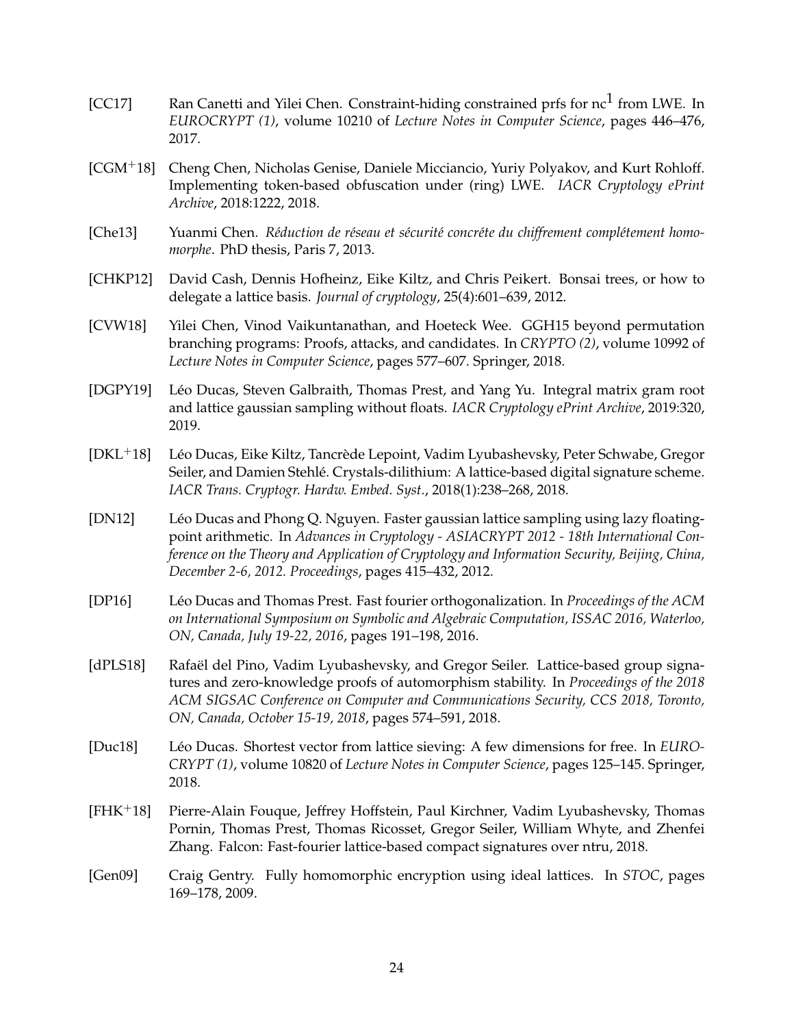[CC17] Ran Canetti and Yilei Chen. Constraint-hiding constrained prfs for $\text{nc}^1$ from LWE. In *EUROCRYPT (1)*, volume 10210 of *Lecture Notes in Computer Science*, pages 446–476, 2017.

[CGM+18] Cheng Chen, Nicholas Genise, Daniele Micciancio, Yuriy Polyakov, and Kurt Rohloff. Implementing token-based obfuscation under (ring) LWE. *IACR Cryptology ePrint Archive*, 2018:1222, 2018.

[Che13] Yuanmi Chen. *Réduction de réseau et sécurité concréte du chiffrement complétement homomorphe*. PhD thesis, Paris 7, 2013.

[CHKP12] David Cash, Dennis Hofheinz, Eike Kiltz, and Chris Peikert. Bonsai trees, or how to delegate a lattice basis. *Journal of cryptology*, 25(4):601–639, 2012.

[CVW18] Yilei Chen, Vinod Vaikuntanathan, and Hoeteck Wee. GGH15 beyond permutation branching programs: Proofs, attacks, and candidates. In *CRYPTO (2)*, volume 10992 of *Lecture Notes in Computer Science*, pages 577–607. Springer, 2018.

[DGPY19] Léo Ducas, Steven Galbraith, Thomas Prest, and Yang Yu. Integral matrix gram root and lattice gaussian sampling without floats. *IACR Cryptology ePrint Archive*, 2019:320, 2019.

[DKL+18] Léo Ducas, Eike Kiltz, Tancrède Lepoint, Vadim Lyubashevsky, Peter Schwabe, Gregor Seiler, and Damien Stehlé. Crystals-dilithium: A lattice-based digital signature scheme. *IACR Trans. Cryptogr. Hardw. Embed. Syst.*, 2018(1):238–268, 2018.

[DN12] Léo Ducas and Phong Q. Nguyen. Faster gaussian lattice sampling using lazy floating-point arithmetic. In *Advances in Cryptology - ASIACRYPT 2012 - 18th International Conference on the Theory and Application of Cryptology and Information Security, Beijing, China, December 2-6, 2012. Proceedings*, pages 415–432, 2012.

[DP16] Léo Ducas and Thomas Prest. Fast fourier orthogonalization. In *Proceedings of the ACM on International Symposium on Symbolic and Algebraic Computation, ISSAC 2016, Waterloo, ON, Canada, July 19-22, 2016*, pages 191–198, 2016.

[dPLS18] Rafaël del Pino, Vadim Lyubashevsky, and Gregor Seiler. Lattice-based group signatures and zero-knowledge proofs of automorphism stability. In *Proceedings of the 2018 ACM SIGSAC Conference on Computer and Communications Security, CCS 2018, Toronto, ON, Canada, October 15-19, 2018*, pages 574–591, 2018.

[Duc18] Léo Ducas. Shortest vector from lattice sieving: A few dimensions for free. In *EUROCRYPT (1)*, volume 10820 of *Lecture Notes in Computer Science*, pages 125–145. Springer, 2018.

[FHK+18] Pierre-Alain Fouque, Jeffrey Hoffstein, Paul Kirchner, Vadim Lyubashevsky, Thomas Pornin, Thomas Prest, Thomas Ricosset, Gregor Seiler, William Whyte, and Zhenfei Zhang. Falcon: Fast-fourier lattice-based compact signatures over ntru, 2018.

[Gen09] Craig Gentry. Fully homomorphic encryption using ideal lattices. In *STOC*, pages 169–178, 2009.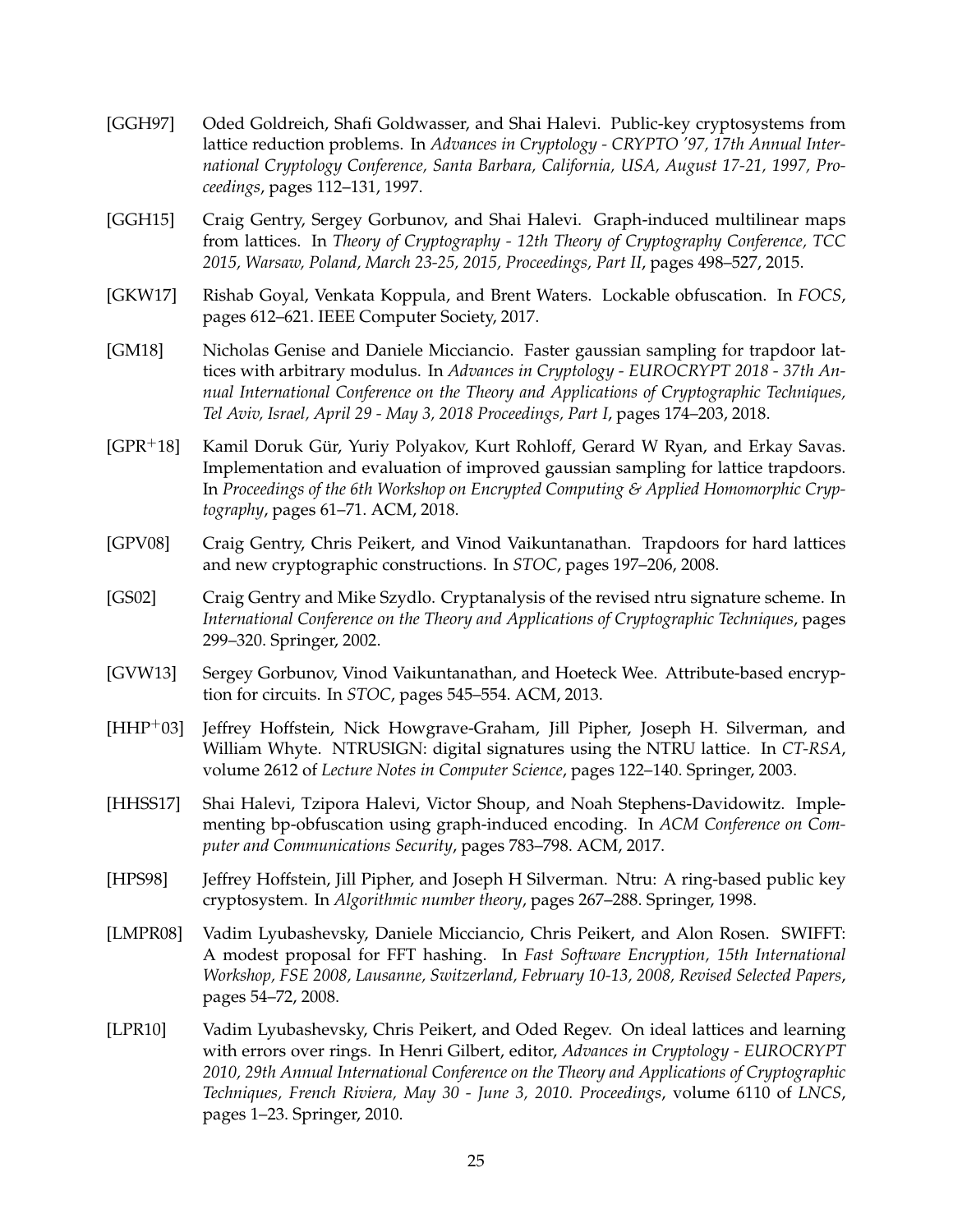[GGH97] Oded Goldreich, Shafi Goldwasser, and Shai Halevi. Public-key cryptosystems from lattice reduction problems. In *Advances in Cryptology - CRYPTO '97, 17th Annual International Cryptology Conference, Santa Barbara, California, USA, August 17-21, 1997, Proceedings*, pages 112–131, 1997.

[GGH15] Craig Gentry, Sergey Gorbunov, and Shai Halevi. Graph-induced multilinear maps from lattices. In *Theory of Cryptography - 12th Theory of Cryptography Conference, TCC 2015, Warsaw, Poland, March 23-25, 2015, Proceedings, Part II*, pages 498–527, 2015.

[GKW17] Rishab Goyal, Venkata Koppula, and Brent Waters. Lockable obfuscation. In *FOCS*, pages 612–621. IEEE Computer Society, 2017.

[GM18] Nicholas Genise and Daniele Micciancio. Faster gaussian sampling for trapdoor lattices with arbitrary modulus. In *Advances in Cryptology - EUROCRYPT 2018 - 37th Annual International Conference on the Theory and Applications of Cryptographic Techniques, Tel Aviv, Israel, April 29 - May 3, 2018 Proceedings, Part I*, pages 174–203, 2018.

[GPR+18] Kamil Doruk Gür, Yuriy Polyakov, Kurt Rohloff, Gerard W Ryan, and Erkay Savas. Implementation and evaluation of improved gaussian sampling for lattice trapdoors. In *Proceedings of the 6th Workshop on Encrypted Computing & Applied Homomorphic Cryptography*, pages 61–71. ACM, 2018.

[GPV08] Craig Gentry, Chris Peikert, and Vinod Vaikuntanathan. Trapdoors for hard lattices and new cryptographic constructions. In *STOC*, pages 197–206, 2008.

[GS02] Craig Gentry and Mike Szydlo. Cryptanalysis of the revised ntru signature scheme. In *International Conference on the Theory and Applications of Cryptographic Techniques*, pages 299–320. Springer, 2002.

[GVW13] Sergey Gorbunov, Vinod Vaikuntanathan, and Hoeteck Wee. Attribute-based encryption for circuits. In *STOC*, pages 545–554. ACM, 2013.

[HHP+03] Jeffrey Hoffstein, Nick Howgrave-Graham, Jill Pipher, Joseph H. Silverman, and William Whyte. NTRUSIGN: digital signatures using the NTRU lattice. In *CT-RSA*, volume 2612 of *Lecture Notes in Computer Science*, pages 122–140. Springer, 2003.

[HHSS17] Shai Halevi, Tzipora Halevi, Victor Shoup, and Noah Stephens-Davidowitz. Implementing bp-obfuscation using graph-induced encoding. In *ACM Conference on Computer and Communications Security*, pages 783–798. ACM, 2017.

[HPS98] Jeffrey Hoffstein, Jill Pipher, and Joseph H Silverman. Ntru: A ring-based public key cryptosystem. In *Algorithmic number theory*, pages 267–288. Springer, 1998.

[LMPR08] Vadim Lyubashevsky, Daniele Micciancio, Chris Peikert, and Alon Rosen. SWIFFT: A modest proposal for FFT hashing. In *Fast Software Encryption, 15th International Workshop, FSE 2008, Lausanne, Switzerland, February 10-13, 2008, Revised Selected Papers*, pages 54–72, 2008.

[LPR10] Vadim Lyubashevsky, Chris Peikert, and Oded Regev. On ideal lattices and learning with errors over rings. In Henri Gilbert, editor, *Advances in Cryptology - EUROCRYPT 2010, 29th Annual International Conference on the Theory and Applications of Cryptographic Techniques, French Riviera, May 30 - June 3, 2010. Proceedings*, volume 6110 of *LNCS*, pages 1–23. Springer, 2010.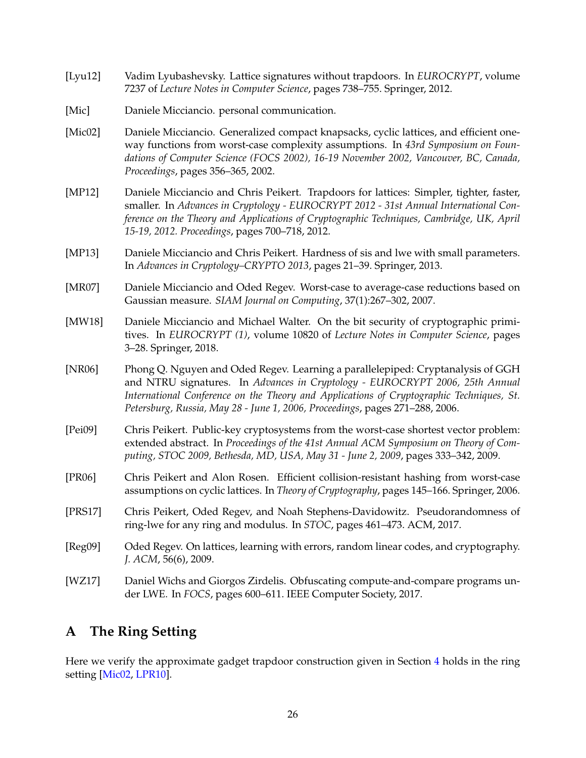[Lyu12] Vadim Lyubashevsky. Lattice signatures without trapdoors. In *EUROCRYPT*, volume 7237 of *Lecture Notes in Computer Science*, pages 738–755. Springer, 2012.

[Mic] Daniele Micciancio. personal communication.

[Mic02] Daniele Micciancio. Generalized compact knapsacks, cyclic lattices, and efficient one-way functions from worst-case complexity assumptions. In *43rd Symposium on Foundations of Computer Science (FOCS 2002), 16-19 November 2002, Vancouver, BC, Canada, Proceedings*, pages 356–365, 2002.

[MP12] Daniele Micciancio and Chris Peikert. Trapdoors for lattices: Simpler, tighter, faster, smaller. In *Advances in Cryptology - EUROCRYPT 2012 - 31st Annual International Conference on the Theory and Applications of Cryptographic Techniques, Cambridge, UK, April 15-19, 2012. Proceedings*, pages 700–718, 2012.

[MP13] Daniele Micciancio and Chris Peikert. Hardness of sis and lwe with small parameters. In *Advances in Cryptology–CRYPTO 2013*, pages 21–39. Springer, 2013.

[MR07] Daniele Micciancio and Oded Regev. Worst-case to average-case reductions based on Gaussian measure. *SIAM Journal on Computing*, 37(1):267–302, 2007.

[MW18] Daniele Micciancio and Michael Walter. On the bit security of cryptographic primitives. In *EUROCRYPT (1)*, volume 10820 of *Lecture Notes in Computer Science*, pages 3–28. Springer, 2018.

[NR06] Phong Q. Nguyen and Oded Regev. Learning a parallelepiped: Cryptanalysis of GGH and NTRU signatures. In *Advances in Cryptology - EUROCRYPT 2006, 25th Annual International Conference on the Theory and Applications of Cryptographic Techniques, St. Petersburg, Russia, May 28 - June 1, 2006, Proceedings*, pages 271–288, 2006.

[Pei09] Chris Peikert. Public-key cryptosystems from the worst-case shortest vector problem: extended abstract. In *Proceedings of the 41st Annual ACM Symposium on Theory of Computing, STOC 2009, Bethesda, MD, USA, May 31 - June 2, 2009*, pages 333–342, 2009.

[PR06] Chris Peikert and Alon Rosen. Efficient collision-resistant hashing from worst-case assumptions on cyclic lattices. In *Theory of Cryptography*, pages 145–166. Springer, 2006.

[PRS17] Chris Peikert, Oded Regev, and Noah Stephens-Davidowitz. Pseudorandomness of ring-lwe for any ring and modulus. In *STOC*, pages 461–473. ACM, 2017.

[Reg09] Oded Regev. On lattices, learning with errors, random linear codes, and cryptography. *J. ACM*, 56(6), 2009.

[WZ17] Daniel Wichs and Giorgos Zirdelis. Obfuscating compute-and-compare programs under LWE. In *FOCS*, pages 600–611. IEEE Computer Society, 2017.

# A The Ring Setting

Here we verify the approximate gadget trapdoor construction given in Section 4 holds in the ring setting [Mic02, LPR10].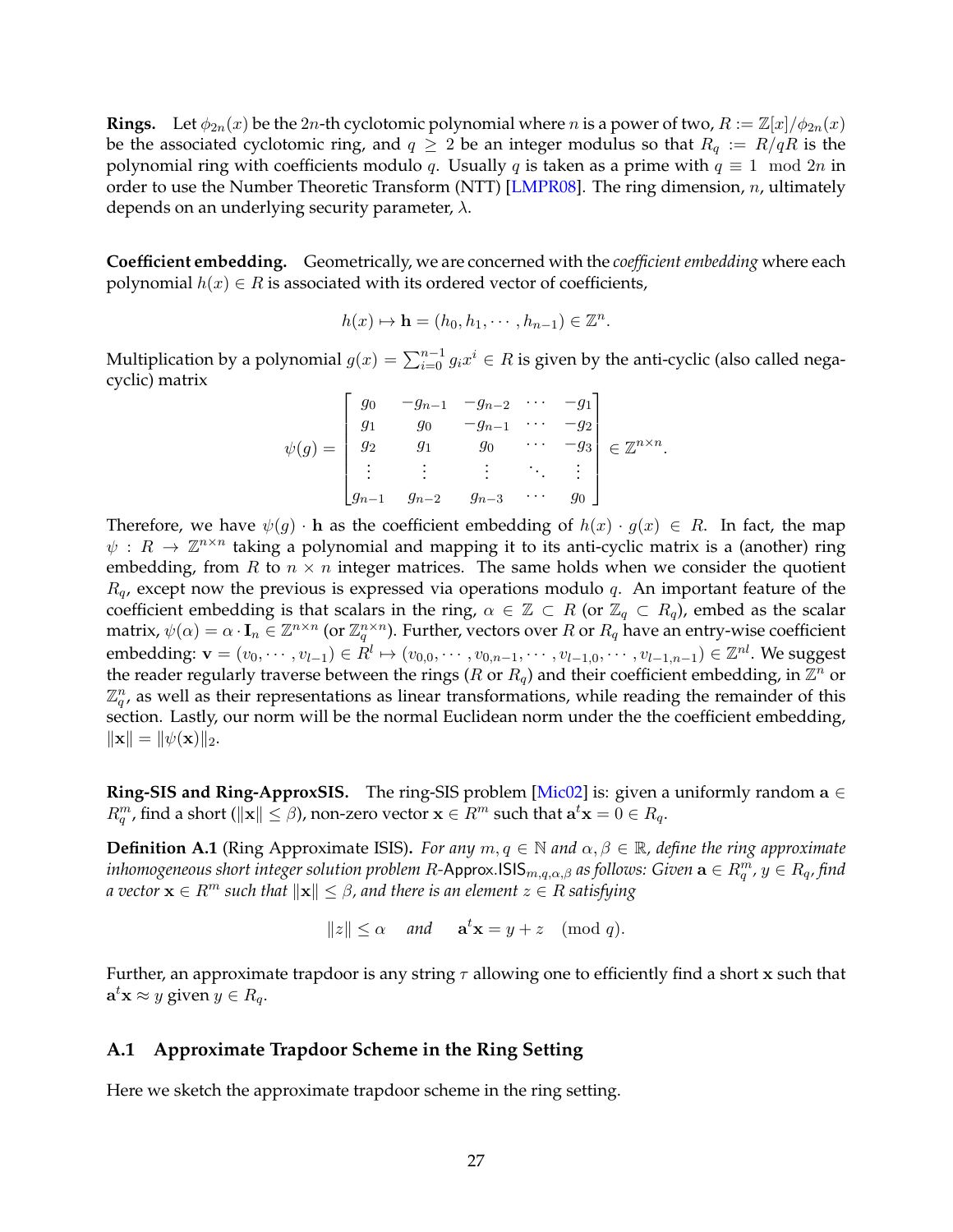**Rings.** Let $\phi_{2n}(x)$ be the $2n$-th cyclotomic polynomial where $n$ is a power of two, $R := \mathbb{Z}[x]/\phi_{2n}(x)$ be the associated cyclotomic ring, and $q \geq 2$ be an integer modulus so that $R_q := R/qR$ is the polynomial ring with coefficients modulo $q$. Usually $q$ is taken as a prime with $q \equiv 1 \mod 2n$ in order to use the Number Theoretic Transform (NTT) [LMPR08]. The ring dimension, $n$, ultimately depends on an underlying security parameter, $\lambda$.

**Coefficient embedding.** Geometrically, we are concerned with the *coefficient embedding* where each polynomial $h(x) \in R$ is associated with its ordered vector of coefficients,

$$h(x) \mapsto \mathbf{h} = (h_0, h_1, \cdots, h_{n-1}) \in \mathbb{Z}^n.$$

Multiplication by a polynomial $g(x) = \sum_{i=0}^{n-1} g_i x^i \in R$ is given by the anti-cyclic (also called negacyclic) matrix

$$\psi(g) = \begin{bmatrix} g_0 & -g_{n-1} & -g_{n-2} & \cdots & -g_1 \\ g_1 & g_0 & -g_{n-1} & \cdots & -g_2 \\ g_2 & g_1 & g_0 & \cdots & -g_3 \\ \vdots & \vdots & \vdots & \ddots & \vdots \\ g_{n-1} & g_{n-2} & g_{n-3} & \cdots & g_0 \end{bmatrix} \in \mathbb{Z}^{n\times n}.$$

Therefore, we have $\psi(g) \cdot \mathbf{h}$ as the coefficient embedding of $h(x) \cdot g(x) \in R$. In fact, the map $\psi : R \to \mathbb{Z}^{n\times n}$ taking a polynomial and mapping it to its anti-cyclic matrix is a (another) ring embedding, from $R$ to $n \times n$ integer matrices. The same holds when we consider the quotient $R_q$, except now the previous is expressed via operations modulo $q$. An important feature of the coefficient embedding is that scalars in the ring, $\alpha \in \mathbb{Z} \subset R$ (or $\mathbb{Z}_q \subset R_q$), embed as the scalar matrix, $\psi(\alpha) = \alpha \cdot \mathbf{I}_n \in \mathbb{Z}^{n\times n}$ (or $\mathbb{Z}_q^{n\times n}$). Further, vectors over $R$ or $R_q$ have an entry-wise coefficient embedding: $\mathbf{v} = (v_0, \cdots, v_{l-1}) \in R^l \mapsto (v_{0,0}, \cdots, v_{0,n-1}, \cdots, v_{l-1,0}, \cdots, v_{l-1,n-1}) \in \mathbb{Z}^{nl}$. We suggest the reader regularly traverse between the rings ($R$ or $R_q$) and their coefficient embedding, in $\mathbb{Z}^n$ or $\mathbb{Z}_q^n$, as well as their representations as linear transformations, while reading the remainder of this section. Lastly, our norm will be the normal Euclidean norm under the the coefficient embedding, $\|\mathbf{x}\| = \|\psi(\mathbf{x})\|_2$.

**Ring-SIS and Ring-ApproxSIS.** The ring-SIS problem [Mic02] is: given a uniformly random $\mathbf{a} \in R_q^m$, find a short ($\|\mathbf{x}\| \leq \beta$), non-zero vector $\mathbf{x} \in R^m$ such that $\mathbf{a}^t\mathbf{x} = 0 \in R_q$.

**Definition A.1** (Ring Approximate ISIS). *For any $m, q \in \mathbb{N}$ and $\alpha, \beta \in \mathbb{R}$, define the ring approximate inhomogeneous short integer solution problem $R$-$\mathsf{Approx.ISIS}_{m,q,\alpha,\beta}$ as follows: Given $\mathbf{a} \in R_q^m$, $y \in R_q$, find a vector $\mathbf{x} \in R^m$ such that $\|\mathbf{x}\| \leq \beta$, and there is an element $z \in R$ satisfying*

$$\|z\| \leq \alpha \quad \text{and} \quad \mathbf{a}^t\mathbf{x} = y + z \pmod{q}.$$

Further, an approximate trapdoor is any string $\tau$ allowing one to efficiently find a short $\mathbf{x}$ such that $\mathbf{a}^t\mathbf{x} \approx y$ given $y \in R_q$.

### A.1 Approximate Trapdoor Scheme in the Ring Setting

Here we sketch the approximate trapdoor scheme in the ring setting.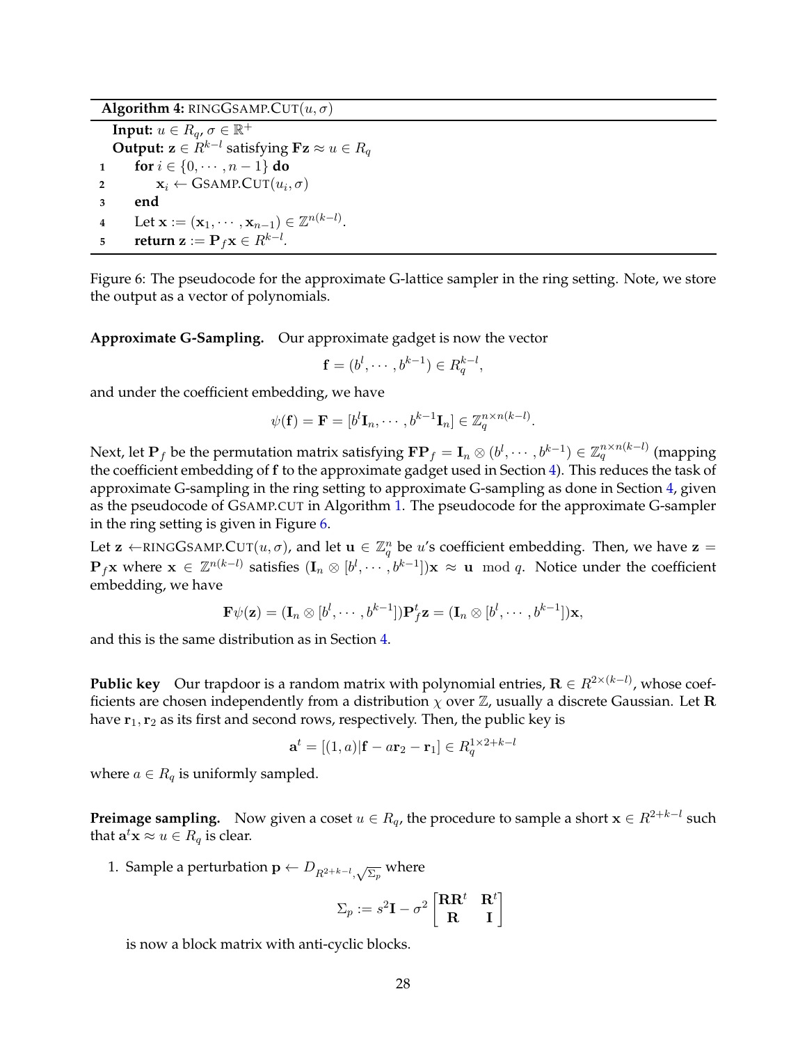**Algorithm 4:** RINGGSAMP.CUT($u, \sigma$)

```
    Input: u ∈ R_q, σ ∈ ℝ^+
    Output: z ∈ R^{k−l} satisfying Fz ≈ u ∈ R_q
1   for i ∈ {0, ··· , n − 1} do
2       x_i ← GSAMP.CUT(u_i, σ)
3   end
4   Let x := (x_1, ··· , x_{n−1}) ∈ ℤ^{n(k−l)}.
5   return z := P_f x ∈ R^{k−l}.
```

Figure 6: The pseudocode for the approximate G-lattice sampler in the ring setting. Note, we store the output as a vector of polynomials.

**Approximate G-Sampling.** Our approximate gadget is now the vector

$$\mathbf{f} = (b^l, \cdots, b^{k-1}) \in R_q^{k-l},$$

and under the coefficient embedding, we have

$$\psi(\mathbf{f}) = \mathbf{F} = [b^l \mathbf{I}_n, \cdots, b^{k-1}\mathbf{I}_n] \in \mathbb{Z}_q^{n \times n(k-l)}.$$

Next, let $\mathbf{P}_f$ be the permutation matrix satisfying $\mathbf{F}\mathbf{P}_f = \mathbf{I}_n \otimes (b^l, \cdots, b^{k-1}) \in \mathbb{Z}_q^{n \times n(k-l)}$ (mapping the coefficient embedding of $\mathbf{f}$ to the approximate gadget used in Section 4). This reduces the task of approximate G-sampling in the ring setting to approximate G-sampling as done in Section 4, given as the pseudocode of GSAMP.CUT in Algorithm 1. The pseudocode for the approximate G-sampler in the ring setting is given in Figure 6.

Let $\mathbf{z} \leftarrow$RINGGSAMP.CUT$(u, \sigma)$, and let $\mathbf{u} \in \mathbb{Z}_q^n$ be $u$'s coefficient embedding. Then, we have $\mathbf{z} = \mathbf{P}_f \mathbf{x}$ where $\mathbf{x} \in \mathbb{Z}^{n(k-l)}$ satisfies $(\mathbf{I}_n \otimes [b^l, \cdots, b^{k-1}])\mathbf{x} \approx \mathbf{u} \mod q$. Notice under the coefficient embedding, we have

$$\mathbf{F}\psi(\mathbf{z}) = (\mathbf{I}_n \otimes [b^l, \cdots, b^{k-1}])\mathbf{P}_f^t \mathbf{z} = (\mathbf{I}_n \otimes [b^l, \cdots, b^{k-1}])\mathbf{x},$$

and this is the same distribution as in Section 4.

**Public key** Our trapdoor is a random matrix with polynomial entries, $\mathbf{R} \in R^{2\times(k-l)}$, whose coefficients are chosen independently from a distribution $\chi$ over $\mathbb{Z}$, usually a discrete Gaussian. Let $\mathbf{R}$ have $\mathbf{r}_1, \mathbf{r}_2$ as its first and second rows, respectively. Then, the public key is

$$\mathbf{a}^t = [(1, a)|\mathbf{f} - a\mathbf{r}_2 - \mathbf{r}_1] \in R_q^{1\times 2+k-l}$$

where $a \in R_q$ is uniformly sampled.

**Preimage sampling.** Now given a coset $u \in R_q$, the procedure to sample a short $\mathbf{x} \in R^{2+k-l}$ such that $\mathbf{a}^t\mathbf{x} \approx u \in R_q$ is clear.

1. Sample a perturbation $\mathbf{p} \leftarrow D_{R^{2+k-l}, \sqrt{\Sigma_p}}$ where

$$\Sigma_p := s^2\mathbf{I} - \sigma^2 \begin{bmatrix} \mathbf{R}\mathbf{R}^t & \mathbf{R}^t \\ \mathbf{R} & \mathbf{I} \end{bmatrix}$$

   is now a block matrix with anti-cyclic blocks.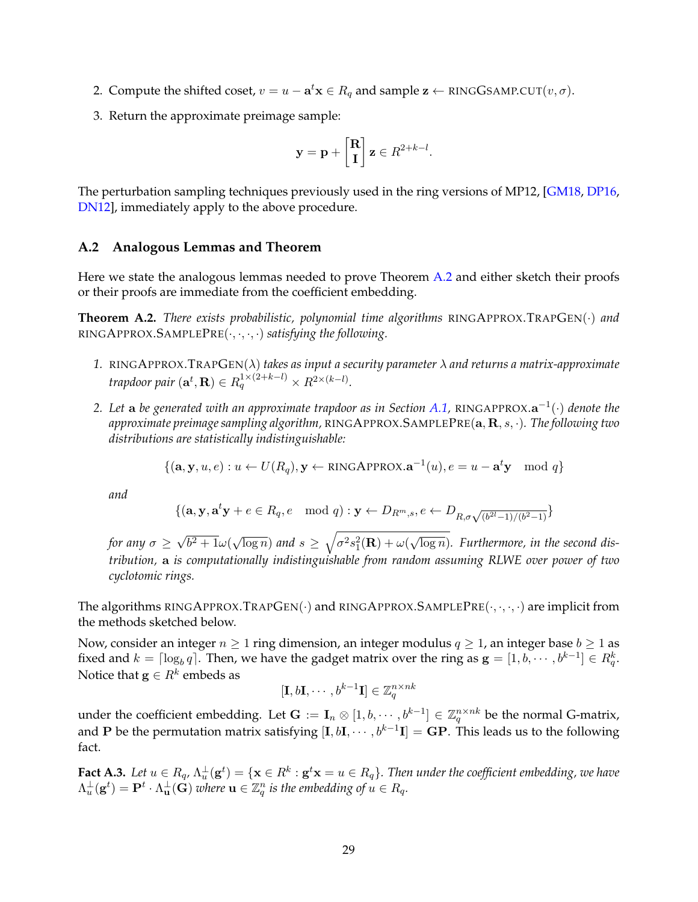2. Compute the shifted coset, $v = u - \mathbf{a}^t\mathbf{x} \in R_q$ and sample $\mathbf{z} \leftarrow$ RINGGSAMP.CUT$(v, \sigma)$.

3. Return the approximate preimage sample:

$$\mathbf{y} = \mathbf{p} + \begin{bmatrix} \mathbf{R} \\ \mathbf{I} \end{bmatrix} \mathbf{z} \in R^{2+k-l}.$$

The perturbation sampling techniques previously used in the ring versions of MP12, [GM18, DP16, DN12], immediately apply to the above procedure.

### A.2 Analogous Lemmas and Theorem

Here we state the analogous lemmas needed to prove Theorem A.2 and either sketch their proofs or their proofs are immediate from the coefficient embedding.

**Theorem A.2.** *There exists probabilistic, polynomial time algorithms* RINGAPPROX.TRAPGEN$(\cdot)$ *and* RINGAPPROX.SAMPLEPRE$(\cdot,\cdot,\cdot,\cdot)$ *satisfying the following.*

1. RINGAPPROX.TRAPGEN$(\lambda)$ *takes as input a security parameter $\lambda$ and returns a matrix-approximate trapdoor pair $(\mathbf{a}^t, \mathbf{R}) \in R_q^{1\times(2+k-l)} \times R^{2\times(k-l)}$.*

2. *Let $\mathbf{a}$ be generated with an approximate trapdoor as in Section A.1,* RINGAPPROX.$\mathbf{a}^{-1}(\cdot)$ *denote the approximate preimage sampling algorithm,* RINGAPPROX.SAMPLEPRE$(\mathbf{a}, \mathbf{R}, s, \cdot)$*. The following two distributions are statistically indistinguishable:*

$$\{(\mathbf{a}, \mathbf{y}, u, e) : u \leftarrow U(R_q), \mathbf{y} \leftarrow \text{RINGAPPROX.}\mathbf{a}^{-1}(u), e = u - \mathbf{a}^t\mathbf{y} \mod q\}$$

*and*

$$\{(\mathbf{a}, \mathbf{y}, \mathbf{a}^t\mathbf{y} + e \in R_q, e \mod q) : \mathbf{y} \leftarrow D_{R^m, s}, e \leftarrow D_{R, \sigma\sqrt{(b^{2l}-1)/(b^2-1)}}\}$$

*for any $\sigma \geq \sqrt{b^2+1}\,\omega(\sqrt{\log n})$ and $s \geq \sqrt{\sigma^2 s_1^2(\mathbf{R}) + \omega(\sqrt{\log n})}$. Furthermore, in the second distribution, $\mathbf{a}$ is computationally indistinguishable from random assuming RLWE over power of two cyclotomic rings.*

The algorithms RINGAPPROX.TRAPGEN$(\cdot)$ and RINGAPPROX.SAMPLEPRE$(\cdot,\cdot,\cdot,\cdot)$ are implicit from the methods sketched below.

Now, consider an integer $n \geq 1$ ring dimension, an integer modulus $q \geq 1$, an integer base $b \geq 1$ as fixed and $k = \lceil \log_b q \rceil$. Then, we have the gadget matrix over the ring as $\mathbf{g} = [1, b, \cdots, b^{k-1}] \in R_q^k$. Notice that $\mathbf{g} \in R^k$ embeds as

$$[\mathbf{I}, b\mathbf{I}, \cdots, b^{k-1}\mathbf{I}] \in \mathbb{Z}_q^{n\times nk}$$

under the coefficient embedding. Let $\mathbf{G} := \mathbf{I}_n \otimes [1, b, \cdots, b^{k-1}] \in \mathbb{Z}_q^{n\times nk}$ be the normal G-matrix, and $\mathbf{P}$ be the permutation matrix satisfying $[\mathbf{I}, b\mathbf{I}, \cdots, b^{k-1}\mathbf{I}] = \mathbf{GP}$. This leads us to the following fact.

**Fact A.3.** *Let $u \in R_q$, $\Lambda_u^\perp(\mathbf{g}^t) = \{\mathbf{x} \in R^k : \mathbf{g}^t\mathbf{x} = u \in R_q\}$. Then under the coefficient embedding, we have $\Lambda_u^\perp(\mathbf{g}^t) = \mathbf{P}^t \cdot \Lambda_{\mathbf{u}}^\perp(\mathbf{G})$ where $\mathbf{u} \in \mathbb{Z}_q^n$ is the embedding of $u \in R_q$.*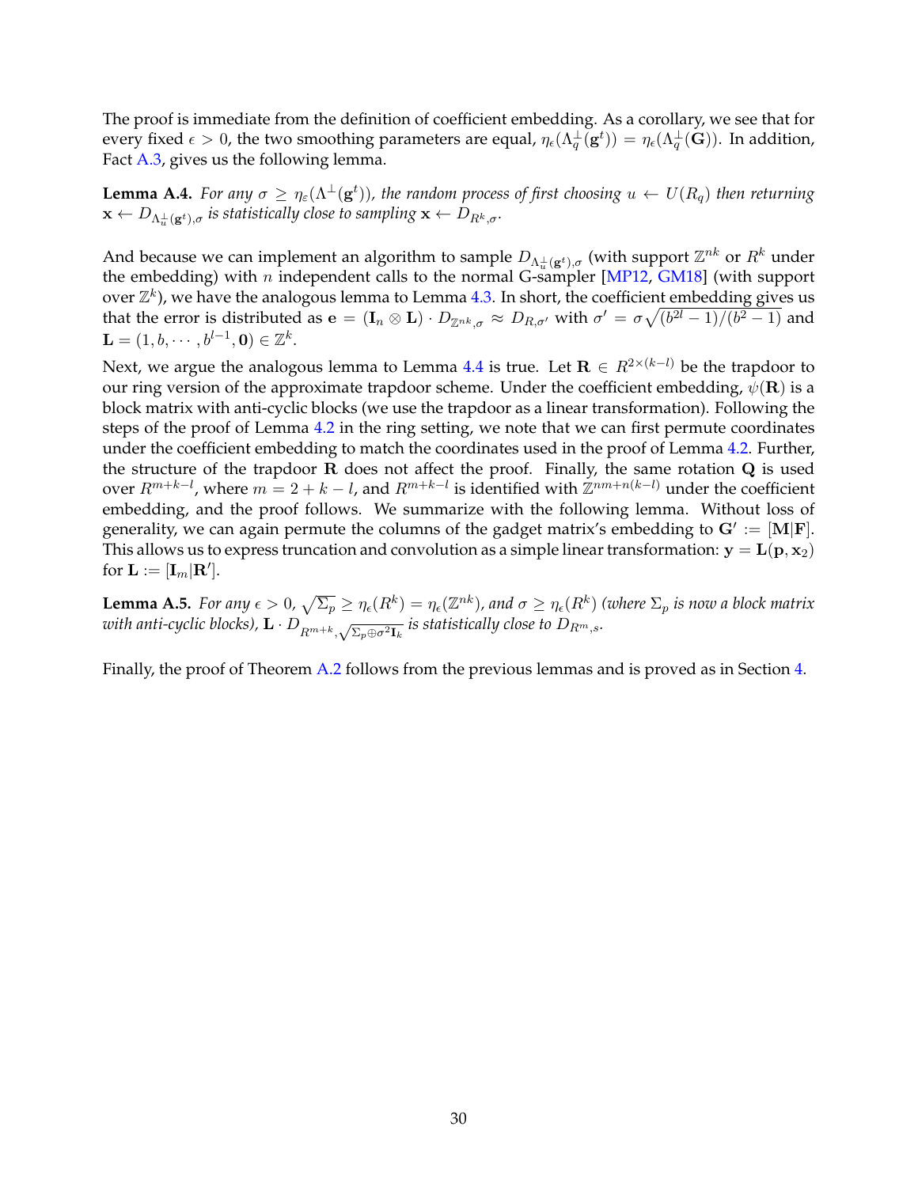The proof is immediate from the definition of coefficient embedding. As a corollary, we see that for every fixed $\epsilon > 0$, the two smoothing parameters are equal, $\eta_\epsilon(\Lambda_q^\perp(\mathbf{g}^t)) = \eta_\epsilon(\Lambda_q^\perp(\mathbf{G}))$. In addition, Fact A.3, gives us the following lemma.

**Lemma A.4.** *For any $\sigma \geq \eta_\varepsilon(\Lambda^\perp(\mathbf{g}^t))$, the random process of first choosing $u \leftarrow U(R_q)$ then returning $\mathbf{x} \leftarrow D_{\Lambda_u^\perp(\mathbf{g}^t),\sigma}$ is statistically close to sampling $\mathbf{x} \leftarrow D_{R^k,\sigma}$.*

And because we can implement an algorithm to sample $D_{\Lambda_u^\perp(\mathbf{g}^t),\sigma}$ (with support $\mathbb{Z}^{nk}$ or $R^k$ under the embedding) with $n$ independent calls to the normal G-sampler [MP12, GM18] (with support over $\mathbb{Z}^k$), we have the analogous lemma to Lemma 4.3. In short, the coefficient embedding gives us that the error is distributed as $\mathbf{e} = (\mathbf{I}_n \otimes \mathbf{L}) \cdot D_{\mathbb{Z}^{nk},\sigma} \approx D_{R,\sigma'}$ with $\sigma' = \sigma\sqrt{(b^{2l}-1)/(b^2-1)}$ and $\mathbf{L} = (1, b, \cdots, b^{l-1}, \mathbf{0}) \in \mathbb{Z}^k$.

Next, we argue the analogous lemma to Lemma 4.4 is true. Let $\mathbf{R} \in R^{2\times(k-l)}$ be the trapdoor to our ring version of the approximate trapdoor scheme. Under the coefficient embedding, $\psi(\mathbf{R})$ is a block matrix with anti-cyclic blocks (we use the trapdoor as a linear transformation). Following the steps of the proof of Lemma 4.2 in the ring setting, we note that we can first permute coordinates under the coefficient embedding to match the coordinates used in the proof of Lemma 4.2. Further, the structure of the trapdoor $\mathbf{R}$ does not affect the proof. Finally, the same rotation $\mathbf{Q}$ is used over $R^{m+k-l}$, where $m = 2 + k - l$, and $R^{m+k-l}$ is identified with $\mathbb{Z}^{nm+n(k-l)}$ under the coefficient embedding, and the proof follows. We summarize with the following lemma. Without loss of generality, we can again permute the columns of the gadget matrix's embedding to $\mathbf{G}' := [\mathbf{M}|\mathbf{F}]$. This allows us to express truncation and convolution as a simple linear transformation: $\mathbf{y} = \mathbf{L}(\mathbf{p}, \mathbf{x}_2)$ for $\mathbf{L} := [\mathbf{I}_m|\mathbf{R}']$.

**Lemma A.5.** *For any $\epsilon > 0$, $\sqrt{\Sigma_p} \geq \eta_\epsilon(R^k) = \eta_\epsilon(\mathbb{Z}^{nk})$, and $\sigma \geq \eta_\epsilon(R^k)$ (where $\Sigma_p$ is now a block matrix with anti-cyclic blocks), $\mathbf{L} \cdot D_{R^{m+k},\sqrt{\Sigma_p \oplus \sigma^2 \mathbf{I}_k}}$ is statistically close to $D_{R^m,s}$.*

Finally, the proof of Theorem A.2 follows from the previous lemmas and is proved as in Section 4.